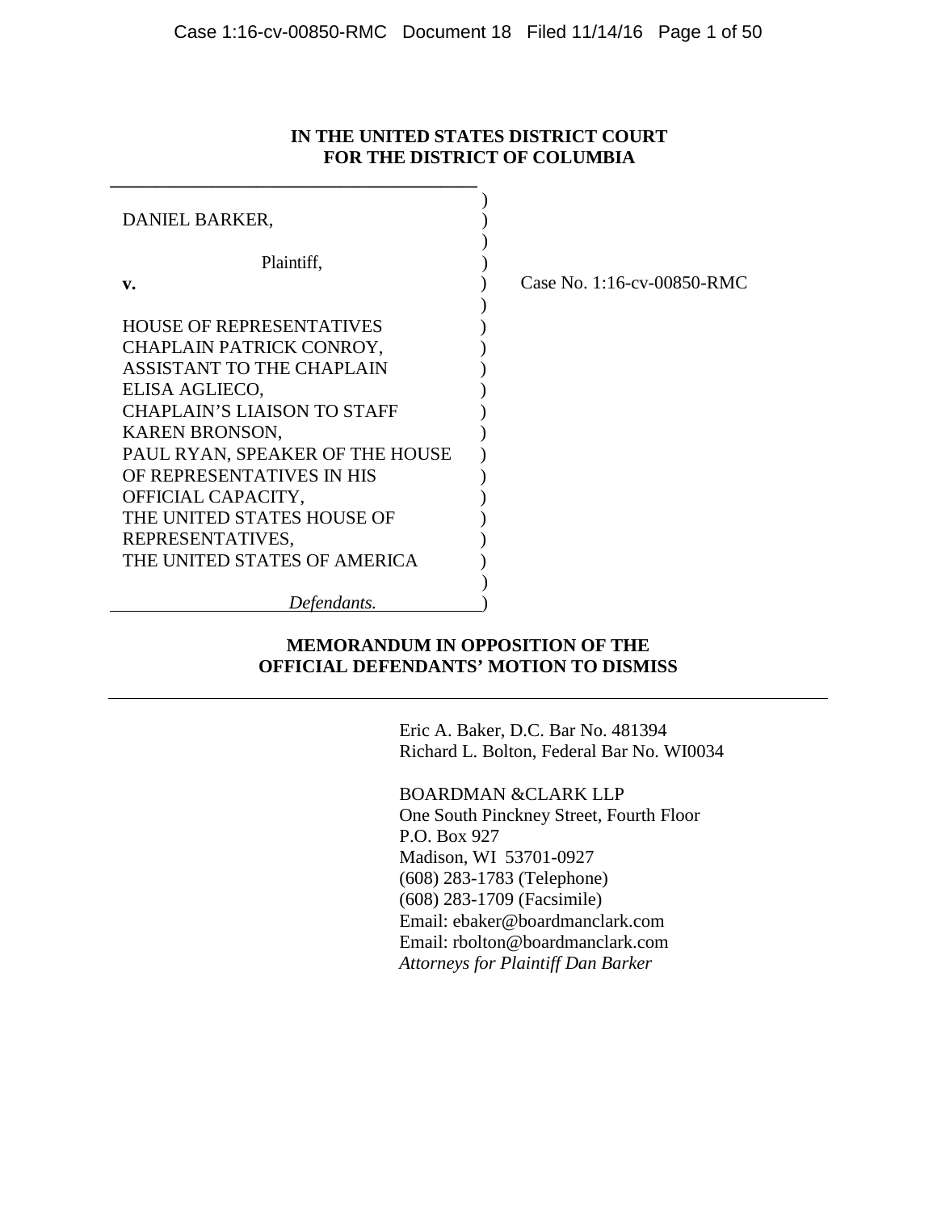**IN THE UNITED STATES DISTRICT COURT**
**FOR THE DISTRICT OF COLUMBIA**

| | |
|---|---|
| DANIEL BARKER,<br><br>Plaintiff,<br><br>**v.**<br><br>HOUSE OF REPRESENTATIVES CHAPLAIN PATRICK CONROY,<br>ASSISTANT TO THE CHAPLAIN ELISA AGLIECO,<br>CHAPLAIN'S LIAISON TO STAFF KAREN BRONSON,<br>PAUL RYAN, SPEAKER OF THE HOUSE OF REPRESENTATIVES IN HIS OFFICIAL CAPACITY,<br>THE UNITED STATES HOUSE OF REPRESENTATIVES,<br>THE UNITED STATES OF AMERICA<br><br>*Defendants.* | Case No. 1:16-cv-00850-RMC |

**MEMORANDUM IN OPPOSITION OF THE OFFICIAL DEFENDANTS' MOTION TO DISMISS**

---

Eric A. Baker, D.C. Bar No. 481394
Richard L. Bolton, Federal Bar No. WI0034

BOARDMAN &CLARK LLP
One South Pinckney Street, Fourth Floor
P.O. Box 927
Madison, WI 53701-0927
(608) 283-1783 (Telephone)
(608) 283-1709 (Facsimile)
Email: ebaker@boardmanclark.com
Email: rbolton@boardmanclark.com
*Attorneys for Plaintiff Dan Barker*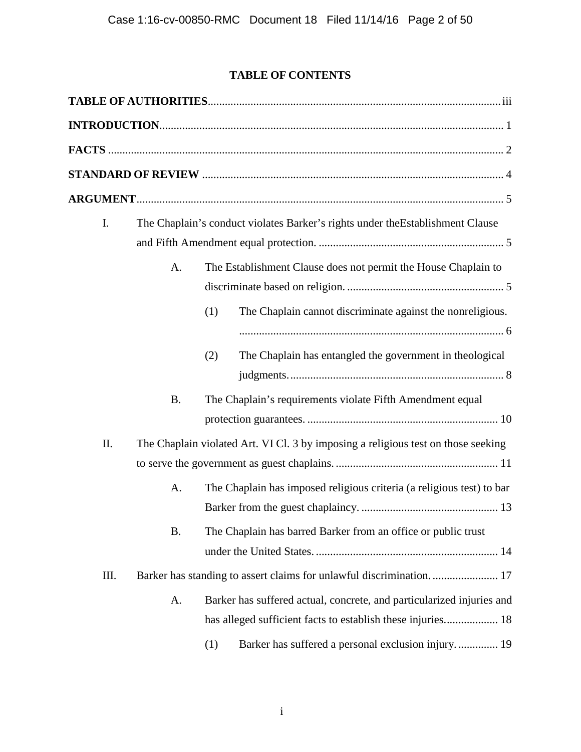# TABLE OF CONTENTS

**TABLE OF AUTHORITIES** ..... iii

**INTRODUCTION** ..... 1

**FACTS** ..... 2

**STANDARD OF REVIEW** ..... 4

**ARGUMENT** ..... 5

- I. The Chaplain's conduct violates Barker's rights under theEstablishment Clause and Fifth Amendment equal protection. ..... 5
  - A. The Establishment Clause does not permit the House Chaplain to discriminate based on religion. ..... 5
    - (1) The Chaplain cannot discriminate against the nonreligious. ..... 6
    - (2) The Chaplain has entangled the government in theological judgments. ..... 8
  - B. The Chaplain's requirements violate Fifth Amendment equal protection guarantees. ..... 10
- II. The Chaplain violated Art. VI Cl. 3 by imposing a religious test on those seeking to serve the government as guest chaplains. ..... 11
  - A. The Chaplain has imposed religious criteria (a religious test) to bar Barker from the guest chaplaincy. ..... 13
  - B. The Chaplain has barred Barker from an office or public trust under the United States. ..... 14
- III. Barker has standing to assert claims for unlawful discrimination. ..... 17
  - A. Barker has suffered actual, concrete, and particularized injuries and has alleged sufficient facts to establish these injuries. ..... 18
    - (1) Barker has suffered a personal exclusion injury. ..... 19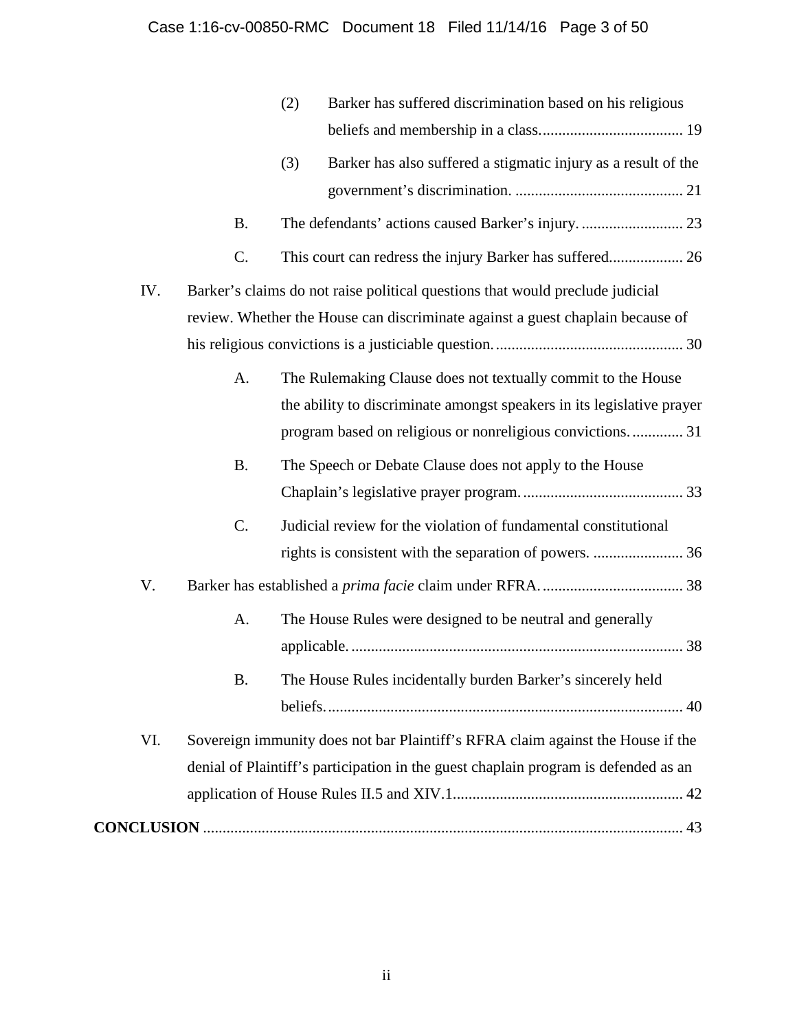(2) Barker has suffered discrimination based on his religious beliefs and membership in a class.................................... 19

(3) Barker has also suffered a stigmatic injury as a result of the government's discrimination. .......................................... 21

B. The defendants' actions caused Barker's injury. .......................... 23

C. This court can redress the injury Barker has suffered.................. 26

IV. Barker's claims do not raise political questions that would preclude judicial review. Whether the House can discriminate against a guest chaplain because of his religious convictions is a justiciable question................................................ 30

A. The Rulemaking Clause does not textually commit to the House the ability to discriminate amongst speakers in its legislative prayer program based on religious or nonreligious convictions............. 31

B. The Speech or Debate Clause does not apply to the House Chaplain's legislative prayer program......................................... 33

C. Judicial review for the violation of fundamental constitutional rights is consistent with the separation of powers. ....................... 36

V. Barker has established a *prima facie* claim under RFRA.................................... 38

A. The House Rules were designed to be neutral and generally applicable.................................................................................... 38

B. The House Rules incidentally burden Barker's sincerely held beliefs........................................................................................... 40

VI. Sovereign immunity does not bar Plaintiff's RFRA claim against the House if the denial of Plaintiff's participation in the guest chaplain program is defended as an application of House Rules II.5 and XIV.1........................................................... 42

**CONCLUSION** .......................................................................................................... 43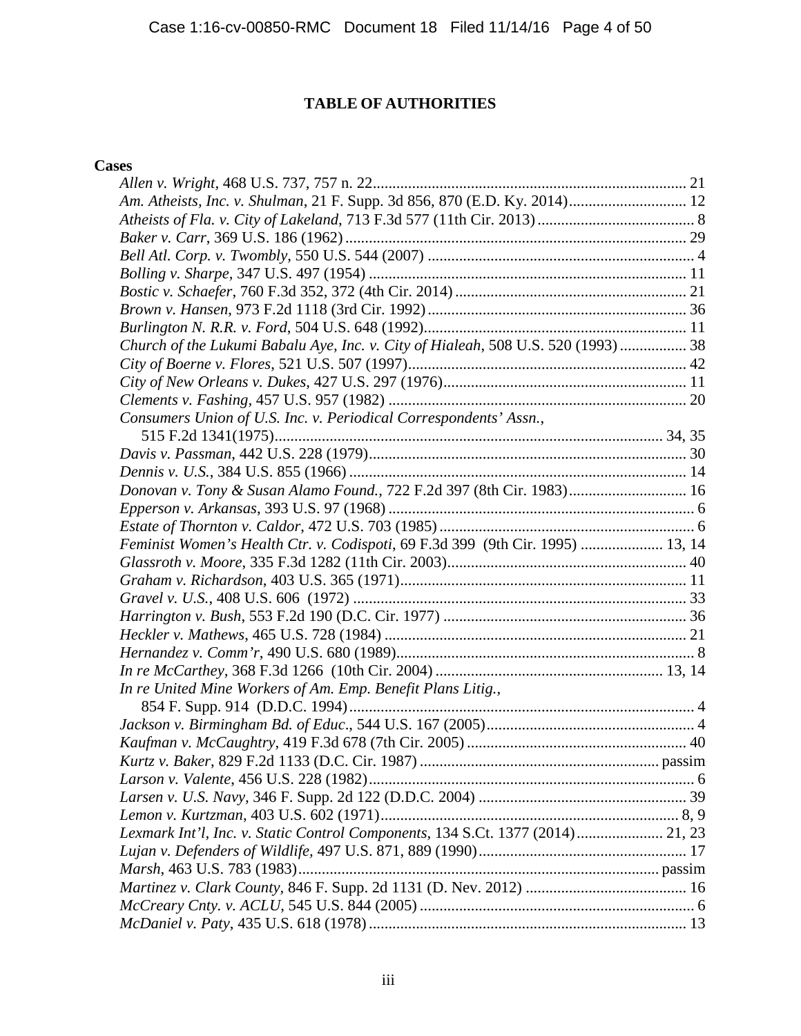# TABLE OF AUTHORITIES

**Cases**

*Allen v. Wright*, 468 U.S. 737, 757 n. 22 ... 21
*Am. Atheists, Inc. v. Shulman*, 21 F. Supp. 3d 856, 870 (E.D. Ky. 2014) ... 12
*Atheists of Fla. v. City of Lakeland*, 713 F.3d 577 (11th Cir. 2013) ... 8
*Baker v. Carr*, 369 U.S. 186 (1962) ... 29
*Bell Atl. Corp. v. Twombly*, 550 U.S. 544 (2007) ... 4
*Bolling v. Sharpe*, 347 U.S. 497 (1954) ... 11
*Bostic v. Schaefer*, 760 F.3d 352, 372 (4th Cir. 2014) ... 21
*Brown v. Hansen*, 973 F.2d 1118 (3rd Cir. 1992) ... 36
*Burlington N. R.R. v. Ford*, 504 U.S. 648 (1992) ... 11
*Church of the Lukumi Babalu Aye, Inc. v. City of Hialeah*, 508 U.S. 520 (1993) ... 38
*City of Boerne v. Flores*, 521 U.S. 507 (1997) ... 42
*City of New Orleans v. Dukes*, 427 U.S. 297 (1976) ... 11
*Clements v. Fashing*, 457 U.S. 957 (1982) ... 20
*Consumers Union of U.S. Inc. v. Periodical Correspondents' Assn.*, 515 F.2d 1341(1975) ... 34, 35
*Davis v. Passman*, 442 U.S. 228 (1979) ... 30
*Dennis v. U.S.*, 384 U.S. 855 (1966) ... 14
*Donovan v. Tony & Susan Alamo Found.*, 722 F.2d 397 (8th Cir. 1983) ... 16
*Epperson v. Arkansas*, 393 U.S. 97 (1968) ... 6
*Estate of Thornton v. Caldor*, 472 U.S. 703 (1985) ... 6
*Feminist Women's Health Ctr. v. Codispoti*, 69 F.3d 399 (9th Cir. 1995) ... 13, 14
*Glassroth v. Moore*, 335 F.3d 1282 (11th Cir. 2003) ... 40
*Graham v. Richardson*, 403 U.S. 365 (1971) ... 11
*Gravel v. U.S.*, 408 U.S. 606 (1972) ... 33
*Harrington v. Bush*, 553 F.2d 190 (D.C. Cir. 1977) ... 36
*Heckler v. Mathews*, 465 U.S. 728 (1984) ... 21
*Hernandez v. Comm'r*, 490 U.S. 680 (1989) ... 8
*In re McCarthey*, 368 F.3d 1266 (10th Cir. 2004) ... 13, 14
*In re United Mine Workers of Am. Emp. Benefit Plans Litig.*, 854 F. Supp. 914 (D.D.C. 1994) ... 4
*Jackson v. Birmingham Bd. of Educ*., 544 U.S. 167 (2005) ... 4
*Kaufman v. McCaughtry*, 419 F.3d 678 (7th Cir. 2005) ... 40
*Kurtz v. Baker*, 829 F.2d 1133 (D.C. Cir. 1987) ... passim
*Larson v. Valente*, 456 U.S. 228 (1982) ... 6
*Larsen v. U.S. Navy*, 346 F. Supp. 2d 122 (D.D.C. 2004) ... 39
*Lemon v. Kurtzman*, 403 U.S. 602 (1971) ... 8, 9
*Lexmark Int'l, Inc. v. Static Control Components*, 134 S.Ct. 1377 (2014) ... 21, 23
*Lujan v. Defenders of Wildlife*, 497 U.S. 871, 889 (1990) ... 17
*Marsh*, 463 U.S. 783 (1983) ... passim
*Martinez v. Clark County*, 846 F. Supp. 2d 1131 (D. Nev. 2012) ... 16
*McCreary Cnty. v. ACLU*, 545 U.S. 844 (2005) ... 6
*McDaniel v. Paty*, 435 U.S. 618 (1978) ... 13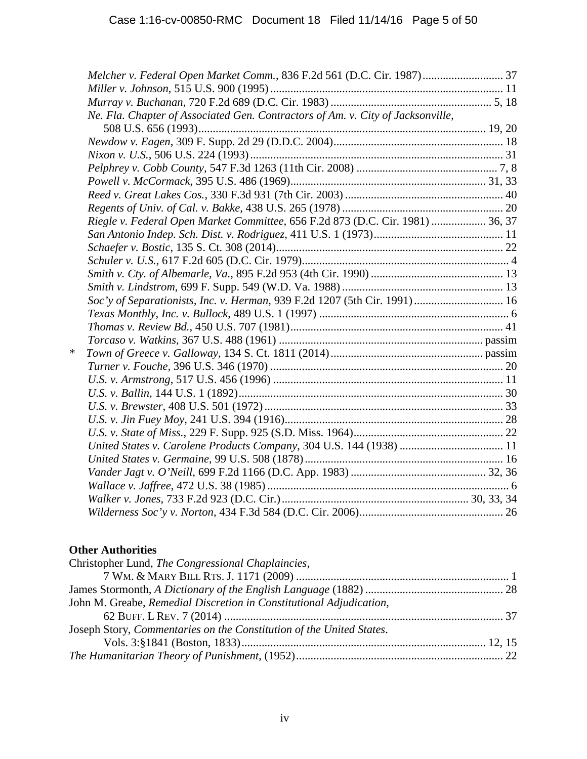*Melcher v. Federal Open Market Comm.*, 836 F.2d 561 (D.C. Cir. 1987) ........................... 37
*Miller v. Johnson*, 515 U.S. 900 (1995) ............................................................................... 11
*Murray v. Buchanan*, 720 F.2d 689 (D.C. Cir. 1983) ........................................................ 5, 18
*Ne. Fla. Chapter of Associated Gen. Contractors of Am. v. City of Jacksonville*, 508 U.S. 656 (1993).................................................................................................. 19, 20
*Newdow v. Eagen*, 309 F. Supp. 2d 29 (D.D.C. 2004).......................................................... 18
*Nixon v. U.S.*, 506 U.S. 224 (1993)...................................................................................... 31
*Pelphrey v. Cobb County*, 547 F.3d 1263 (11th Cir. 2008) ................................................ 7, 8
*Powell v. McCormack*, 395 U.S. 486 (1969)................................................................... 31, 33
*Reed v. Great Lakes Cos.*, 330 F.3d 931 (7th Cir. 2003) ...................................................... 40
*Regents of Univ. of Cal. v. Bakke*, 438 U.S. 265 (1978) ........................................................ 20
*Riegle v. Federal Open Market Committee*, 656 F.2d 873 (D.C. Cir. 1981) .................. 36, 37
*San Antonio Indep. Sch. Dist. v. Rodriguez*, 411 U.S. 1 (1973)............................................ 11
*Schaefer v. Bostic*, 135 S. Ct. 308 (2014).............................................................................. 22
*Schuler v. U.S.*, 617 F.2d 605 (D.C. Cir. 1979)....................................................................... 4
*Smith v. Cty. of Albemarle, Va.*, 895 F.2d 953 (4th Cir. 1990) ............................................. 13
*Smith v. Lindstrom*, 699 F. Supp. 549 (W.D. Va. 1988) ........................................................ 13
*Soc'y of Separationists, Inc. v. Herman*, 939 F.2d 1207 (5th Cir. 1991).............................. 16
*Texas Monthly, Inc. v. Bullock*, 489 U.S. 1 (1997) ................................................................. 6
*Thomas v. Review Bd.*, 450 U.S. 707 (1981)......................................................................... 41
*Torcaso v. Watkins*, 367 U.S. 488 (1961) ...................................................................... passim
\* *Town of Greece v. Galloway*, 134 S. Ct. 1811 (2014)..................................................... passim
*Turner v. Fouche*, 396 U.S. 346 (1970) ................................................................................ 20
*U.S. v. Armstrong*, 517 U.S. 456 (1996) ............................................................................... 11
*U.S. v. Ballin*, 144 U.S. 1 (1892)........................................................................................... 30
*U.S. v. Brewster*, 408 U.S. 501 (1972).................................................................................. 33
*U.S. v. Jin Fuey Moy*, 241 U.S. 394 (1916)........................................................................... 28
*U.S. v. State of Miss.*, 229 F. Supp. 925 (S.D. Miss. 1964)................................................... 22
*United States v. Carolene Products Company*, 304 U.S. 144 (1938) .................................... 11
*United States v. Germaine*, 99 U.S. 508 (1878).................................................................... 16
*Vander Jagt v. O'Neill*, 699 F.2d 1166 (D.C. App. 1983) ............................................... 32, 36
*Wallace v. Jaffree*, 472 U.S. 38 (1985) .................................................................................... 6
*Walker v. Jones*, 733 F.2d 923 (D.C. Cir.)................................................................ 30, 33, 34
*Wilderness Soc'y v. Norton*, 434 F.3d 584 (D.C. Cir. 2006)................................................. 26

**Other Authorities**

Christopher Lund, *The Congressional Chaplaincies*, 7 WM. & MARY BILL RTS. J. 1171 (2009) ......................................................................... 1
James Stormonth, *A Dictionary of the English Language* (1882) ............................................... 28
John M. Greabe, *Remedial Discretion in Constitutional Adjudication*, 62 BUFF. L REV. 7 (2014) ............................................................................................... 37
Joseph Story, *Commentaries on the Constitution of the United States*. Vols. 3:§1841 (Boston, 1833).................................................................................... 12, 15
*The Humanitarian Theory of Punishment*, (1952)....................................................................... 22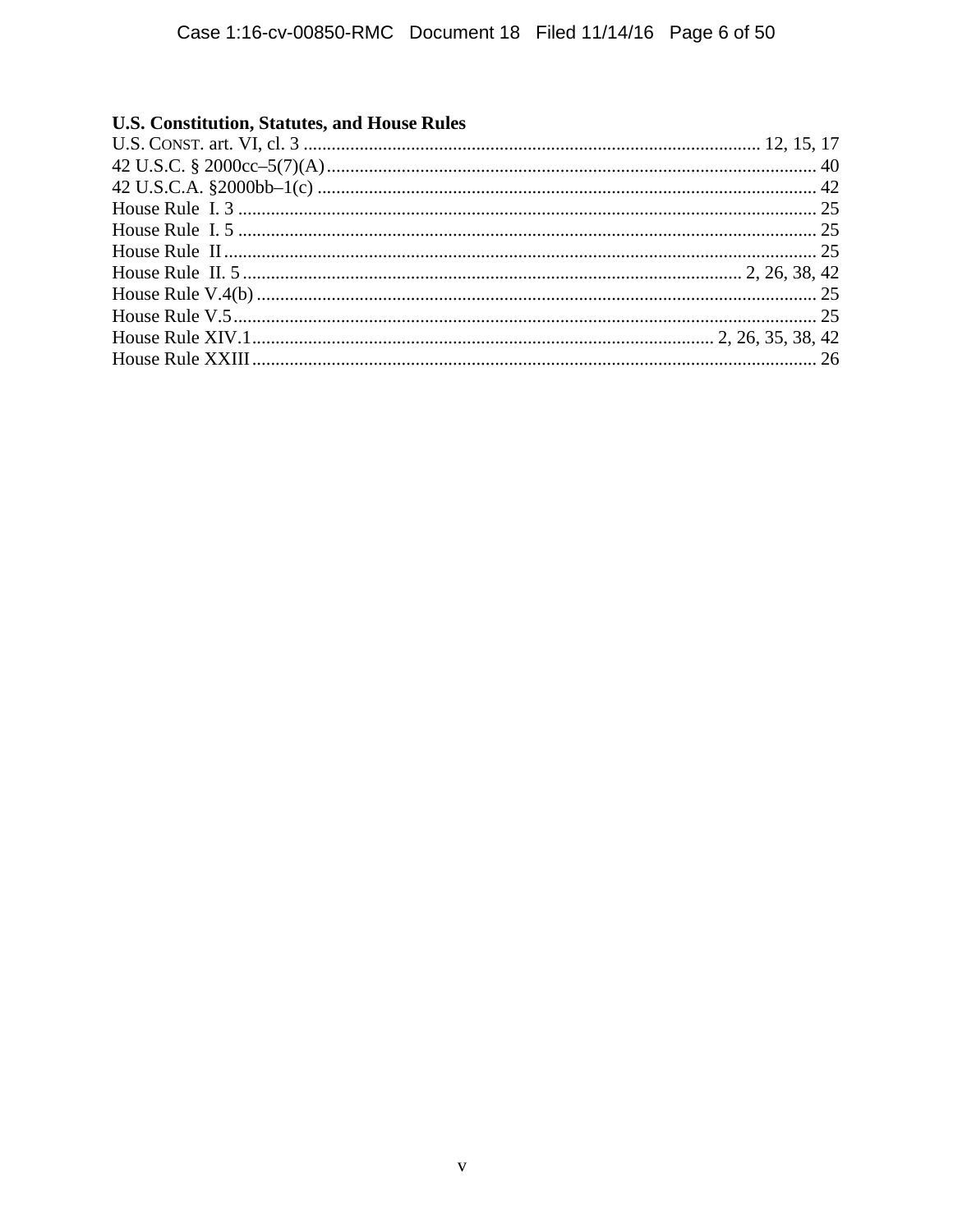**U.S. Constitution, Statutes, and House Rules**

U.S. CONST. art. VI, cl. 3 .......... 12, 15, 17
42 U.S.C. § 2000cc–5(7)(A) .......... 40
42 U.S.C.A. §2000bb–1(c) .......... 42
House Rule I. 3 .......... 25
House Rule I. 5 .......... 25
House Rule II .......... 25
House Rule II. 5 .......... 2, 26, 38, 42
House Rule V.4(b) .......... 25
House Rule V.5 .......... 25
House Rule XIV.1 .......... 2, 26, 35, 38, 42
House Rule XXIII .......... 26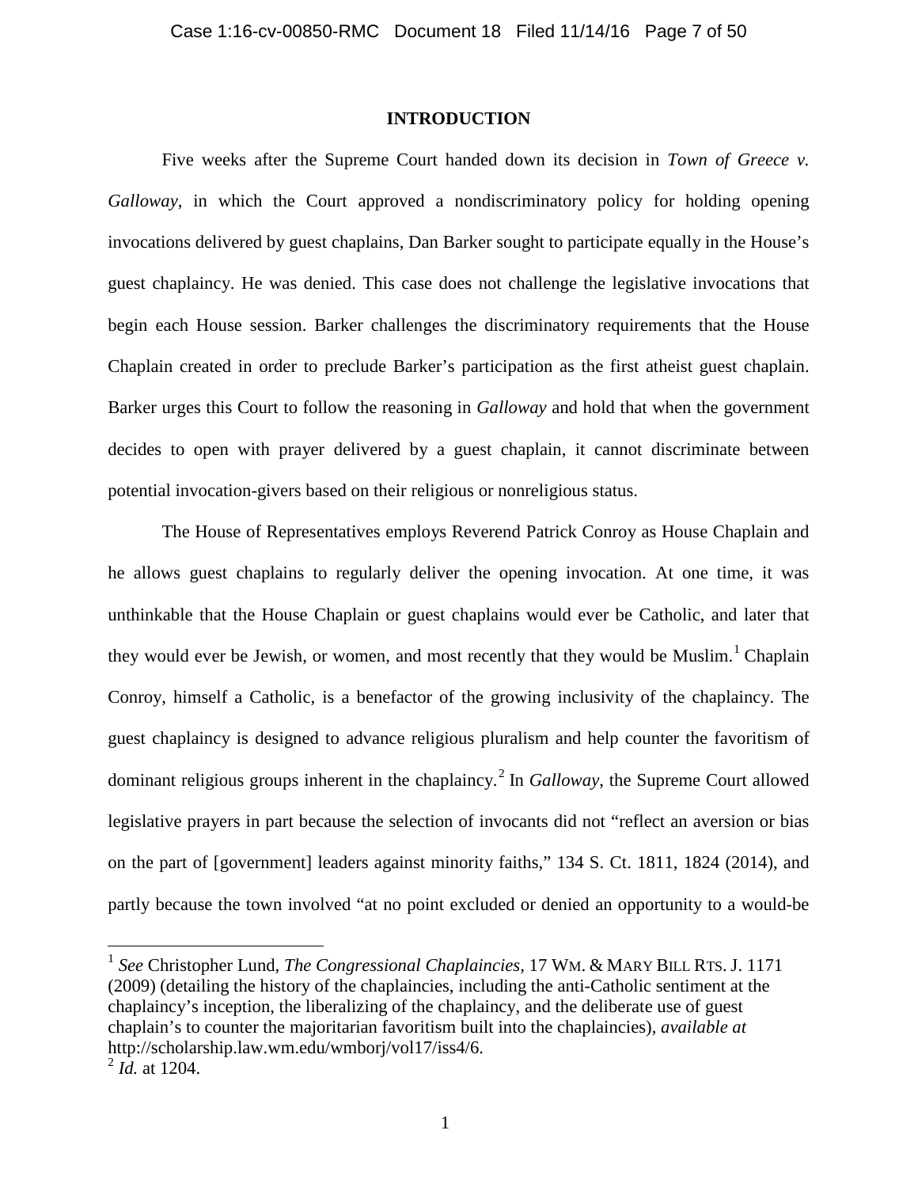# INTRODUCTION

Five weeks after the Supreme Court handed down its decision in *Town of Greece v. Galloway*, in which the Court approved a nondiscriminatory policy for holding opening invocations delivered by guest chaplains, Dan Barker sought to participate equally in the House's guest chaplaincy. He was denied. This case does not challenge the legislative invocations that begin each House session. Barker challenges the discriminatory requirements that the House Chaplain created in order to preclude Barker's participation as the first atheist guest chaplain. Barker urges this Court to follow the reasoning in *Galloway* and hold that when the government decides to open with prayer delivered by a guest chaplain, it cannot discriminate between potential invocation-givers based on their religious or nonreligious status.

The House of Representatives employs Reverend Patrick Conroy as House Chaplain and he allows guest chaplains to regularly deliver the opening invocation. At one time, it was unthinkable that the House Chaplain or guest chaplains would ever be Catholic, and later that they would ever be Jewish, or women, and most recently that they would be Muslim.[1] Chaplain Conroy, himself a Catholic, is a benefactor of the growing inclusivity of the chaplaincy. The guest chaplaincy is designed to advance religious pluralism and help counter the favoritism of dominant religious groups inherent in the chaplaincy.[2] In *Galloway*, the Supreme Court allowed legislative prayers in part because the selection of invocants did not "reflect an aversion or bias on the part of [government] leaders against minority faiths," 134 S. Ct. 1811, 1824 (2014), and partly because the town involved "at no point excluded or denied an opportunity to a would-be

[1] *See* Christopher Lund, *The Congressional Chaplaincies*, 17 WM. & MARY BILL RTS. J. 1171 (2009) (detailing the history of the chaplaincies, including the anti-Catholic sentiment at the chaplaincy's inception, the liberalizing of the chaplaincy, and the deliberate use of guest chaplain's to counter the majoritarian favoritism built into the chaplaincies), *available at* http://scholarship.law.wm.edu/wborj/vol17/iss4/6.

[2] *Id.* at 1204.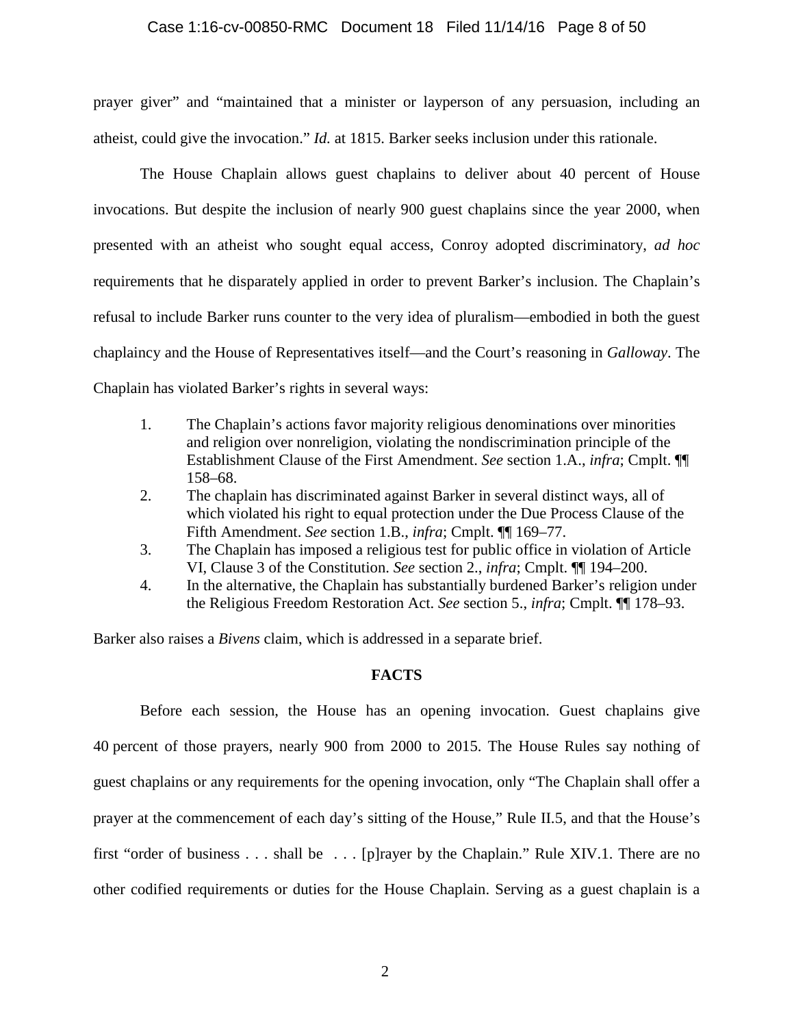prayer giver" and "maintained that a minister or layperson of any persuasion, including an atheist, could give the invocation." *Id.* at 1815. Barker seeks inclusion under this rationale.

The House Chaplain allows guest chaplains to deliver about 40 percent of House invocations. But despite the inclusion of nearly 900 guest chaplains since the year 2000, when presented with an atheist who sought equal access, Conroy adopted discriminatory, *ad hoc* requirements that he disparately applied in order to prevent Barker's inclusion. The Chaplain's refusal to include Barker runs counter to the very idea of pluralism—embodied in both the guest chaplaincy and the House of Representatives itself—and the Court's reasoning in *Galloway*. The Chaplain has violated Barker's rights in several ways:

1. The Chaplain's actions favor majority religious denominations over minorities and religion over nonreligion, violating the nondiscrimination principle of the Establishment Clause of the First Amendment. *See* section 1.A., *infra*; Cmplt. ¶¶ 158–68.
2. The chaplain has discriminated against Barker in several distinct ways, all of which violated his right to equal protection under the Due Process Clause of the Fifth Amendment. *See* section 1.B., *infra*; Cmplt. ¶¶ 169–77.
3. The Chaplain has imposed a religious test for public office in violation of Article VI, Clause 3 of the Constitution. *See* section 2., *infra*; Cmplt. ¶¶ 194–200.
4. In the alternative, the Chaplain has substantially burdened Barker's religion under the Religious Freedom Restoration Act. *See* section 5., *infra*; Cmplt. ¶¶ 178–93.

Barker also raises a *Bivens* claim, which is addressed in a separate brief.

## FACTS

Before each session, the House has an opening invocation. Guest chaplains give 40 percent of those prayers, nearly 900 from 2000 to 2015. The House Rules say nothing of guest chaplains or any requirements for the opening invocation, only "The Chaplain shall offer a prayer at the commencement of each day's sitting of the House," Rule II.5, and that the House's first "order of business . . . shall be . . . [p]rayer by the Chaplain." Rule XIV.1. There are no other codified requirements or duties for the House Chaplain. Serving as a guest chaplain is a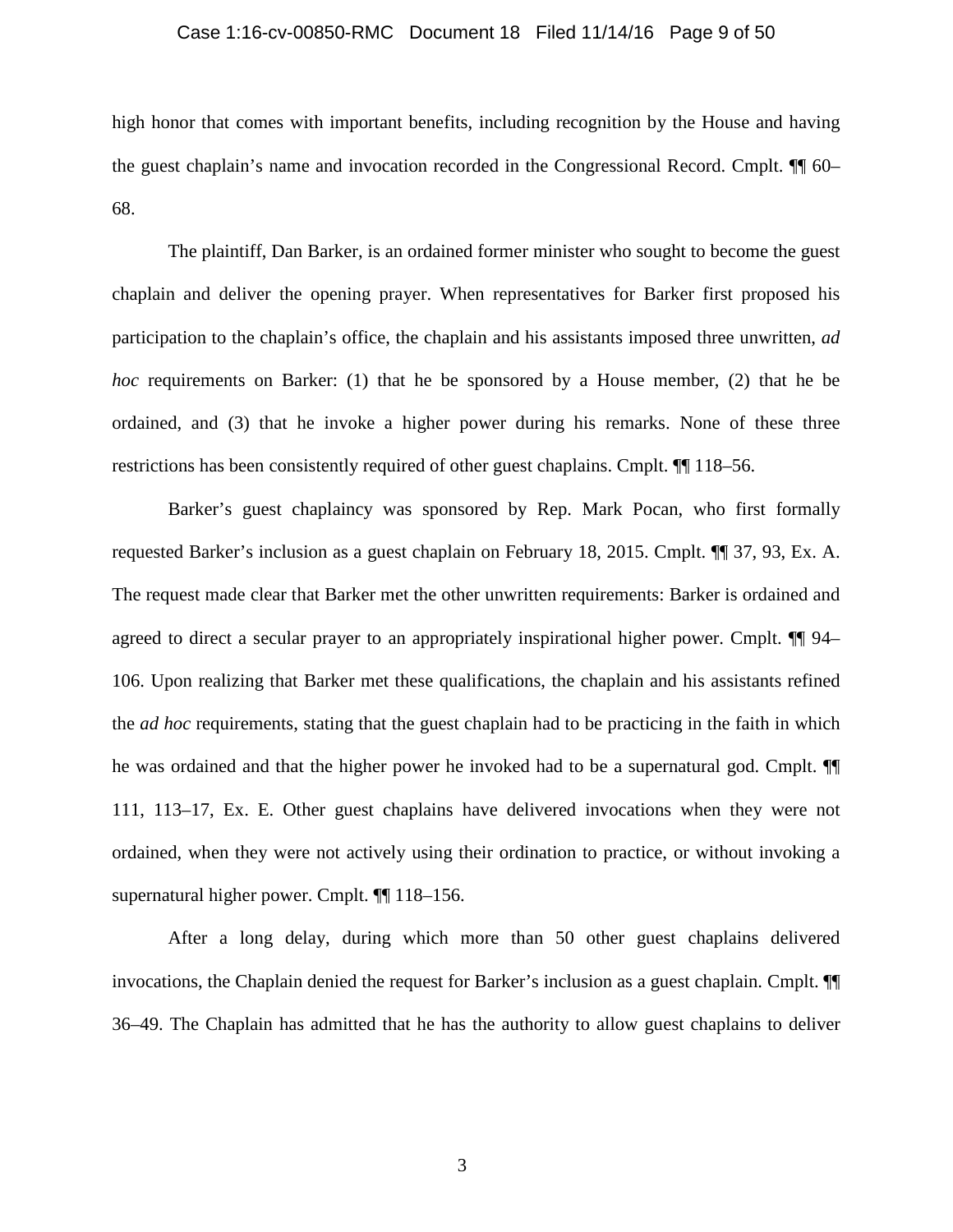high honor that comes with important benefits, including recognition by the House and having the guest chaplain's name and invocation recorded in the Congressional Record. Cmplt. ¶¶ 60–68.

The plaintiff, Dan Barker, is an ordained former minister who sought to become the guest chaplain and deliver the opening prayer. When representatives for Barker first proposed his participation to the chaplain's office, the chaplain and his assistants imposed three unwritten, *ad hoc* requirements on Barker: (1) that he be sponsored by a House member, (2) that he be ordained, and (3) that he invoke a higher power during his remarks. None of these three restrictions has been consistently required of other guest chaplains. Cmplt. ¶¶ 118–56.

Barker's guest chaplaincy was sponsored by Rep. Mark Pocan, who first formally requested Barker's inclusion as a guest chaplain on February 18, 2015. Cmplt. ¶¶ 37, 93, Ex. A. The request made clear that Barker met the other unwritten requirements: Barker is ordained and agreed to direct a secular prayer to an appropriately inspirational higher power. Cmplt. ¶¶ 94–106. Upon realizing that Barker met these qualifications, the chaplain and his assistants refined the *ad hoc* requirements, stating that the guest chaplain had to be practicing in the faith in which he was ordained and that the higher power he invoked had to be a supernatural god. Cmplt. ¶¶ 111, 113–17, Ex. E. Other guest chaplains have delivered invocations when they were not ordained, when they were not actively using their ordination to practice, or without invoking a supernatural higher power. Cmplt. ¶¶ 118–156.

After a long delay, during which more than 50 other guest chaplains delivered invocations, the Chaplain denied the request for Barker's inclusion as a guest chaplain. Cmplt. ¶¶ 36–49. The Chaplain has admitted that he has the authority to allow guest chaplains to deliver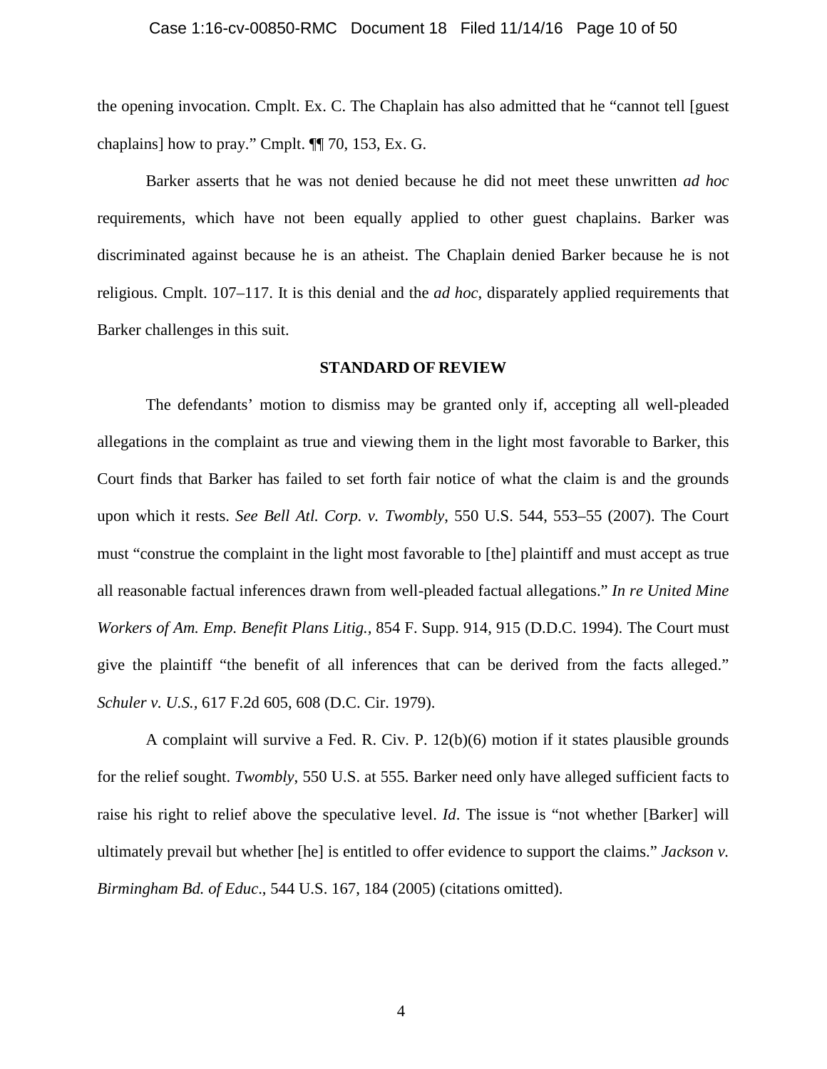the opening invocation. Cmplt. Ex. C. The Chaplain has also admitted that he "cannot tell [guest chaplains] how to pray." Cmplt. ¶¶ 70, 153, Ex. G.

Barker asserts that he was not denied because he did not meet these unwritten *ad hoc* requirements, which have not been equally applied to other guest chaplains. Barker was discriminated against because he is an atheist. The Chaplain denied Barker because he is not religious. Cmplt. 107–117. It is this denial and the *ad hoc*, disparately applied requirements that Barker challenges in this suit.

## STANDARD OF REVIEW

The defendants' motion to dismiss may be granted only if, accepting all well-pleaded allegations in the complaint as true and viewing them in the light most favorable to Barker, this Court finds that Barker has failed to set forth fair notice of what the claim is and the grounds upon which it rests. *See Bell Atl. Corp. v. Twombly*, 550 U.S. 544, 553–55 (2007). The Court must "construe the complaint in the light most favorable to [the] plaintiff and must accept as true all reasonable factual inferences drawn from well-pleaded factual allegations." *In re United Mine Workers of Am. Emp. Benefit Plans Litig.*, 854 F. Supp. 914, 915 (D.D.C. 1994). The Court must give the plaintiff "the benefit of all inferences that can be derived from the facts alleged." *Schuler v. U.S.*, 617 F.2d 605, 608 (D.C. Cir. 1979).

A complaint will survive a Fed. R. Civ. P. 12(b)(6) motion if it states plausible grounds for the relief sought. *Twombly*, 550 U.S. at 555. Barker need only have alleged sufficient facts to raise his right to relief above the speculative level. *Id*. The issue is "not whether [Barker] will ultimately prevail but whether [he] is entitled to offer evidence to support the claims." *Jackson v. Birmingham Bd. of Educ*., 544 U.S. 167, 184 (2005) (citations omitted).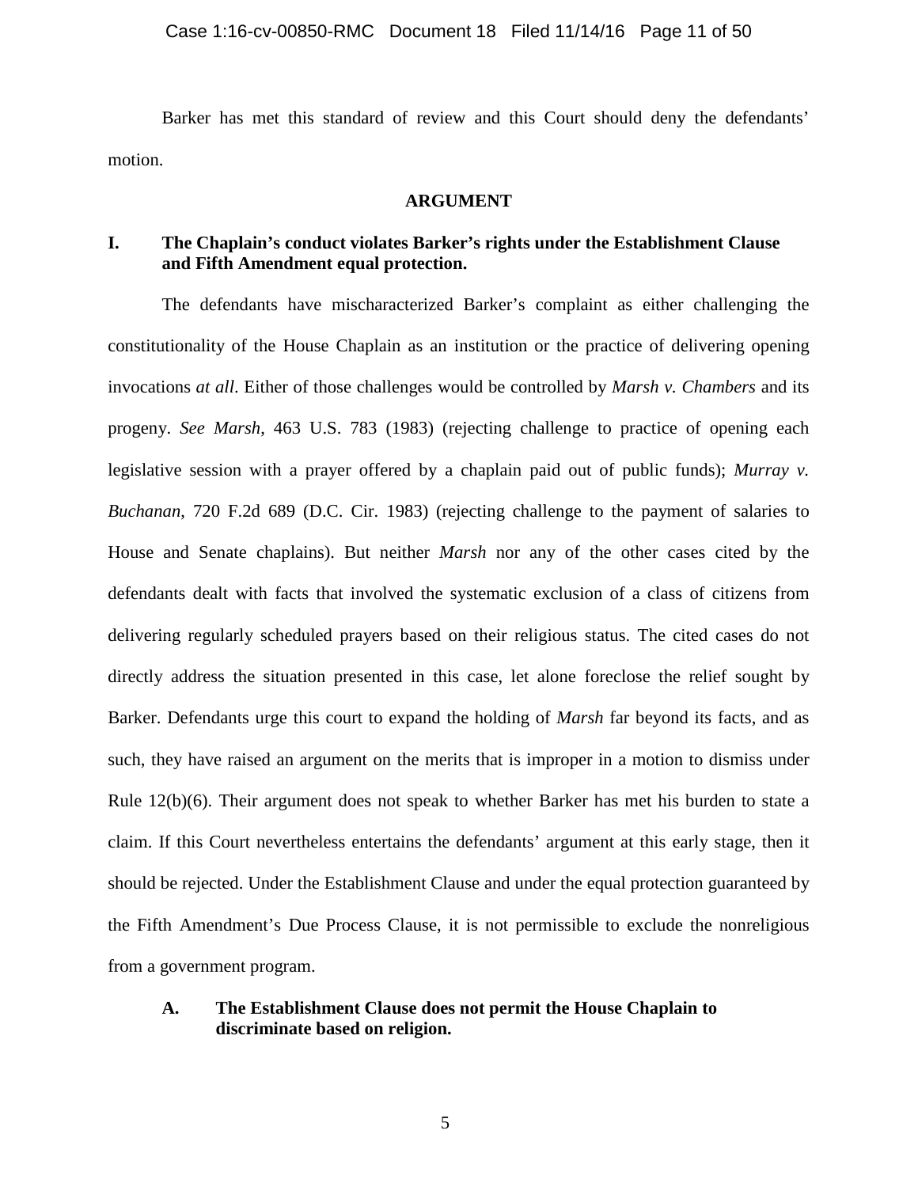Barker has met this standard of review and this Court should deny the defendants' motion.

## ARGUMENT

### I. The Chaplain's conduct violates Barker's rights under the Establishment Clause and Fifth Amendment equal protection.

The defendants have mischaracterized Barker's complaint as either challenging the constitutionality of the House Chaplain as an institution or the practice of delivering opening invocations *at all*. Either of those challenges would be controlled by *Marsh v. Chambers* and its progeny. *See Marsh*, 463 U.S. 783 (1983) (rejecting challenge to practice of opening each legislative session with a prayer offered by a chaplain paid out of public funds); *Murray v. Buchanan*, 720 F.2d 689 (D.C. Cir. 1983) (rejecting challenge to the payment of salaries to House and Senate chaplains). But neither *Marsh* nor any of the other cases cited by the defendants dealt with facts that involved the systematic exclusion of a class of citizens from delivering regularly scheduled prayers based on their religious status. The cited cases do not directly address the situation presented in this case, let alone foreclose the relief sought by Barker. Defendants urge this court to expand the holding of *Marsh* far beyond its facts, and as such, they have raised an argument on the merits that is improper in a motion to dismiss under Rule 12(b)(6). Their argument does not speak to whether Barker has met his burden to state a claim. If this Court nevertheless entertains the defendants' argument at this early stage, then it should be rejected. Under the Establishment Clause and under the equal protection guaranteed by the Fifth Amendment's Due Process Clause, it is not permissible to exclude the nonreligious from a government program.

#### A. The Establishment Clause does not permit the House Chaplain to discriminate based on religion.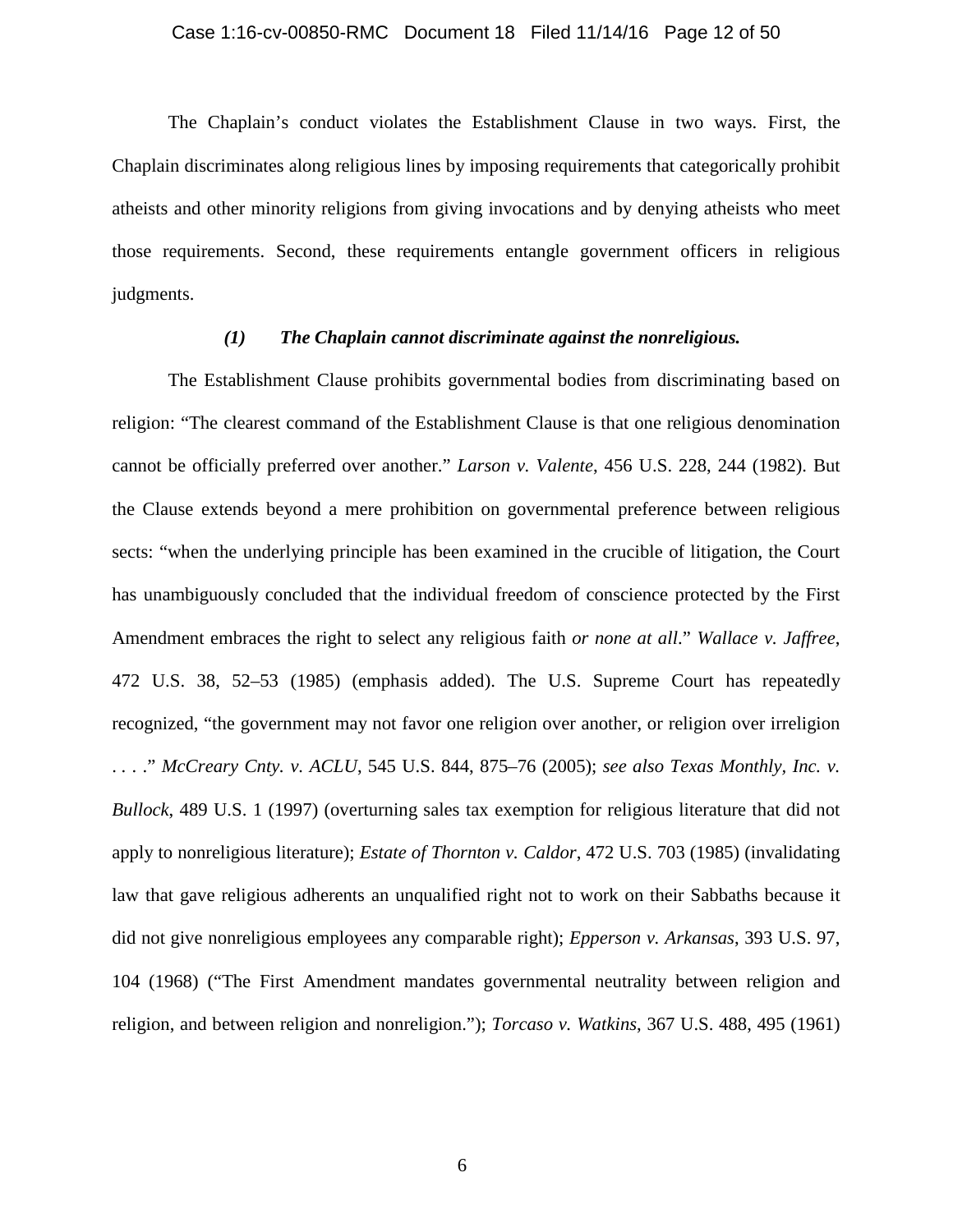The Chaplain's conduct violates the Establishment Clause in two ways. First, the Chaplain discriminates along religious lines by imposing requirements that categorically prohibit atheists and other minority religions from giving invocations and by denying atheists who meet those requirements. Second, these requirements entangle government officers in religious judgments.

***(1) The Chaplain cannot discriminate against the nonreligious.***

The Establishment Clause prohibits governmental bodies from discriminating based on religion: "The clearest command of the Establishment Clause is that one religious denomination cannot be officially preferred over another." *Larson v. Valente*, 456 U.S. 228, 244 (1982). But the Clause extends beyond a mere prohibition on governmental preference between religious sects: "when the underlying principle has been examined in the crucible of litigation, the Court has unambiguously concluded that the individual freedom of conscience protected by the First Amendment embraces the right to select any religious faith *or none at all*." *Wallace v. Jaffree*, 472 U.S. 38, 52–53 (1985) (emphasis added). The U.S. Supreme Court has repeatedly recognized, "the government may not favor one religion over another, or religion over irreligion . . . ." *McCreary Cnty. v. ACLU*, 545 U.S. 844, 875–76 (2005); *see also Texas Monthly, Inc. v. Bullock*, 489 U.S. 1 (1997) (overturning sales tax exemption for religious literature that did not apply to nonreligious literature); *Estate of Thornton v. Caldor*, 472 U.S. 703 (1985) (invalidating law that gave religious adherents an unqualified right not to work on their Sabbaths because it did not give nonreligious employees any comparable right); *Epperson v. Arkansas*, 393 U.S. 97, 104 (1968) ("The First Amendment mandates governmental neutrality between religion and religion, and between religion and nonreligion."); *Torcaso v. Watkins*, 367 U.S. 488, 495 (1961)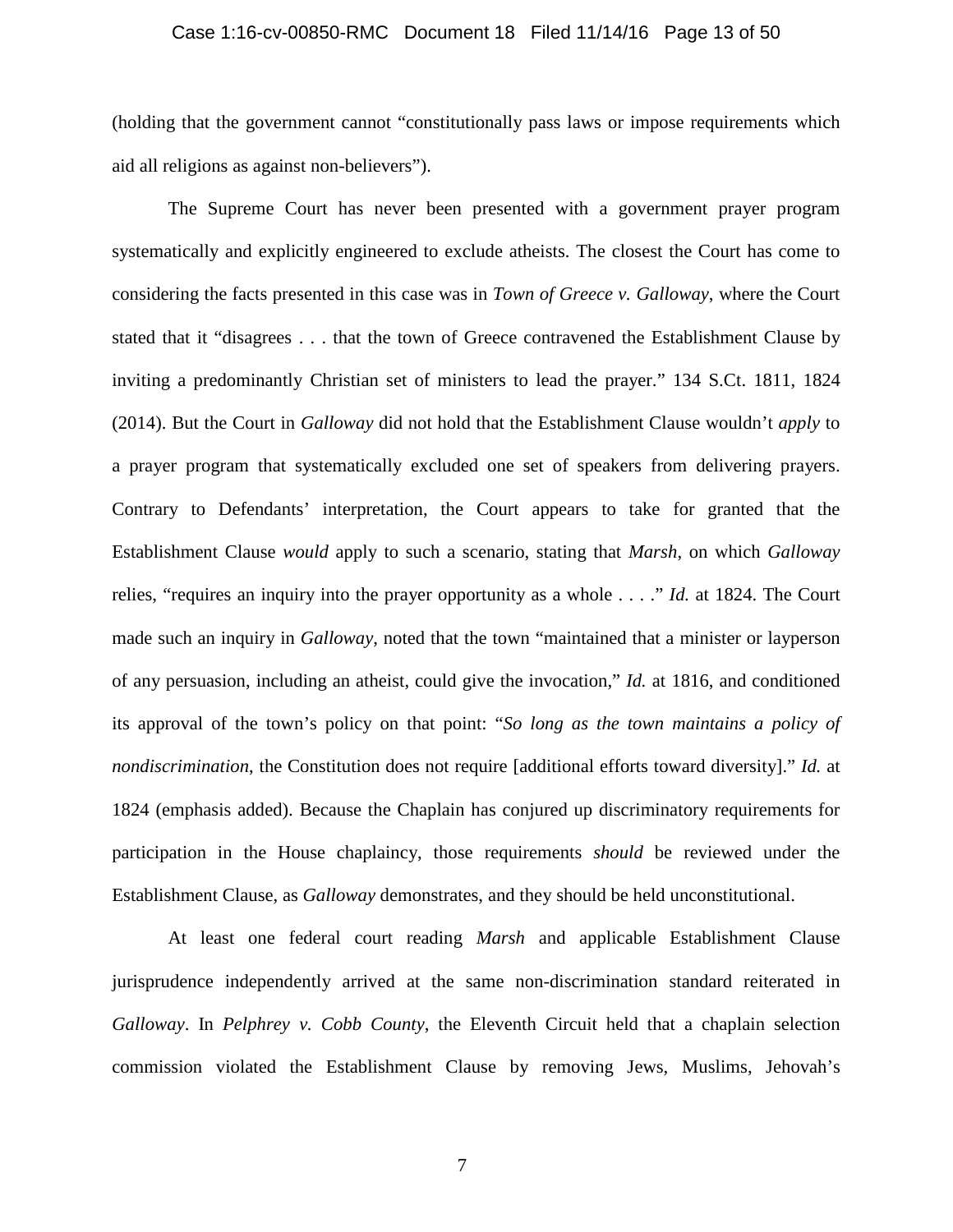(holding that the government cannot "constitutionally pass laws or impose requirements which aid all religions as against non-believers").

The Supreme Court has never been presented with a government prayer program systematically and explicitly engineered to exclude atheists. The closest the Court has come to considering the facts presented in this case was in *Town of Greece v. Galloway*, where the Court stated that it "disagrees . . . that the town of Greece contravened the Establishment Clause by inviting a predominantly Christian set of ministers to lead the prayer." 134 S.Ct. 1811, 1824 (2014). But the Court in *Galloway* did not hold that the Establishment Clause wouldn't *apply* to a prayer program that systematically excluded one set of speakers from delivering prayers. Contrary to Defendants' interpretation, the Court appears to take for granted that the Establishment Clause *would* apply to such a scenario, stating that *Marsh*, on which *Galloway* relies, "requires an inquiry into the prayer opportunity as a whole . . . ." *Id.* at 1824. The Court made such an inquiry in *Galloway*, noted that the town "maintained that a minister or layperson of any persuasion, including an atheist, could give the invocation," *Id.* at 1816, and conditioned its approval of the town's policy on that point: "*So long as the town maintains a policy of nondiscrimination*, the Constitution does not require [additional efforts toward diversity]." *Id.* at 1824 (emphasis added). Because the Chaplain has conjured up discriminatory requirements for participation in the House chaplaincy, those requirements *should* be reviewed under the Establishment Clause, as *Galloway* demonstrates, and they should be held unconstitutional.

At least one federal court reading *Marsh* and applicable Establishment Clause jurisprudence independently arrived at the same non-discrimination standard reiterated in *Galloway*. In *Pelphrey v. Cobb County*, the Eleventh Circuit held that a chaplain selection commission violated the Establishment Clause by removing Jews, Muslims, Jehovah's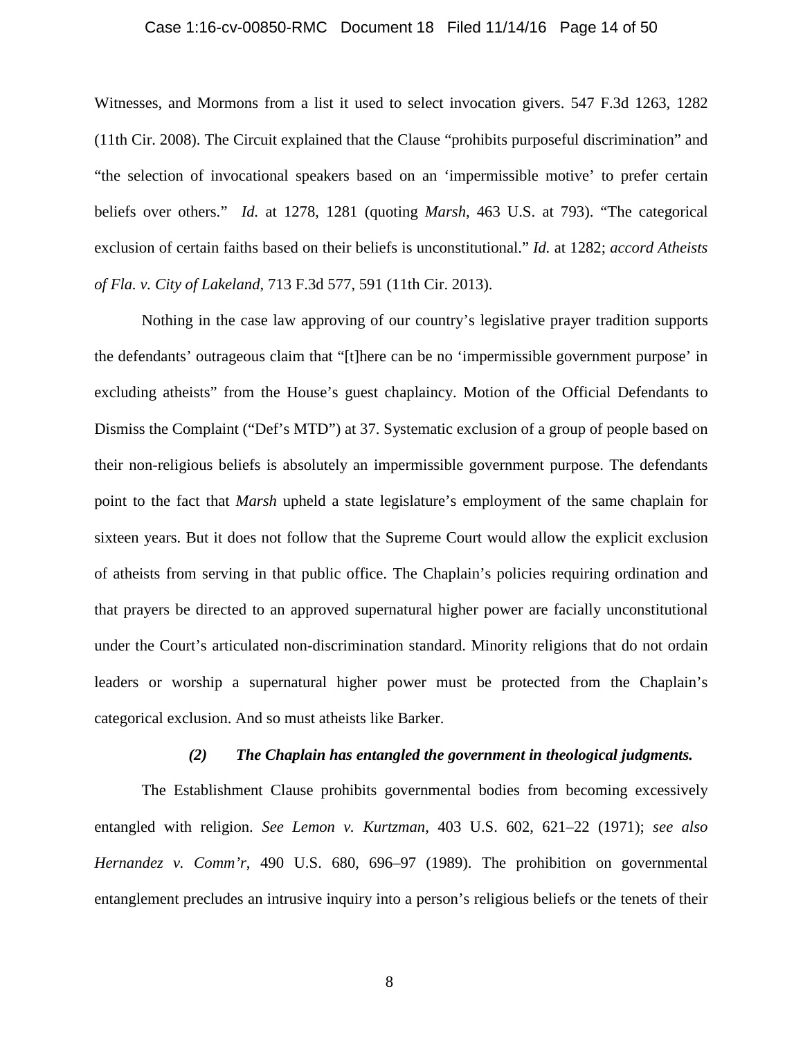Witnesses, and Mormons from a list it used to select invocation givers. 547 F.3d 1263, 1282 (11th Cir. 2008). The Circuit explained that the Clause "prohibits purposeful discrimination" and "the selection of invocational speakers based on an 'impermissible motive' to prefer certain beliefs over others." *Id.* at 1278, 1281 (quoting *Marsh*, 463 U.S. at 793). "The categorical exclusion of certain faiths based on their beliefs is unconstitutional." *Id.* at 1282; *accord Atheists of Fla. v. City of Lakeland*, 713 F.3d 577, 591 (11th Cir. 2013).

Nothing in the case law approving of our country's legislative prayer tradition supports the defendants' outrageous claim that "[t]here can be no 'impermissible government purpose' in excluding atheists" from the House's guest chaplaincy. Motion of the Official Defendants to Dismiss the Complaint ("Def's MTD") at 37. Systematic exclusion of a group of people based on their non-religious beliefs is absolutely an impermissible government purpose. The defendants point to the fact that *Marsh* upheld a state legislature's employment of the same chaplain for sixteen years. But it does not follow that the Supreme Court would allow the explicit exclusion of atheists from serving in that public office. The Chaplain's policies requiring ordination and that prayers be directed to an approved supernatural higher power are facially unconstitutional under the Court's articulated non-discrimination standard. Minority religions that do not ordain leaders or worship a supernatural higher power must be protected from the Chaplain's categorical exclusion. And so must atheists like Barker.

***(2) The Chaplain has entangled the government in theological judgments.***

The Establishment Clause prohibits governmental bodies from becoming excessively entangled with religion. *See Lemon v. Kurtzman*, 403 U.S. 602, 621–22 (1971); *see also Hernandez v. Comm'r*, 490 U.S. 680, 696–97 (1989). The prohibition on governmental entanglement precludes an intrusive inquiry into a person's religious beliefs or the tenets of their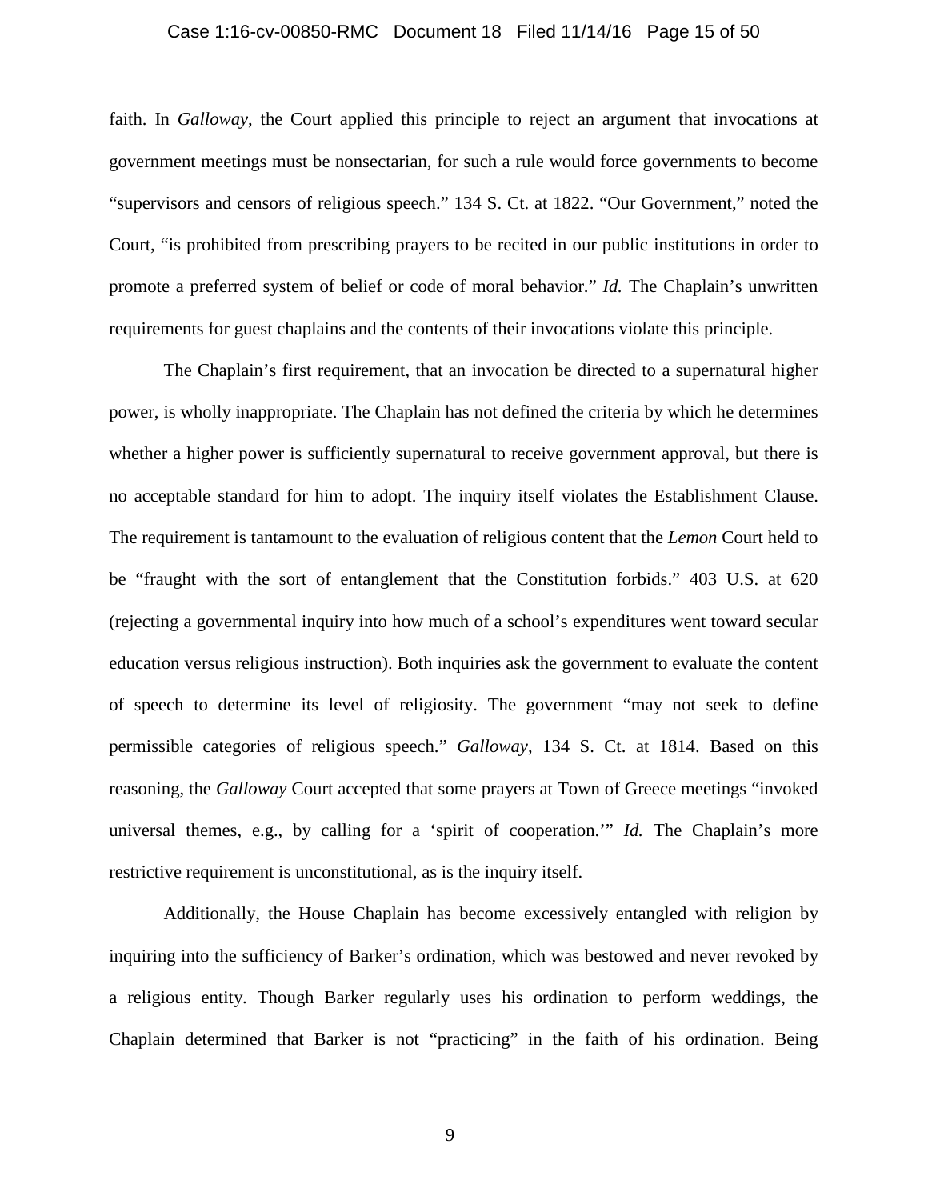faith. In *Galloway*, the Court applied this principle to reject an argument that invocations at government meetings must be nonsectarian, for such a rule would force governments to become "supervisors and censors of religious speech." 134 S. Ct. at 1822. "Our Government," noted the Court, "is prohibited from prescribing prayers to be recited in our public institutions in order to promote a preferred system of belief or code of moral behavior." *Id.* The Chaplain's unwritten requirements for guest chaplains and the contents of their invocations violate this principle.

The Chaplain's first requirement, that an invocation be directed to a supernatural higher power, is wholly inappropriate. The Chaplain has not defined the criteria by which he determines whether a higher power is sufficiently supernatural to receive government approval, but there is no acceptable standard for him to adopt. The inquiry itself violates the Establishment Clause. The requirement is tantamount to the evaluation of religious content that the *Lemon* Court held to be "fraught with the sort of entanglement that the Constitution forbids." 403 U.S. at 620 (rejecting a governmental inquiry into how much of a school's expenditures went toward secular education versus religious instruction). Both inquiries ask the government to evaluate the content of speech to determine its level of religiosity. The government "may not seek to define permissible categories of religious speech." *Galloway*, 134 S. Ct. at 1814. Based on this reasoning, the *Galloway* Court accepted that some prayers at Town of Greece meetings "invoked universal themes, e.g., by calling for a 'spirit of cooperation.'" *Id.* The Chaplain's more restrictive requirement is unconstitutional, as is the inquiry itself.

Additionally, the House Chaplain has become excessively entangled with religion by inquiring into the sufficiency of Barker's ordination, which was bestowed and never revoked by a religious entity. Though Barker regularly uses his ordination to perform weddings, the Chaplain determined that Barker is not "practicing" in the faith of his ordination. Being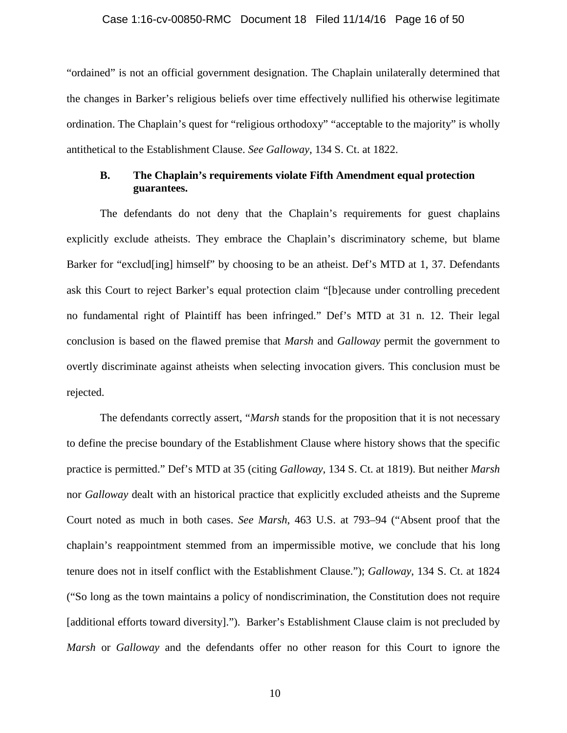"ordained" is not an official government designation. The Chaplain unilaterally determined that the changes in Barker's religious beliefs over time effectively nullified his otherwise legitimate ordination. The Chaplain's quest for "religious orthodoxy" "acceptable to the majority" is wholly antithetical to the Establishment Clause. *See Galloway*, 134 S. Ct. at 1822.

### B. The Chaplain's requirements violate Fifth Amendment equal protection guarantees.

The defendants do not deny that the Chaplain's requirements for guest chaplains explicitly exclude atheists. They embrace the Chaplain's discriminatory scheme, but blame Barker for "exclud[ing] himself" by choosing to be an atheist. Def's MTD at 1, 37. Defendants ask this Court to reject Barker's equal protection claim "[b]ecause under controlling precedent no fundamental right of Plaintiff has been infringed." Def's MTD at 31 n. 12. Their legal conclusion is based on the flawed premise that *Marsh* and *Galloway* permit the government to overtly discriminate against atheists when selecting invocation givers. This conclusion must be rejected.

The defendants correctly assert, "*Marsh* stands for the proposition that it is not necessary to define the precise boundary of the Establishment Clause where history shows that the specific practice is permitted." Def's MTD at 35 (citing *Galloway*, 134 S. Ct. at 1819). But neither *Marsh* nor *Galloway* dealt with an historical practice that explicitly excluded atheists and the Supreme Court noted as much in both cases. *See Marsh*, 463 U.S. at 793–94 ("Absent proof that the chaplain's reappointment stemmed from an impermissible motive, we conclude that his long tenure does not in itself conflict with the Establishment Clause."); *Galloway*, 134 S. Ct. at 1824 ("So long as the town maintains a policy of nondiscrimination, the Constitution does not require [additional efforts toward diversity]."). Barker's Establishment Clause claim is not precluded by *Marsh* or *Galloway* and the defendants offer no other reason for this Court to ignore the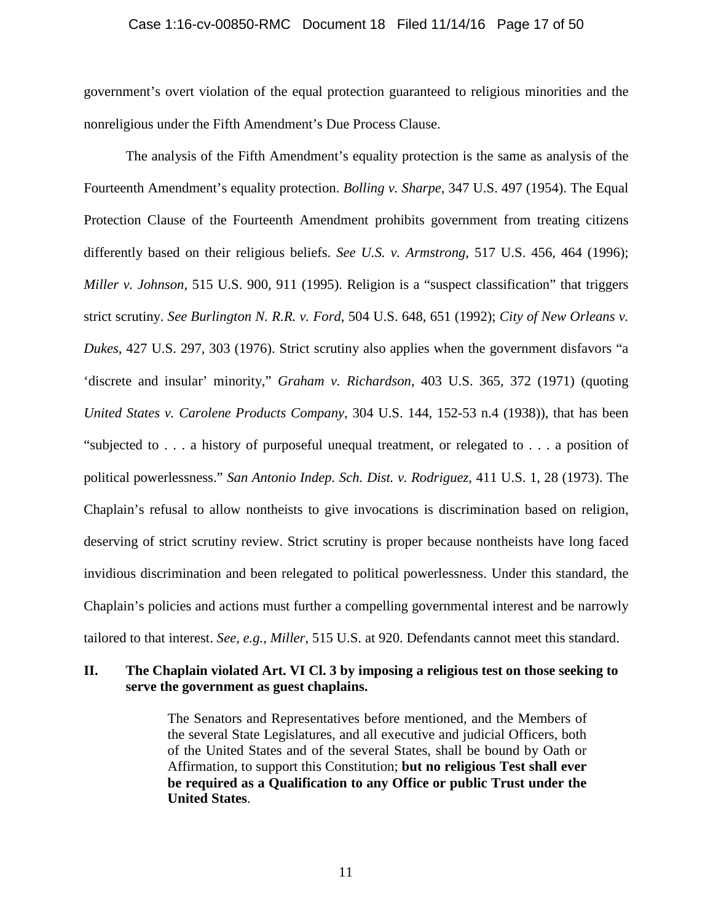government's overt violation of the equal protection guaranteed to religious minorities and the nonreligious under the Fifth Amendment's Due Process Clause.

The analysis of the Fifth Amendment's equality protection is the same as analysis of the Fourteenth Amendment's equality protection. *Bolling v. Sharpe,* 347 U.S. 497 (1954). The Equal Protection Clause of the Fourteenth Amendment prohibits government from treating citizens differently based on their religious beliefs. *See U.S. v. Armstrong*, 517 U.S. 456, 464 (1996); *Miller v. Johnson*, 515 U.S. 900, 911 (1995). Religion is a "suspect classification" that triggers strict scrutiny. *See Burlington N. R.R. v. Ford*, 504 U.S. 648, 651 (1992); *City of New Orleans v. Dukes*, 427 U.S. 297, 303 (1976). Strict scrutiny also applies when the government disfavors "a 'discrete and insular' minority," *Graham v. Richardson*, 403 U.S. 365, 372 (1971) (quoting *United States v. Carolene Products Company*, 304 U.S. 144, 152-53 n.4 (1938)), that has been "subjected to . . . a history of purposeful unequal treatment, or relegated to . . . a position of political powerlessness." *San Antonio Indep. Sch. Dist. v. Rodriguez,* 411 U.S. 1, 28 (1973). The Chaplain's refusal to allow nontheists to give invocations is discrimination based on religion, deserving of strict scrutiny review. Strict scrutiny is proper because nontheists have long faced invidious discrimination and been relegated to political powerlessness. Under this standard, the Chaplain's policies and actions must further a compelling governmental interest and be narrowly tailored to that interest. *See, e.g.*, *Miller*, 515 U.S. at 920. Defendants cannot meet this standard.

## II. The Chaplain violated Art. VI Cl. 3 by imposing a religious test on those seeking to serve the government as guest chaplains.

> The Senators and Representatives before mentioned, and the Members of the several State Legislatures, and all executive and judicial Officers, both of the United States and of the several States, shall be bound by Oath or Affirmation, to support this Constitution; **but no religious Test shall ever be required as a Qualification to any Office or public Trust under the United States**.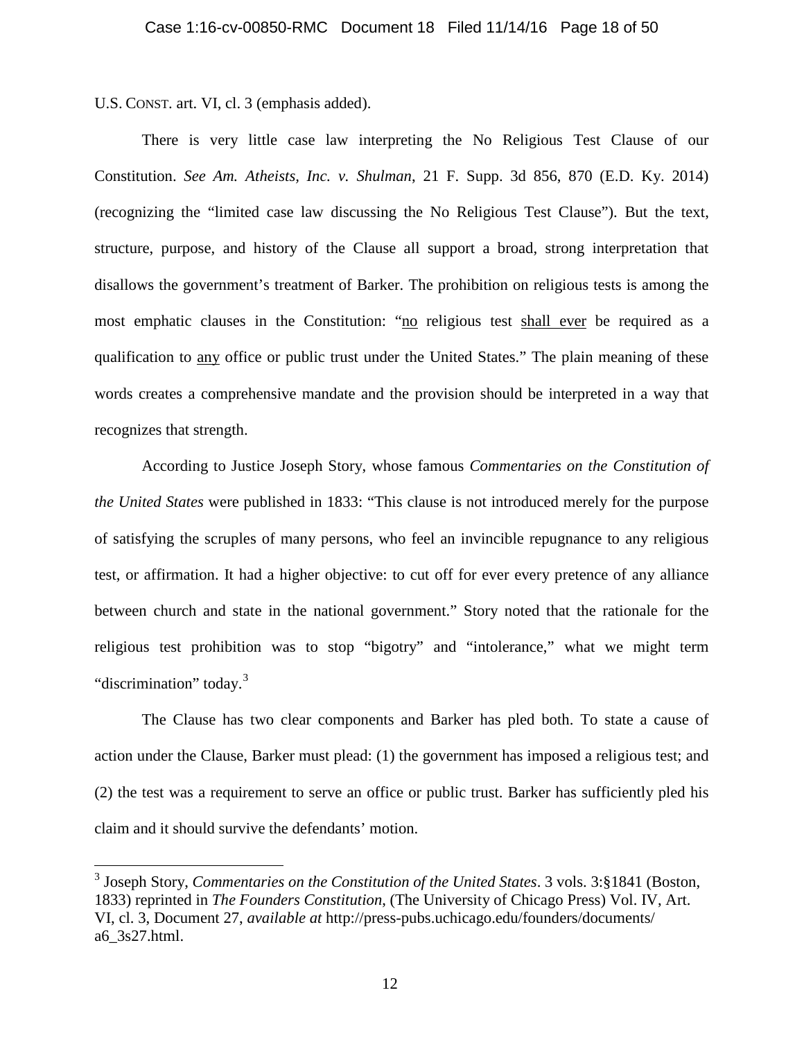U.S. CONST. art. VI, cl. 3 (emphasis added).

There is very little case law interpreting the No Religious Test Clause of our Constitution. *See Am. Atheists, Inc. v. Shulman*, 21 F. Supp. 3d 856, 870 (E.D. Ky. 2014) (recognizing the "limited case law discussing the No Religious Test Clause"). But the text, structure, purpose, and history of the Clause all support a broad, strong interpretation that disallows the government's treatment of Barker. The prohibition on religious tests is among the most emphatic clauses in the Constitution: "<u>no</u> religious test <u>shall ever</u> be required as a qualification to <u>any</u> office or public trust under the United States." The plain meaning of these words creates a comprehensive mandate and the provision should be interpreted in a way that recognizes that strength.

According to Justice Joseph Story, whose famous *Commentaries on the Constitution of the United States* were published in 1833: "This clause is not introduced merely for the purpose of satisfying the scruples of many persons, who feel an invincible repugnance to any religious test, or affirmation. It had a higher objective: to cut off for ever every pretence of any alliance between church and state in the national government." Story noted that the rationale for the religious test prohibition was to stop "bigotry" and "intolerance," what we might term "discrimination" today.[3]

The Clause has two clear components and Barker has pled both. To state a cause of action under the Clause, Barker must plead: (1) the government has imposed a religious test; and (2) the test was a requirement to serve an office or public trust. Barker has sufficiently pled his claim and it should survive the defendants' motion.

---

[3] Joseph Story, *Commentaries on the Constitution of the United States*. 3 vols. 3:§1841 (Boston, 1833) reprinted in *The Founders Constitution*, (The University of Chicago Press) Vol. IV, Art. VI, cl. 3, Document 27, *available at* http://press-pubs.uchicago.edu/founders/documents/a6_3s27.html.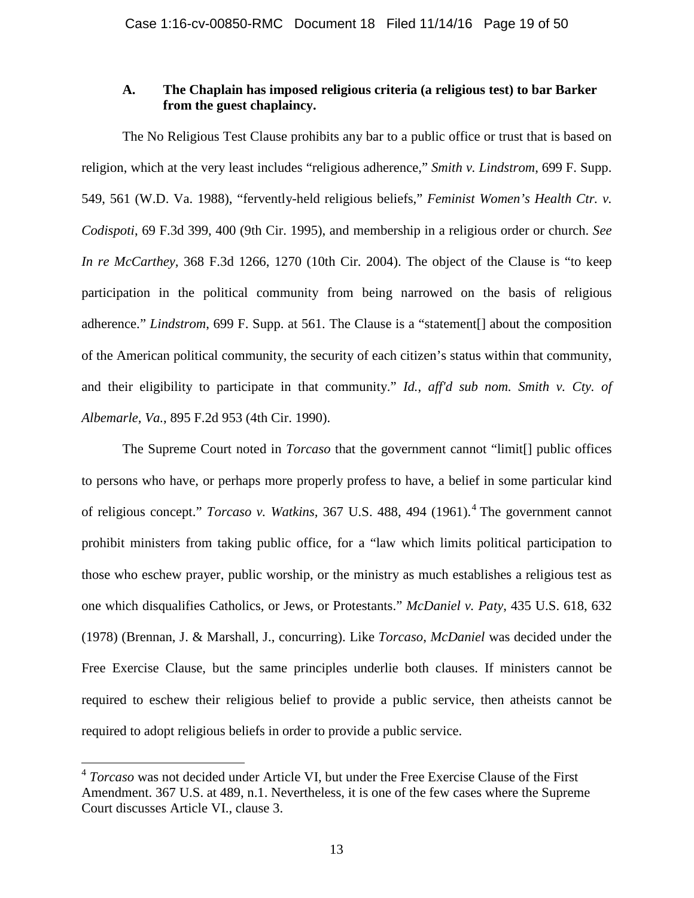### A. The Chaplain has imposed religious criteria (a religious test) to bar Barker from the guest chaplaincy.

The No Religious Test Clause prohibits any bar to a public office or trust that is based on religion, which at the very least includes "religious adherence," *Smith v. Lindstrom*, 699 F. Supp. 549, 561 (W.D. Va. 1988), "fervently-held religious beliefs," *Feminist Women's Health Ctr. v. Codispoti*, 69 F.3d 399, 400 (9th Cir. 1995), and membership in a religious order or church. *See In re McCarthey*, 368 F.3d 1266, 1270 (10th Cir. 2004). The object of the Clause is "to keep participation in the political community from being narrowed on the basis of religious adherence." *Lindstrom*, 699 F. Supp. at 561. The Clause is a "statement[] about the composition of the American political community, the security of each citizen's status within that community, and their eligibility to participate in that community." *Id.*, *aff'd sub nom. Smith v. Cty. of Albemarle, Va.*, 895 F.2d 953 (4th Cir. 1990).

The Supreme Court noted in *Torcaso* that the government cannot "limit[] public offices to persons who have, or perhaps more properly profess to have, a belief in some particular kind of religious concept." *Torcaso v. Watkins*, 367 U.S. 488, 494 (1961).[4] The government cannot prohibit ministers from taking public office, for a "law which limits political participation to those who eschew prayer, public worship, or the ministry as much establishes a religious test as one which disqualifies Catholics, or Jews, or Protestants." *McDaniel v. Paty*, 435 U.S. 618, 632 (1978) (Brennan, J. & Marshall, J., concurring). Like *Torcaso*, *McDaniel* was decided under the Free Exercise Clause, but the same principles underlie both clauses. If ministers cannot be required to eschew their religious belief to provide a public service, then atheists cannot be required to adopt religious beliefs in order to provide a public service.

---

[4] *Torcaso* was not decided under Article VI, but under the Free Exercise Clause of the First Amendment. 367 U.S. at 489, n.1. Nevertheless, it is one of the few cases where the Supreme Court discusses Article VI., clause 3.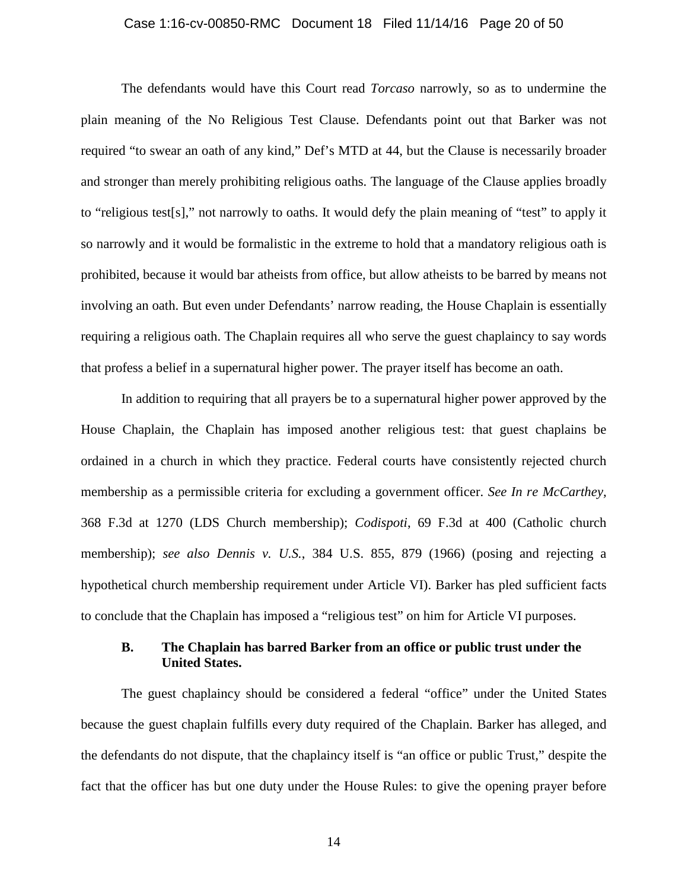The defendants would have this Court read *Torcaso* narrowly, so as to undermine the plain meaning of the No Religious Test Clause. Defendants point out that Barker was not required "to swear an oath of any kind," Def's MTD at 44, but the Clause is necessarily broader and stronger than merely prohibiting religious oaths. The language of the Clause applies broadly to "religious test[s]," not narrowly to oaths. It would defy the plain meaning of "test" to apply it so narrowly and it would be formalistic in the extreme to hold that a mandatory religious oath is prohibited, because it would bar atheists from office, but allow atheists to be barred by means not involving an oath. But even under Defendants' narrow reading, the House Chaplain is essentially requiring a religious oath. The Chaplain requires all who serve the guest chaplaincy to say words that profess a belief in a supernatural higher power. The prayer itself has become an oath.

In addition to requiring that all prayers be to a supernatural higher power approved by the House Chaplain, the Chaplain has imposed another religious test: that guest chaplains be ordained in a church in which they practice. Federal courts have consistently rejected church membership as a permissible criteria for excluding a government officer. *See In re McCarthey*, 368 F.3d at 1270 (LDS Church membership); *Codispoti*, 69 F.3d at 400 (Catholic church membership); *see also Dennis v. U.S.*, 384 U.S. 855, 879 (1966) (posing and rejecting a hypothetical church membership requirement under Article VI). Barker has pled sufficient facts to conclude that the Chaplain has imposed a "religious test" on him for Article VI purposes.

### B. The Chaplain has barred Barker from an office or public trust under the United States.

The guest chaplaincy should be considered a federal "office" under the United States because the guest chaplain fulfills every duty required of the Chaplain. Barker has alleged, and the defendants do not dispute, that the chaplaincy itself is "an office or public Trust," despite the fact that the officer has but one duty under the House Rules: to give the opening prayer before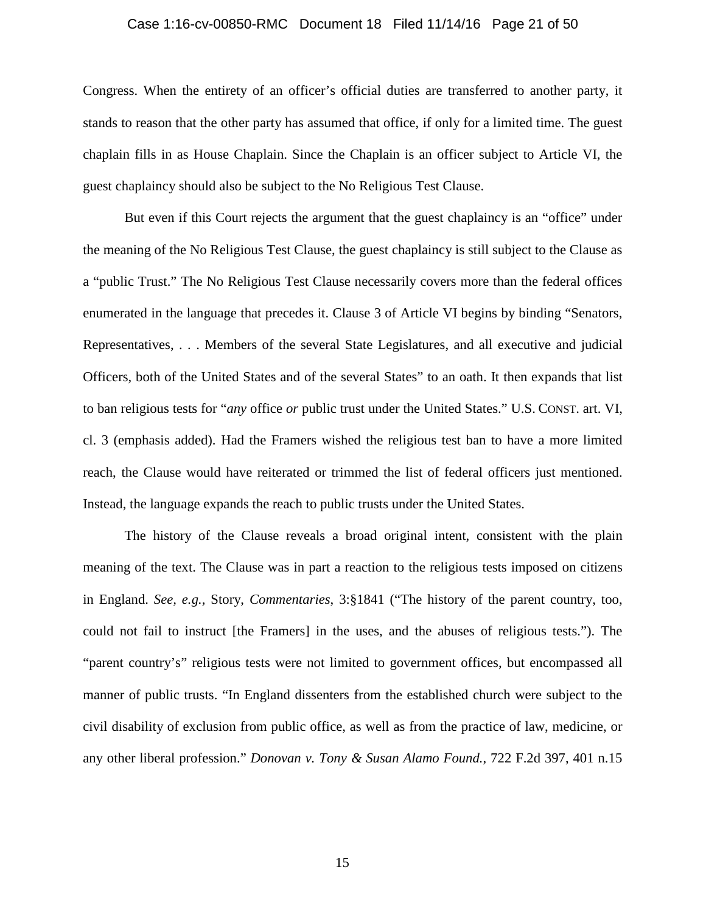Congress. When the entirety of an officer's official duties are transferred to another party, it stands to reason that the other party has assumed that office, if only for a limited time. The guest chaplain fills in as House Chaplain. Since the Chaplain is an officer subject to Article VI, the guest chaplaincy should also be subject to the No Religious Test Clause.

But even if this Court rejects the argument that the guest chaplaincy is an "office" under the meaning of the No Religious Test Clause, the guest chaplaincy is still subject to the Clause as a "public Trust." The No Religious Test Clause necessarily covers more than the federal offices enumerated in the language that precedes it. Clause 3 of Article VI begins by binding "Senators, Representatives, . . . Members of the several State Legislatures, and all executive and judicial Officers, both of the United States and of the several States" to an oath. It then expands that list to ban religious tests for "*any* office *or* public trust under the United States." U.S. CONST. art. VI, cl. 3 (emphasis added). Had the Framers wished the religious test ban to have a more limited reach, the Clause would have reiterated or trimmed the list of federal officers just mentioned. Instead, the language expands the reach to public trusts under the United States.

The history of the Clause reveals a broad original intent, consistent with the plain meaning of the text. The Clause was in part a reaction to the religious tests imposed on citizens in England. *See, e.g.*, Story, *Commentaries*, 3:§1841 ("The history of the parent country, too, could not fail to instruct [the Framers] in the uses, and the abuses of religious tests."). The "parent country's" religious tests were not limited to government offices, but encompassed all manner of public trusts. "In England dissenters from the established church were subject to the civil disability of exclusion from public office, as well as from the practice of law, medicine, or any other liberal profession." *Donovan v. Tony & Susan Alamo Found.*, 722 F.2d 397, 401 n.15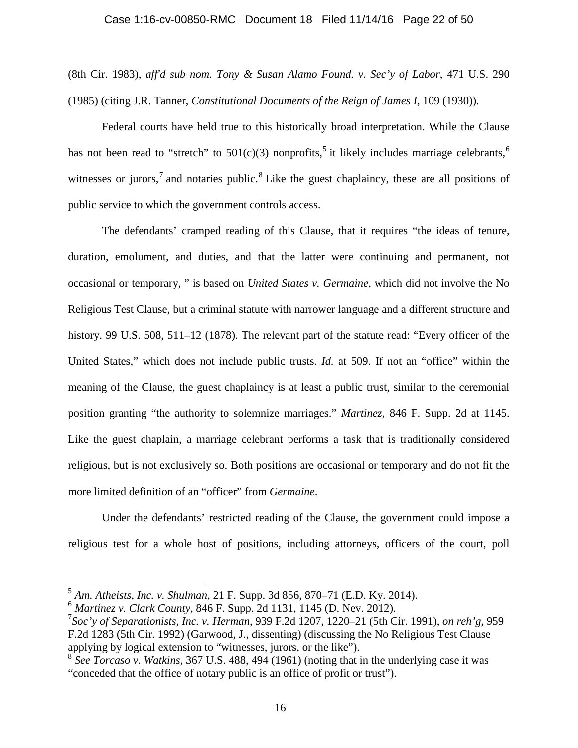(8th Cir. 1983), *aff'd sub nom. Tony & Susan Alamo Found. v. Sec'y of Labor*, 471 U.S. 290 (1985) (citing J.R. Tanner, *Constitutional Documents of the Reign of James I*, 109 (1930)).

Federal courts have held true to this historically broad interpretation. While the Clause has not been read to "stretch" to 501(c)(3) nonprofits,[5] it likely includes marriage celebrants,[6] witnesses or jurors,[7] and notaries public.[8] Like the guest chaplaincy, these are all positions of public service to which the government controls access.

The defendants' cramped reading of this Clause, that it requires "the ideas of tenure, duration, emolument, and duties, and that the latter were continuing and permanent, not occasional or temporary, " is based on *United States v. Germaine*, which did not involve the No Religious Test Clause, but a criminal statute with narrower language and a different structure and history. 99 U.S. 508, 511–12 (1878). The relevant part of the statute read: "Every officer of the United States," which does not include public trusts. *Id.* at 509. If not an "office" within the meaning of the Clause, the guest chaplaincy is at least a public trust, similar to the ceremonial position granting "the authority to solemnize marriages." *Martinez*, 846 F. Supp. 2d at 1145. Like the guest chaplain, a marriage celebrant performs a task that is traditionally considered religious, but is not exclusively so. Both positions are occasional or temporary and do not fit the more limited definition of an "officer" from *Germaine*.

Under the defendants' restricted reading of the Clause, the government could impose a religious test for a whole host of positions, including attorneys, officers of the court, poll

---

[5] *Am. Atheists, Inc. v. Shulman*, 21 F. Supp. 3d 856, 870–71 (E.D. Ky. 2014).

[6] *Martinez v. Clark County*, 846 F. Supp. 2d 1131, 1145 (D. Nev. 2012).

[7] *Soc'y of Separationists, Inc. v. Herman*, 939 F.2d 1207, 1220–21 (5th Cir. 1991), *on reh'g*, 959 F.2d 1283 (5th Cir. 1992) (Garwood, J., dissenting) (discussing the No Religious Test Clause applying by logical extension to "witnesses, jurors, or the like").

[8] *See Torcaso v. Watkins*, 367 U.S. 488, 494 (1961) (noting that in the underlying case it was "conceded that the office of notary public is an office of profit or trust").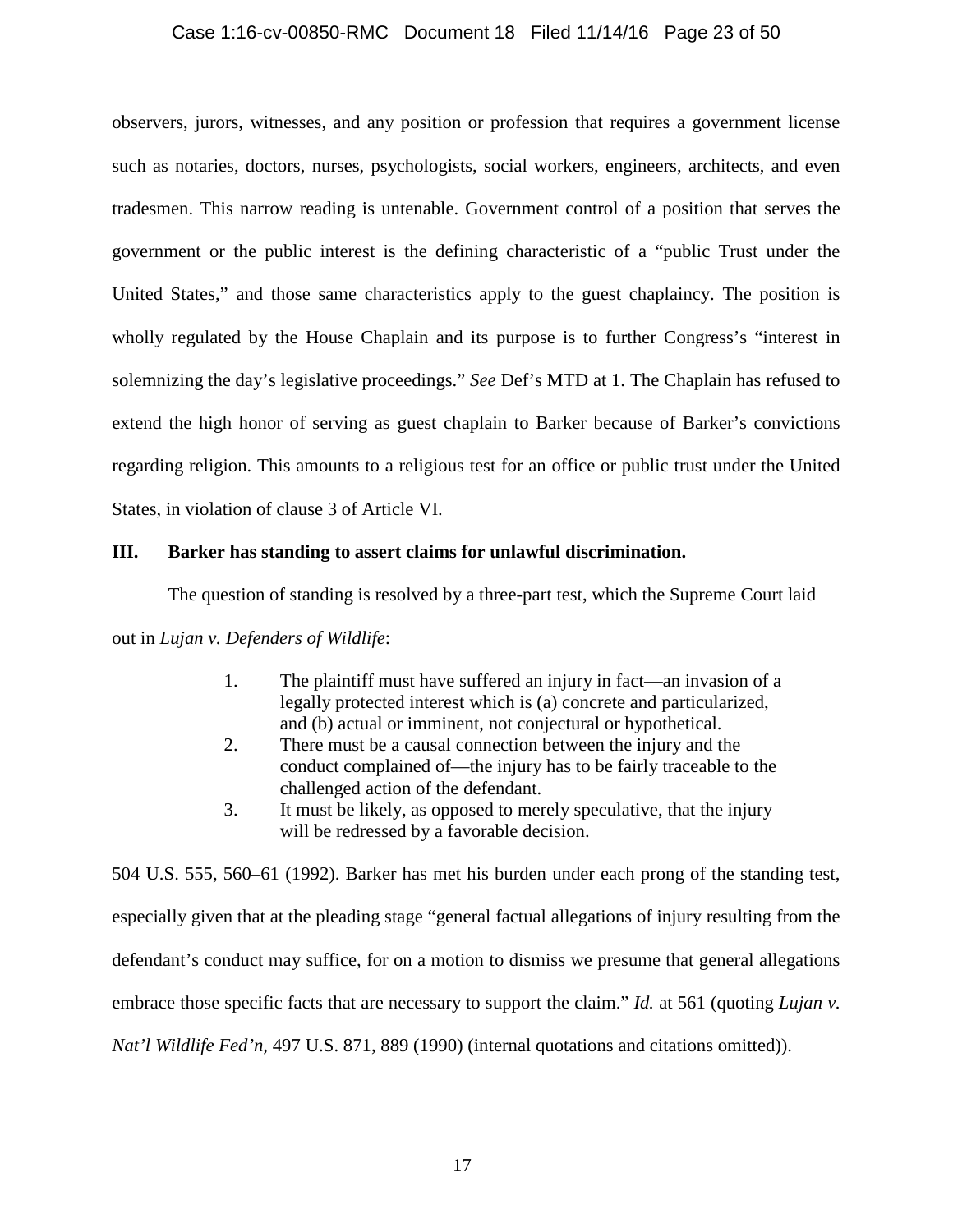observers, jurors, witnesses, and any position or profession that requires a government license such as notaries, doctors, nurses, psychologists, social workers, engineers, architects, and even tradesmen. This narrow reading is untenable. Government control of a position that serves the government or the public interest is the defining characteristic of a "public Trust under the United States," and those same characteristics apply to the guest chaplaincy. The position is wholly regulated by the House Chaplain and its purpose is to further Congress's "interest in solemnizing the day's legislative proceedings." *See* Def's MTD at 1. The Chaplain has refused to extend the high honor of serving as guest chaplain to Barker because of Barker's convictions regarding religion. This amounts to a religious test for an office or public trust under the United States, in violation of clause 3 of Article VI.

## III. Barker has standing to assert claims for unlawful discrimination.

The question of standing is resolved by a three-part test, which the Supreme Court laid out in *Lujan v. Defenders of Wildlife*:

> 1. The plaintiff must have suffered an injury in fact—an invasion of a legally protected interest which is (a) concrete and particularized, and (b) actual or imminent, not conjectural or hypothetical.
> 2. There must be a causal connection between the injury and the conduct complained of—the injury has to be fairly traceable to the challenged action of the defendant.
> 3. It must be likely, as opposed to merely speculative, that the injury will be redressed by a favorable decision.

504 U.S. 555, 560–61 (1992). Barker has met his burden under each prong of the standing test, especially given that at the pleading stage "general factual allegations of injury resulting from the defendant's conduct may suffice, for on a motion to dismiss we presume that general allegations embrace those specific facts that are necessary to support the claim." *Id.* at 561 (quoting *Lujan v. Nat'l Wildlife Fed'n*, 497 U.S. 871, 889 (1990) (internal quotations and citations omitted)).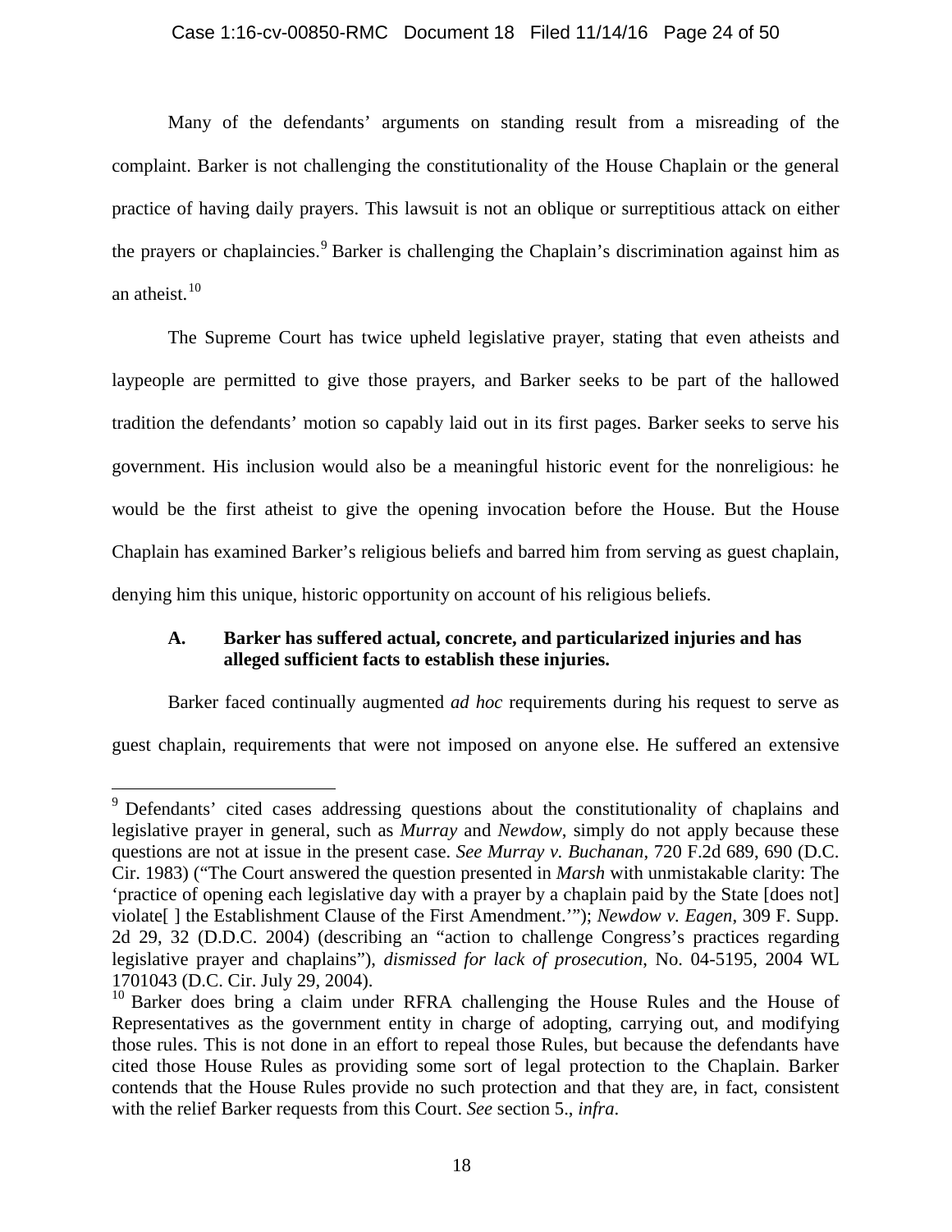Many of the defendants' arguments on standing result from a misreading of the complaint. Barker is not challenging the constitutionality of the House Chaplain or the general practice of having daily prayers. This lawsuit is not an oblique or surreptitious attack on either the prayers or chaplaincies.[9] Barker is challenging the Chaplain's discrimination against him as an atheist.[10]

The Supreme Court has twice upheld legislative prayer, stating that even atheists and laypeople are permitted to give those prayers, and Barker seeks to be part of the hallowed tradition the defendants' motion so capably laid out in its first pages. Barker seeks to serve his government. His inclusion would also be a meaningful historic event for the nonreligious: he would be the first atheist to give the opening invocation before the House. But the House Chaplain has examined Barker's religious beliefs and barred him from serving as guest chaplain, denying him this unique, historic opportunity on account of his religious beliefs.

### A. Barker has suffered actual, concrete, and particularized injuries and has alleged sufficient facts to establish these injuries.

Barker faced continually augmented *ad hoc* requirements during his request to serve as guest chaplain, requirements that were not imposed on anyone else. He suffered an extensive

---

[9] Defendants' cited cases addressing questions about the constitutionality of chaplains and legislative prayer in general, such as *Murray* and *Newdow*, simply do not apply because these questions are not at issue in the present case. *See Murray v. Buchanan*, 720 F.2d 689, 690 (D.C. Cir. 1983) ("The Court answered the question presented in *Marsh* with unmistakable clarity: The 'practice of opening each legislative day with a prayer by a chaplain paid by the State [does not] violate[ ] the Establishment Clause of the First Amendment.'"); *Newdow v. Eagen*, 309 F. Supp. 2d 29, 32 (D.D.C. 2004) (describing an "action to challenge Congress's practices regarding legislative prayer and chaplains"), *dismissed for lack of prosecution*, No. 04-5195, 2004 WL 1701043 (D.C. Cir. July 29, 2004).

[10] Barker does bring a claim under RFRA challenging the House Rules and the House of Representatives as the government entity in charge of adopting, carrying out, and modifying those rules. This is not done in an effort to repeal those Rules, but because the defendants have cited those House Rules as providing some sort of legal protection to the Chaplain. Barker contends that the House Rules provide no such protection and that they are, in fact, consistent with the relief Barker requests from this Court. *See* section 5., *infra*.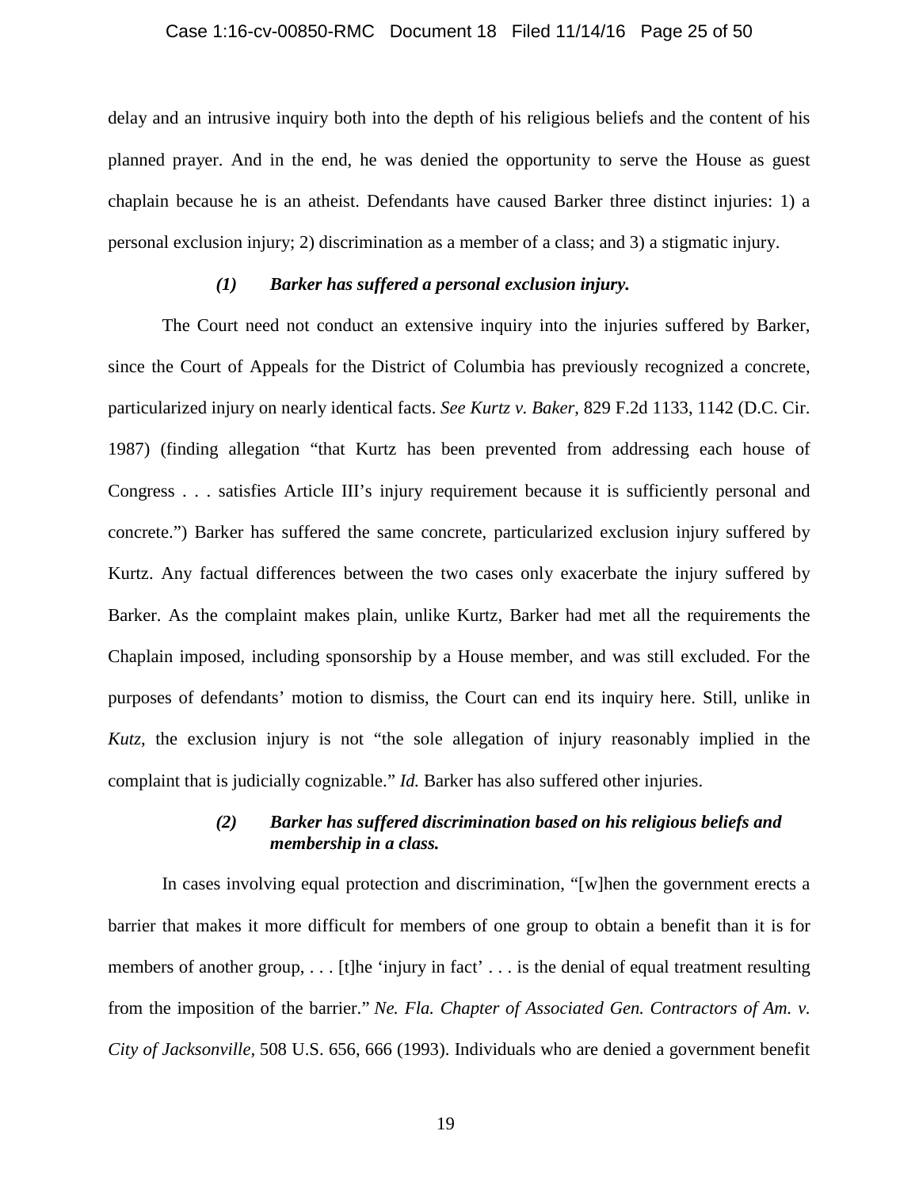delay and an intrusive inquiry both into the depth of his religious beliefs and the content of his planned prayer. And in the end, he was denied the opportunity to serve the House as guest chaplain because he is an atheist. Defendants have caused Barker three distinct injuries: 1) a personal exclusion injury; 2) discrimination as a member of a class; and 3) a stigmatic injury.

#### *(1) Barker has suffered a personal exclusion injury.*

The Court need not conduct an extensive inquiry into the injuries suffered by Barker, since the Court of Appeals for the District of Columbia has previously recognized a concrete, particularized injury on nearly identical facts. *See Kurtz v. Baker*, 829 F.2d 1133, 1142 (D.C. Cir. 1987) (finding allegation "that Kurtz has been prevented from addressing each house of Congress . . . satisfies Article III's injury requirement because it is sufficiently personal and concrete.") Barker has suffered the same concrete, particularized exclusion injury suffered by Kurtz. Any factual differences between the two cases only exacerbate the injury suffered by Barker. As the complaint makes plain, unlike Kurtz, Barker had met all the requirements the Chaplain imposed, including sponsorship by a House member, and was still excluded. For the purposes of defendants' motion to dismiss, the Court can end its inquiry here. Still, unlike in *Kutz*, the exclusion injury is not "the sole allegation of injury reasonably implied in the complaint that is judicially cognizable." *Id.* Barker has also suffered other injuries.

#### *(2) Barker has suffered discrimination based on his religious beliefs and membership in a class.*

In cases involving equal protection and discrimination, "[w]hen the government erects a barrier that makes it more difficult for members of one group to obtain a benefit than it is for members of another group, . . . [t]he 'injury in fact' . . . is the denial of equal treatment resulting from the imposition of the barrier." *Ne. Fla. Chapter of Associated Gen. Contractors of Am. v. City of Jacksonville*, 508 U.S. 656, 666 (1993). Individuals who are denied a government benefit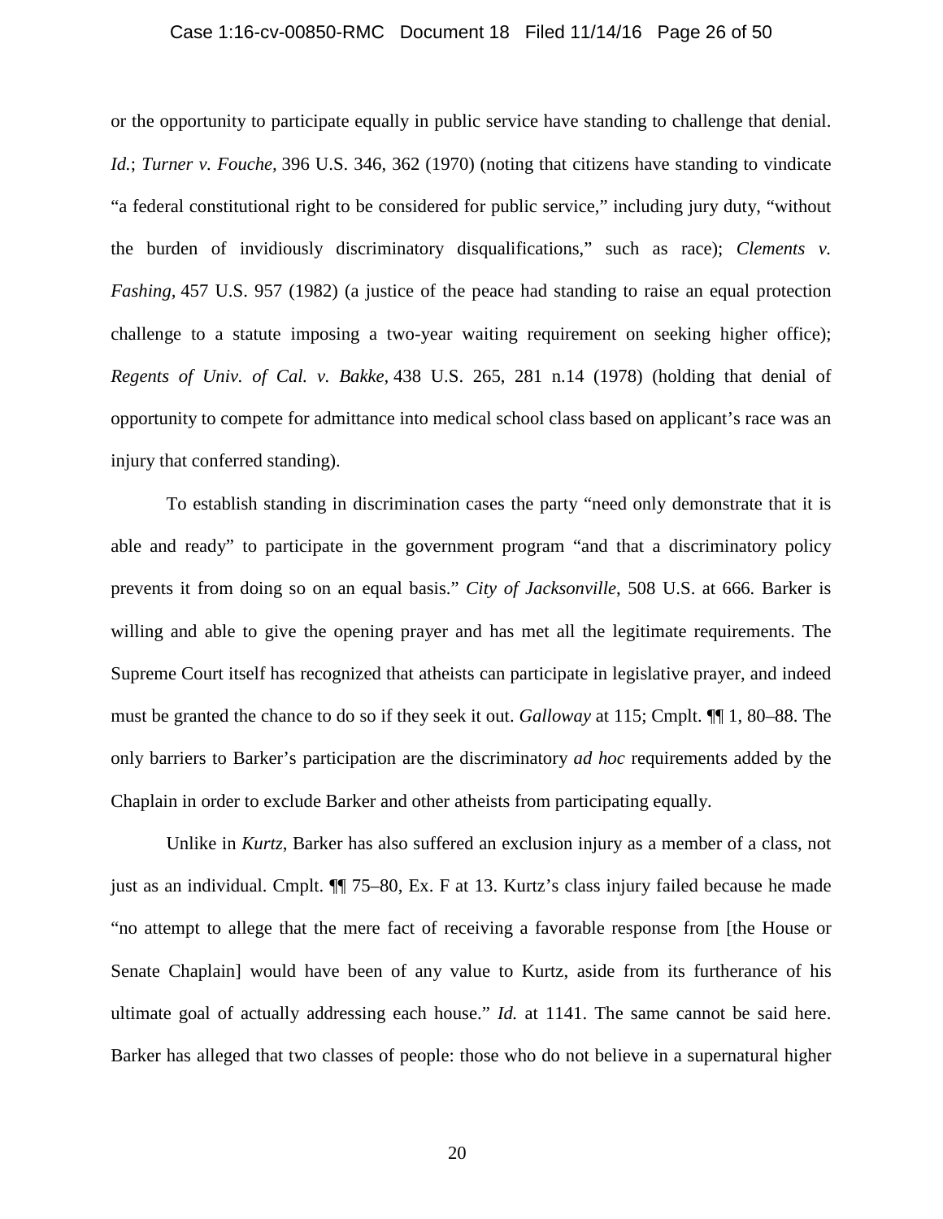or the opportunity to participate equally in public service have standing to challenge that denial. *Id.*; *Turner v. Fouche*, 396 U.S. 346, 362 (1970) (noting that citizens have standing to vindicate "a federal constitutional right to be considered for public service," including jury duty, "without the burden of invidiously discriminatory disqualifications," such as race); *Clements v. Fashing*, 457 U.S. 957 (1982) (a justice of the peace had standing to raise an equal protection challenge to a statute imposing a two-year waiting requirement on seeking higher office); *Regents of Univ. of Cal. v. Bakke*, 438 U.S. 265, 281 n.14 (1978) (holding that denial of opportunity to compete for admittance into medical school class based on applicant's race was an injury that conferred standing).

To establish standing in discrimination cases the party "need only demonstrate that it is able and ready" to participate in the government program "and that a discriminatory policy prevents it from doing so on an equal basis." *City of Jacksonville*, 508 U.S. at 666. Barker is willing and able to give the opening prayer and has met all the legitimate requirements. The Supreme Court itself has recognized that atheists can participate in legislative prayer, and indeed must be granted the chance to do so if they seek it out. *Galloway* at 115; Cmplt. ¶¶ 1, 80–88. The only barriers to Barker's participation are the discriminatory *ad hoc* requirements added by the Chaplain in order to exclude Barker and other atheists from participating equally.

Unlike in *Kurtz*, Barker has also suffered an exclusion injury as a member of a class, not just as an individual. Cmplt. ¶¶ 75–80, Ex. F at 13. Kurtz's class injury failed because he made "no attempt to allege that the mere fact of receiving a favorable response from [the House or Senate Chaplain] would have been of any value to Kurtz, aside from its furtherance of his ultimate goal of actually addressing each house." *Id.* at 1141. The same cannot be said here. Barker has alleged that two classes of people: those who do not believe in a supernatural higher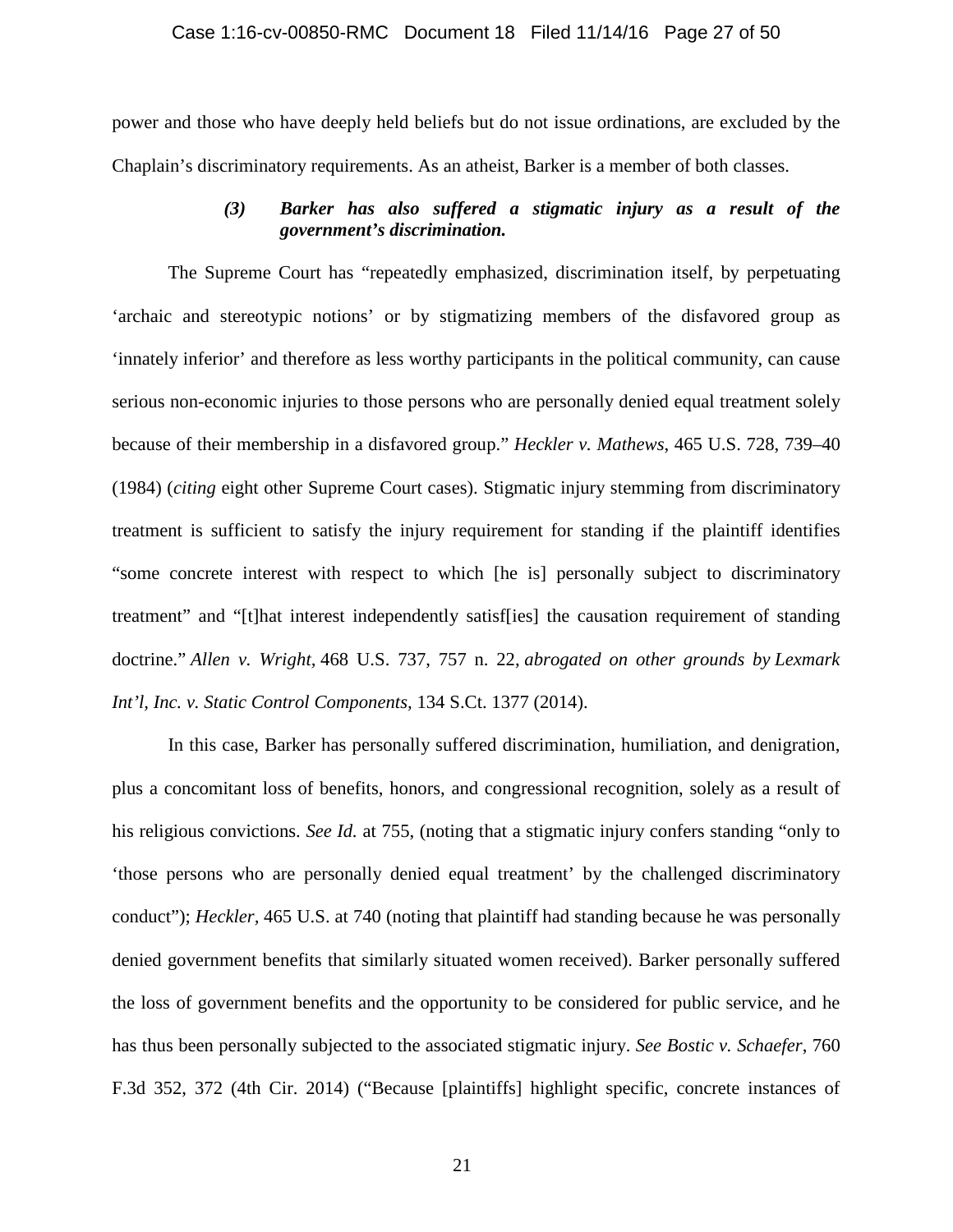power and those who have deeply held beliefs but do not issue ordinations, are excluded by the Chaplain's discriminatory requirements. As an atheist, Barker is a member of both classes.

#### *(3) Barker has also suffered a stigmatic injury as a result of the government's discrimination.*

The Supreme Court has "repeatedly emphasized, discrimination itself, by perpetuating 'archaic and stereotypic notions' or by stigmatizing members of the disfavored group as 'innately inferior' and therefore as less worthy participants in the political community, can cause serious non-economic injuries to those persons who are personally denied equal treatment solely because of their membership in a disfavored group." *Heckler v. Mathews*, 465 U.S. 728, 739–40 (1984) (*citing* eight other Supreme Court cases). Stigmatic injury stemming from discriminatory treatment is sufficient to satisfy the injury requirement for standing if the plaintiff identifies "some concrete interest with respect to which [he is] personally subject to discriminatory treatment" and "[t]hat interest independently satisf[ies] the causation requirement of standing doctrine." *Allen v. Wright*, 468 U.S. 737, 757 n. 22, *abrogated on other grounds by Lexmark Int'l, Inc. v. Static Control Components*, 134 S.Ct. 1377 (2014).

In this case, Barker has personally suffered discrimination, humiliation, and denigration, plus a concomitant loss of benefits, honors, and congressional recognition, solely as a result of his religious convictions. *See Id.* at 755, (noting that a stigmatic injury confers standing "only to 'those persons who are personally denied equal treatment' by the challenged discriminatory conduct"); *Heckler*, 465 U.S. at 740 (noting that plaintiff had standing because he was personally denied government benefits that similarly situated women received). Barker personally suffered the loss of government benefits and the opportunity to be considered for public service, and he has thus been personally subjected to the associated stigmatic injury. *See Bostic v. Schaefer*, 760 F.3d 352, 372 (4th Cir. 2014) ("Because [plaintiffs] highlight specific, concrete instances of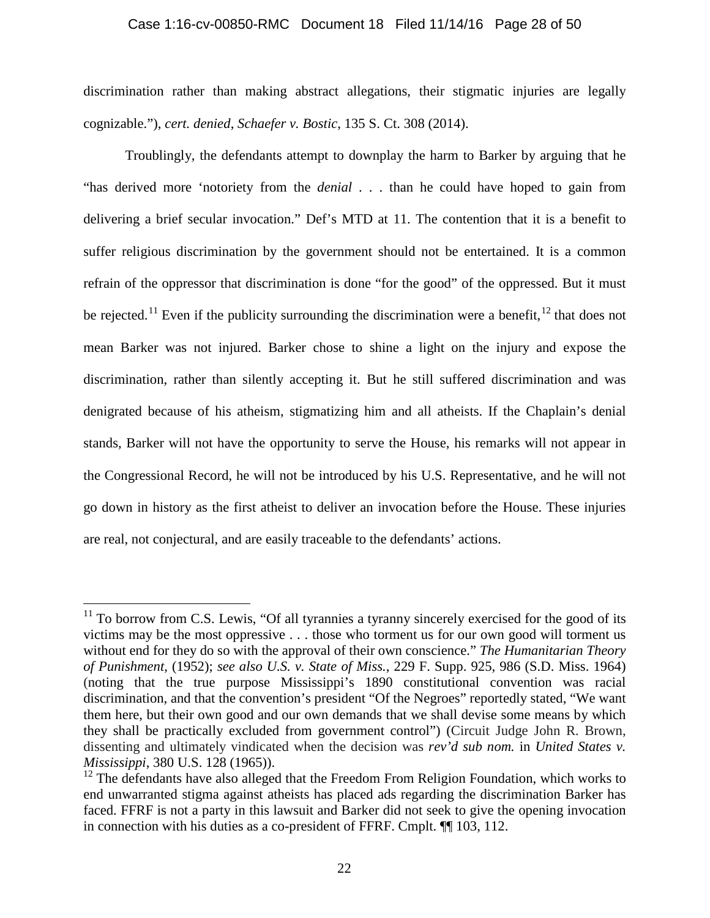discrimination rather than making abstract allegations, their stigmatic injuries are legally cognizable."), *cert. denied, Schaefer v. Bostic*, 135 S. Ct. 308 (2014).

Troublingly, the defendants attempt to downplay the harm to Barker by arguing that he "has derived more 'notoriety from the *denial* . . . than he could have hoped to gain from delivering a brief secular invocation." Def's MTD at 11. The contention that it is a benefit to suffer religious discrimination by the government should not be entertained. It is a common refrain of the oppressor that discrimination is done "for the good" of the oppressed. But it must be rejected.[11] Even if the publicity surrounding the discrimination were a benefit,[12] that does not mean Barker was not injured. Barker chose to shine a light on the injury and expose the discrimination, rather than silently accepting it. But he still suffered discrimination and was denigrated because of his atheism, stigmatizing him and all atheists. If the Chaplain's denial stands, Barker will not have the opportunity to serve the House, his remarks will not appear in the Congressional Record, he will not be introduced by his U.S. Representative, and he will not go down in history as the first atheist to deliver an invocation before the House. These injuries are real, not conjectural, and are easily traceable to the defendants' actions.

---

[11] To borrow from C.S. Lewis, "Of all tyrannies a tyranny sincerely exercised for the good of its victims may be the most oppressive . . . those who torment us for our own good will torment us without end for they do so with the approval of their own conscience." *The Humanitarian Theory of Punishment*, (1952); *see also U.S. v. State of Miss.*, 229 F. Supp. 925, 986 (S.D. Miss. 1964) (noting that the true purpose Mississippi's 1890 constitutional convention was racial discrimination, and that the convention's president "Of the Negroes" reportedly stated, "We want them here, but their own good and our own demands that we shall devise some means by which they shall be practically excluded from government control") (Circuit Judge John R. Brown, dissenting and ultimately vindicated when the decision was *rev'd sub nom.* in *United States v. Mississippi*, 380 U.S. 128 (1965)).

[12] The defendants have also alleged that the Freedom From Religion Foundation, which works to end unwarranted stigma against atheists has placed ads regarding the discrimination Barker has faced. FFRF is not a party in this lawsuit and Barker did not seek to give the opening invocation in connection with his duties as a co-president of FFRF. Cmplt. ¶¶ 103, 112.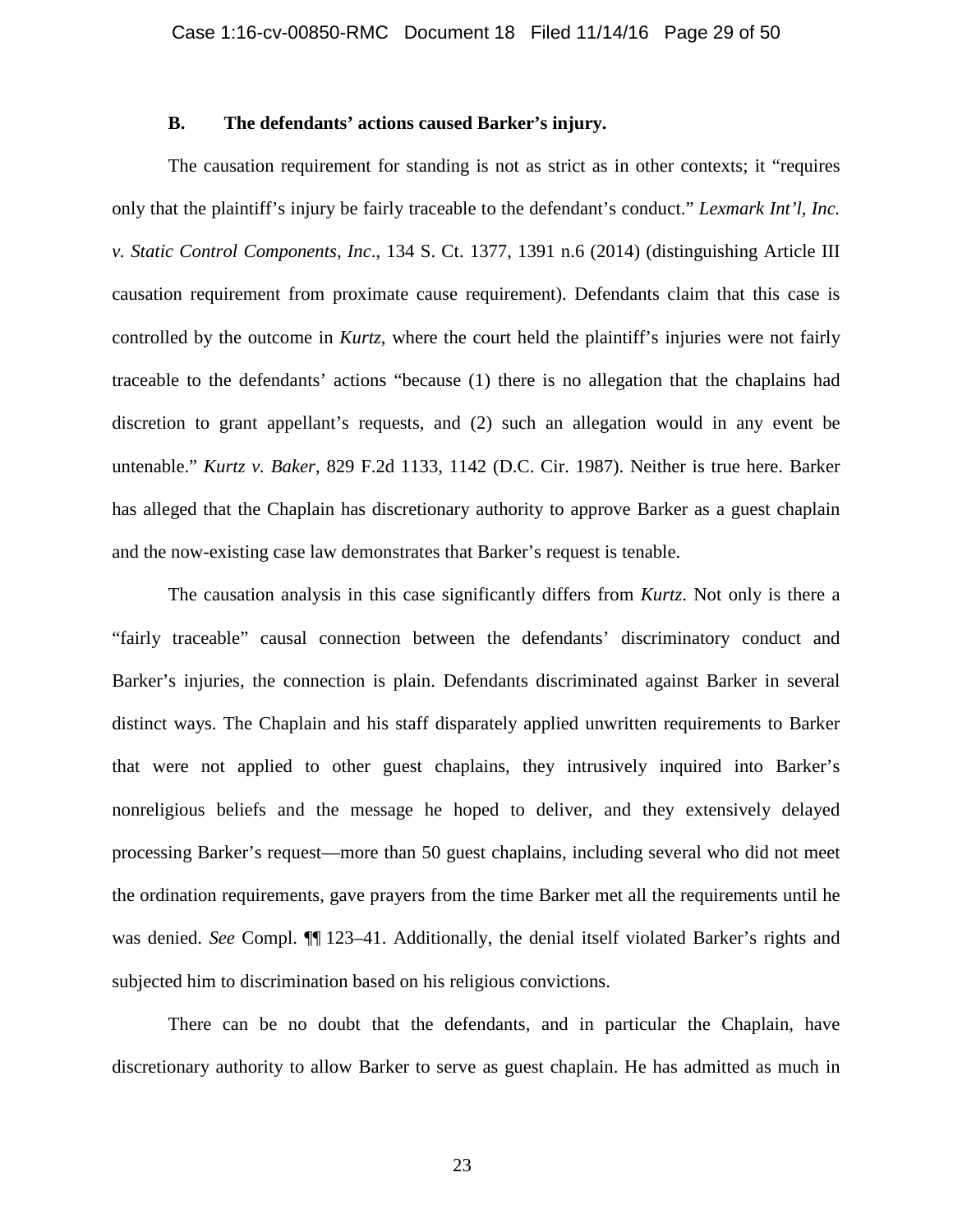### B. The defendants' actions caused Barker's injury.

The causation requirement for standing is not as strict as in other contexts; it "requires only that the plaintiff's injury be fairly traceable to the defendant's conduct." *Lexmark Int'l, Inc. v. Static Control Components, Inc.*, 134 S. Ct. 1377, 1391 n.6 (2014) (distinguishing Article III causation requirement from proximate cause requirement). Defendants claim that this case is controlled by the outcome in *Kurtz*, where the court held the plaintiff's injuries were not fairly traceable to the defendants' actions "because (1) there is no allegation that the chaplains had discretion to grant appellant's requests, and (2) such an allegation would in any event be untenable." *Kurtz v. Baker*, 829 F.2d 1133, 1142 (D.C. Cir. 1987). Neither is true here. Barker has alleged that the Chaplain has discretionary authority to approve Barker as a guest chaplain and the now-existing case law demonstrates that Barker's request is tenable.

The causation analysis in this case significantly differs from *Kurtz*. Not only is there a "fairly traceable" causal connection between the defendants' discriminatory conduct and Barker's injuries, the connection is plain. Defendants discriminated against Barker in several distinct ways. The Chaplain and his staff disparately applied unwritten requirements to Barker that were not applied to other guest chaplains, they intrusively inquired into Barker's nonreligious beliefs and the message he hoped to deliver, and they extensively delayed processing Barker's request—more than 50 guest chaplains, including several who did not meet the ordination requirements, gave prayers from the time Barker met all the requirements until he was denied. *See* Compl. ¶¶ 123–41. Additionally, the denial itself violated Barker's rights and subjected him to discrimination based on his religious convictions.

There can be no doubt that the defendants, and in particular the Chaplain, have discretionary authority to allow Barker to serve as guest chaplain. He has admitted as much in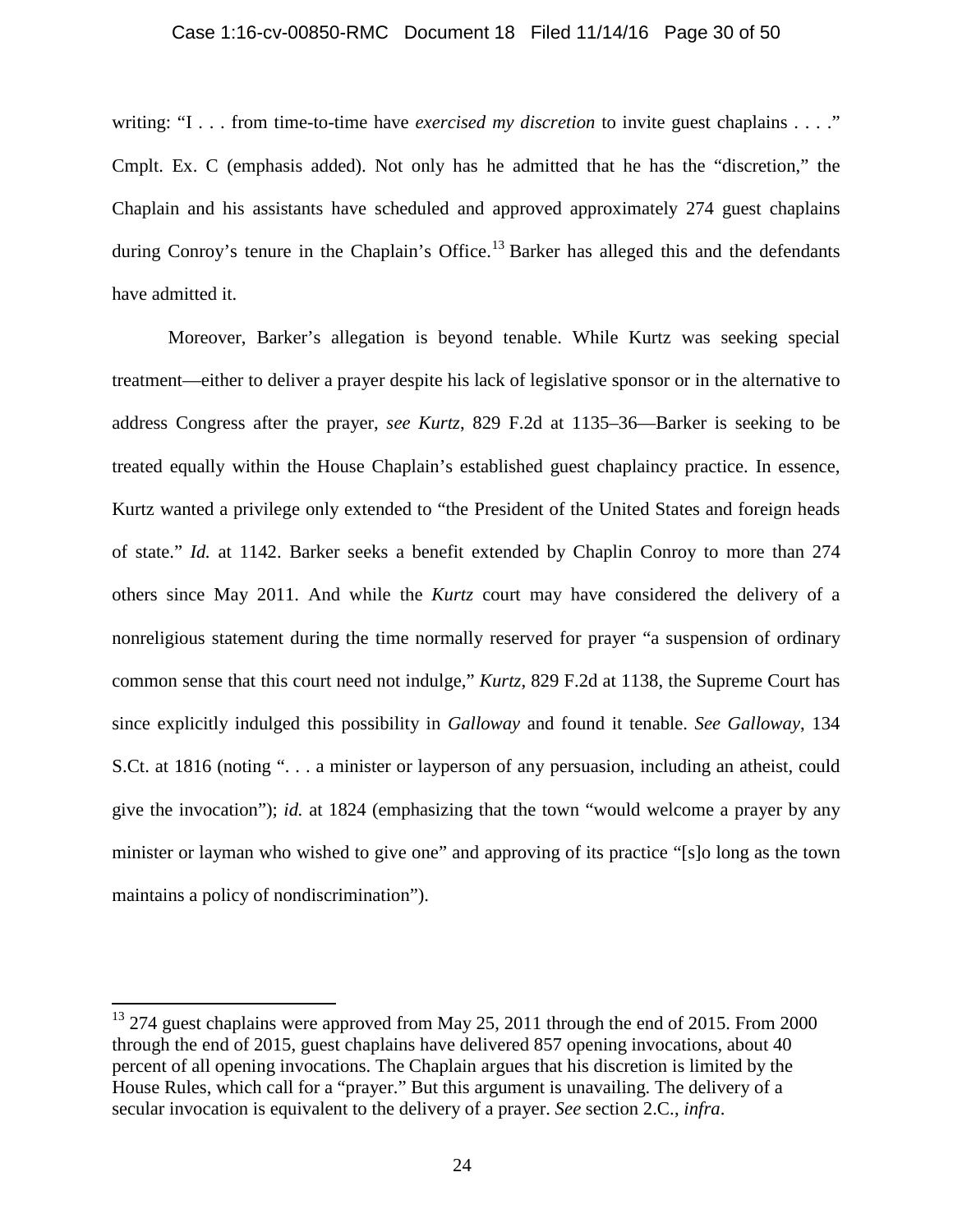writing: "I . . . from time-to-time have *exercised my discretion* to invite guest chaplains . . . ." Cmplt. Ex. C (emphasis added). Not only has he admitted that he has the "discretion," the Chaplain and his assistants have scheduled and approved approximately 274 guest chaplains during Conroy's tenure in the Chaplain's Office.[13] Barker has alleged this and the defendants have admitted it.

Moreover, Barker's allegation is beyond tenable. While Kurtz was seeking special treatment—either to deliver a prayer despite his lack of legislative sponsor or in the alternative to address Congress after the prayer, *see Kurtz*, 829 F.2d at 1135–36—Barker is seeking to be treated equally within the House Chaplain's established guest chaplaincy practice. In essence, Kurtz wanted a privilege only extended to "the President of the United States and foreign heads of state." *Id.* at 1142. Barker seeks a benefit extended by Chaplin Conroy to more than 274 others since May 2011. And while the *Kurtz* court may have considered the delivery of a nonreligious statement during the time normally reserved for prayer "a suspension of ordinary common sense that this court need not indulge," *Kurtz*, 829 F.2d at 1138, the Supreme Court has since explicitly indulged this possibility in *Galloway* and found it tenable. *See Galloway*, 134 S.Ct. at 1816 (noting ". . . a minister or layperson of any persuasion, including an atheist, could give the invocation"); *id.* at 1824 (emphasizing that the town "would welcome a prayer by any minister or layman who wished to give one" and approving of its practice "[s]o long as the town maintains a policy of nondiscrimination").

---

[13] 274 guest chaplains were approved from May 25, 2011 through the end of 2015. From 2000 through the end of 2015, guest chaplains have delivered 857 opening invocations, about 40 percent of all opening invocations. The Chaplain argues that his discretion is limited by the House Rules, which call for a "prayer." But this argument is unavailing. The delivery of a secular invocation is equivalent to the delivery of a prayer. *See* section 2.C., *infra*.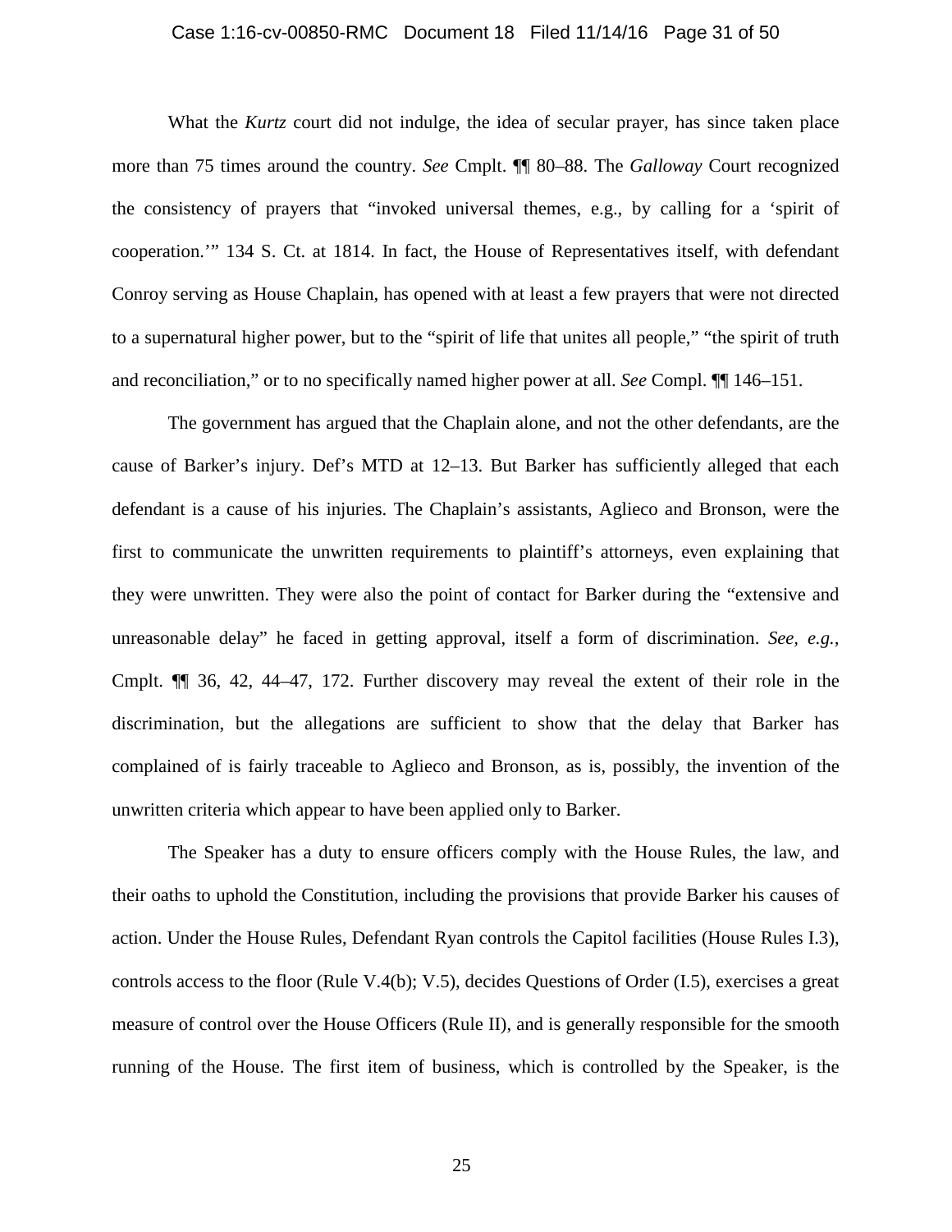What the *Kurtz* court did not indulge, the idea of secular prayer, has since taken place more than 75 times around the country. *See* Cmplt. ¶¶ 80–88. The *Galloway* Court recognized the consistency of prayers that "invoked universal themes, e.g., by calling for a 'spirit of cooperation.'" 134 S. Ct. at 1814. In fact, the House of Representatives itself, with defendant Conroy serving as House Chaplain, has opened with at least a few prayers that were not directed to a supernatural higher power, but to the "spirit of life that unites all people," "the spirit of truth and reconciliation," or to no specifically named higher power at all. *See* Compl. ¶¶ 146–151.

The government has argued that the Chaplain alone, and not the other defendants, are the cause of Barker's injury. Def's MTD at 12–13. But Barker has sufficiently alleged that each defendant is a cause of his injuries. The Chaplain's assistants, Aglieco and Bronson, were the first to communicate the unwritten requirements to plaintiff's attorneys, even explaining that they were unwritten. They were also the point of contact for Barker during the "extensive and unreasonable delay" he faced in getting approval, itself a form of discrimination. *See, e.g.*, Cmplt. ¶¶ 36, 42, 44–47, 172. Further discovery may reveal the extent of their role in the discrimination, but the allegations are sufficient to show that the delay that Barker has complained of is fairly traceable to Aglieco and Bronson, as is, possibly, the invention of the unwritten criteria which appear to have been applied only to Barker.

The Speaker has a duty to ensure officers comply with the House Rules, the law, and their oaths to uphold the Constitution, including the provisions that provide Barker his causes of action. Under the House Rules, Defendant Ryan controls the Capitol facilities (House Rules I.3), controls access to the floor (Rule V.4(b); V.5), decides Questions of Order (I.5), exercises a great measure of control over the House Officers (Rule II), and is generally responsible for the smooth running of the House. The first item of business, which is controlled by the Speaker, is the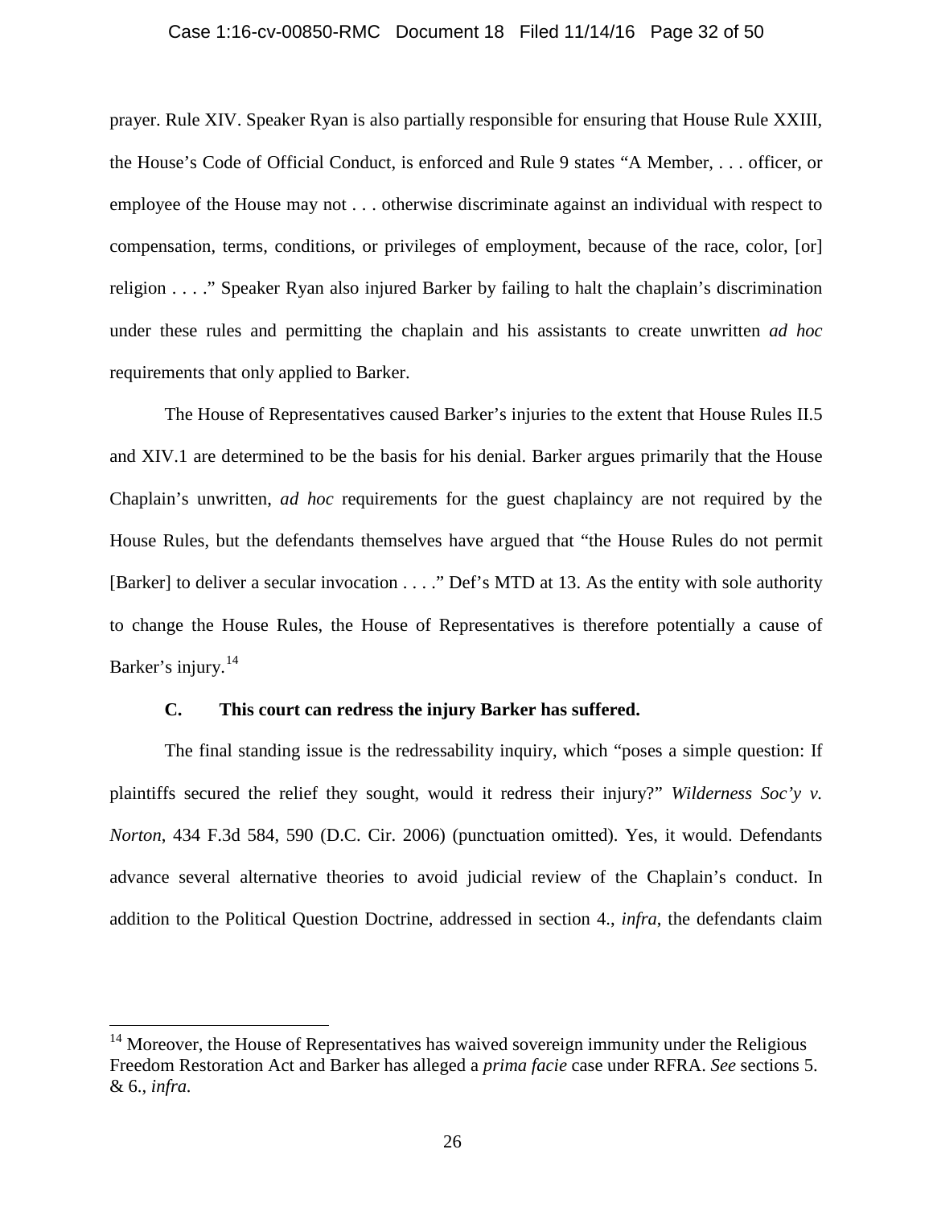prayer. Rule XIV. Speaker Ryan is also partially responsible for ensuring that House Rule XXIII, the House's Code of Official Conduct, is enforced and Rule 9 states "A Member, . . . officer, or employee of the House may not . . . otherwise discriminate against an individual with respect to compensation, terms, conditions, or privileges of employment, because of the race, color, [or] religion . . . ." Speaker Ryan also injured Barker by failing to halt the chaplain's discrimination under these rules and permitting the chaplain and his assistants to create unwritten *ad hoc* requirements that only applied to Barker.

The House of Representatives caused Barker's injuries to the extent that House Rules II.5 and XIV.1 are determined to be the basis for his denial. Barker argues primarily that the House Chaplain's unwritten, *ad hoc* requirements for the guest chaplaincy are not required by the House Rules, but the defendants themselves have argued that "the House Rules do not permit [Barker] to deliver a secular invocation . . . ." Def's MTD at 13. As the entity with sole authority to change the House Rules, the House of Representatives is therefore potentially a cause of Barker's injury.[14]

### C. This court can redress the injury Barker has suffered.

The final standing issue is the redressability inquiry, which "poses a simple question: If plaintiffs secured the relief they sought, would it redress their injury?" *Wilderness Soc'y v. Norton*, 434 F.3d 584, 590 (D.C. Cir. 2006) (punctuation omitted). Yes, it would. Defendants advance several alternative theories to avoid judicial review of the Chaplain's conduct. In addition to the Political Question Doctrine, addressed in section 4., *infra*, the defendants claim

---

[14] Moreover, the House of Representatives has waived sovereign immunity under the Religious Freedom Restoration Act and Barker has alleged a *prima facie* case under RFRA. *See* sections 5. & 6., *infra*.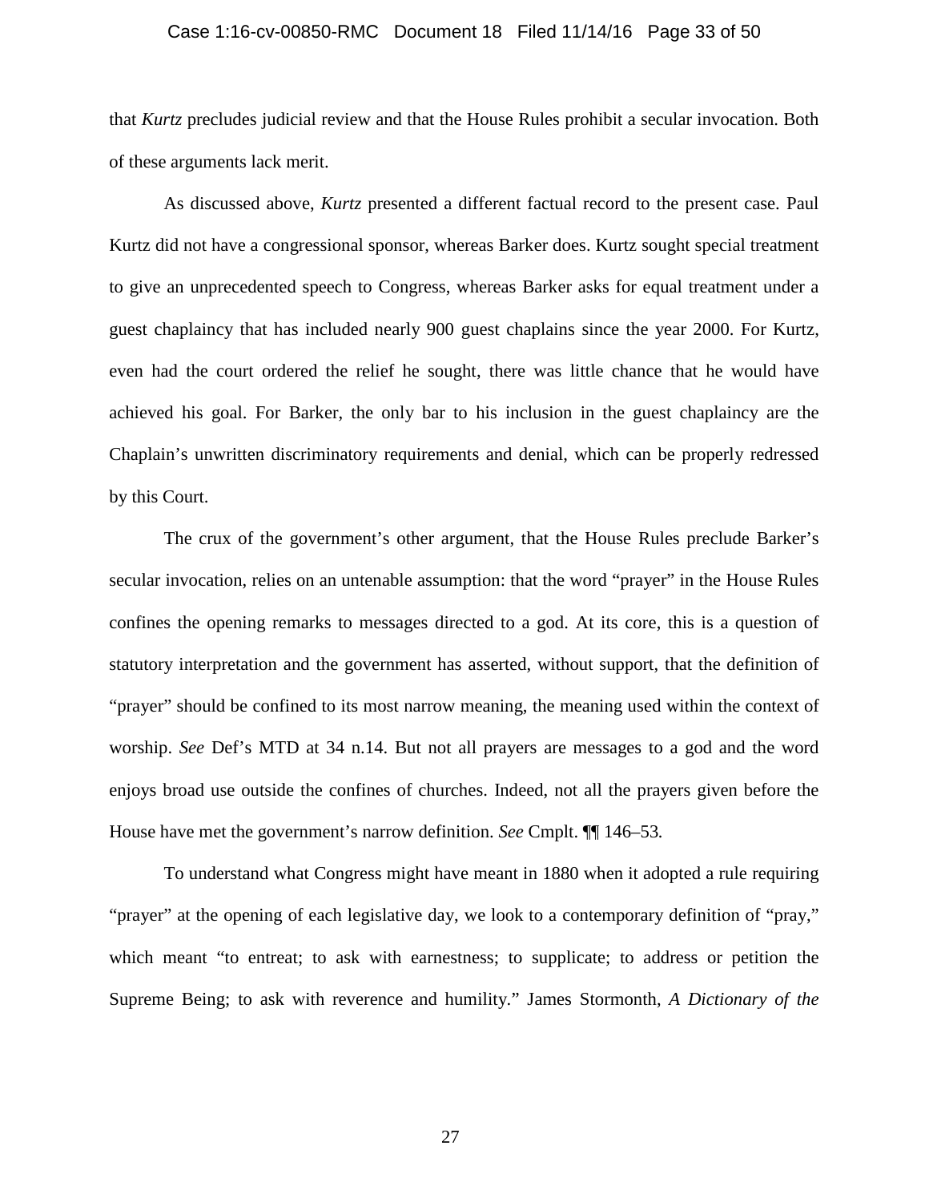that *Kurtz* precludes judicial review and that the House Rules prohibit a secular invocation. Both of these arguments lack merit.

As discussed above, *Kurtz* presented a different factual record to the present case. Paul Kurtz did not have a congressional sponsor, whereas Barker does. Kurtz sought special treatment to give an unprecedented speech to Congress, whereas Barker asks for equal treatment under a guest chaplaincy that has included nearly 900 guest chaplains since the year 2000. For Kurtz, even had the court ordered the relief he sought, there was little chance that he would have achieved his goal. For Barker, the only bar to his inclusion in the guest chaplaincy are the Chaplain's unwritten discriminatory requirements and denial, which can be properly redressed by this Court.

The crux of the government's other argument, that the House Rules preclude Barker's secular invocation, relies on an untenable assumption: that the word "prayer" in the House Rules confines the opening remarks to messages directed to a god. At its core, this is a question of statutory interpretation and the government has asserted, without support, that the definition of "prayer" should be confined to its most narrow meaning, the meaning used within the context of worship. *See* Def's MTD at 34 n.14. But not all prayers are messages to a god and the word enjoys broad use outside the confines of churches. Indeed, not all the prayers given before the House have met the government's narrow definition. *See* Cmplt. ¶¶ 146–53.

To understand what Congress might have meant in 1880 when it adopted a rule requiring "prayer" at the opening of each legislative day, we look to a contemporary definition of "pray," which meant "to entreat; to ask with earnestness; to supplicate; to address or petition the Supreme Being; to ask with reverence and humility." James Stormonth, *A Dictionary of the*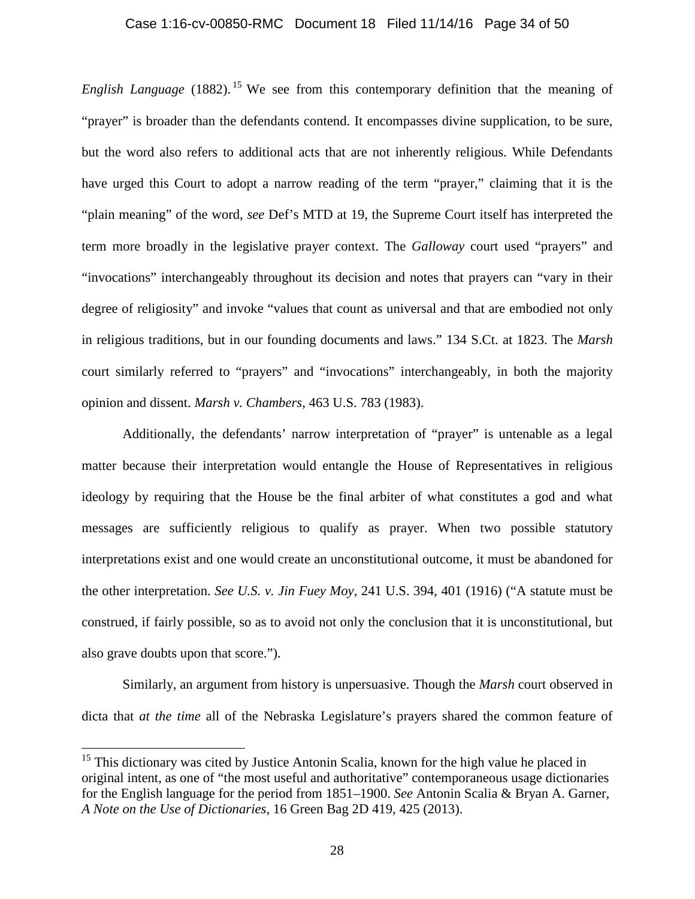*English Language* (1882).[15] We see from this contemporary definition that the meaning of "prayer" is broader than the defendants contend. It encompasses divine supplication, to be sure, but the word also refers to additional acts that are not inherently religious. While Defendants have urged this Court to adopt a narrow reading of the term "prayer," claiming that it is the "plain meaning" of the word, *see* Def's MTD at 19, the Supreme Court itself has interpreted the term more broadly in the legislative prayer context. The *Galloway* court used "prayers" and "invocations" interchangeably throughout its decision and notes that prayers can "vary in their degree of religiosity" and invoke "values that count as universal and that are embodied not only in religious traditions, but in our founding documents and laws." 134 S.Ct. at 1823. The *Marsh* court similarly referred to "prayers" and "invocations" interchangeably, in both the majority opinion and dissent. *Marsh v. Chambers*, 463 U.S. 783 (1983).

Additionally, the defendants' narrow interpretation of "prayer" is untenable as a legal matter because their interpretation would entangle the House of Representatives in religious ideology by requiring that the House be the final arbiter of what constitutes a god and what messages are sufficiently religious to qualify as prayer. When two possible statutory interpretations exist and one would create an unconstitutional outcome, it must be abandoned for the other interpretation. *See U.S. v. Jin Fuey Moy*, 241 U.S. 394, 401 (1916) ("A statute must be construed, if fairly possible, so as to avoid not only the conclusion that it is unconstitutional, but also grave doubts upon that score.").

Similarly, an argument from history is unpersuasive. Though the *Marsh* court observed in dicta that *at the time* all of the Nebraska Legislature's prayers shared the common feature of

---

[15] This dictionary was cited by Justice Antonin Scalia, known for the high value he placed in original intent, as one of "the most useful and authoritative" contemporaneous usage dictionaries for the English language for the period from 1851–1900. *See* Antonin Scalia & Bryan A. Garner, *A Note on the Use of Dictionaries*, 16 Green Bag 2D 419, 425 (2013).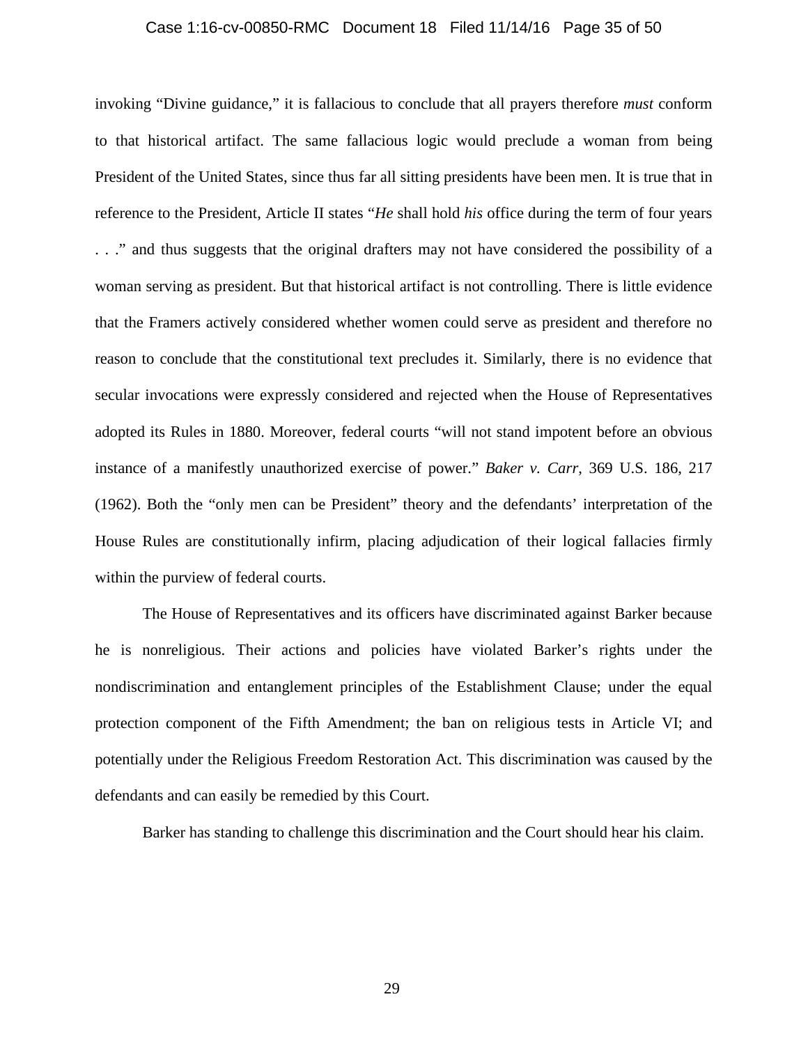invoking "Divine guidance," it is fallacious to conclude that all prayers therefore *must* conform to that historical artifact. The same fallacious logic would preclude a woman from being President of the United States, since thus far all sitting presidents have been men. It is true that in reference to the President, Article II states "*He* shall hold *his* office during the term of four years . . ." and thus suggests that the original drafters may not have considered the possibility of a woman serving as president. But that historical artifact is not controlling. There is little evidence that the Framers actively considered whether women could serve as president and therefore no reason to conclude that the constitutional text precludes it. Similarly, there is no evidence that secular invocations were expressly considered and rejected when the House of Representatives adopted its Rules in 1880. Moreover, federal courts "will not stand impotent before an obvious instance of a manifestly unauthorized exercise of power." *Baker v. Carr*, 369 U.S. 186, 217 (1962). Both the "only men can be President" theory and the defendants' interpretation of the House Rules are constitutionally infirm, placing adjudication of their logical fallacies firmly within the purview of federal courts.

The House of Representatives and its officers have discriminated against Barker because he is nonreligious. Their actions and policies have violated Barker's rights under the nondiscrimination and entanglement principles of the Establishment Clause; under the equal protection component of the Fifth Amendment; the ban on religious tests in Article VI; and potentially under the Religious Freedom Restoration Act. This discrimination was caused by the defendants and can easily be remedied by this Court.

Barker has standing to challenge this discrimination and the Court should hear his claim.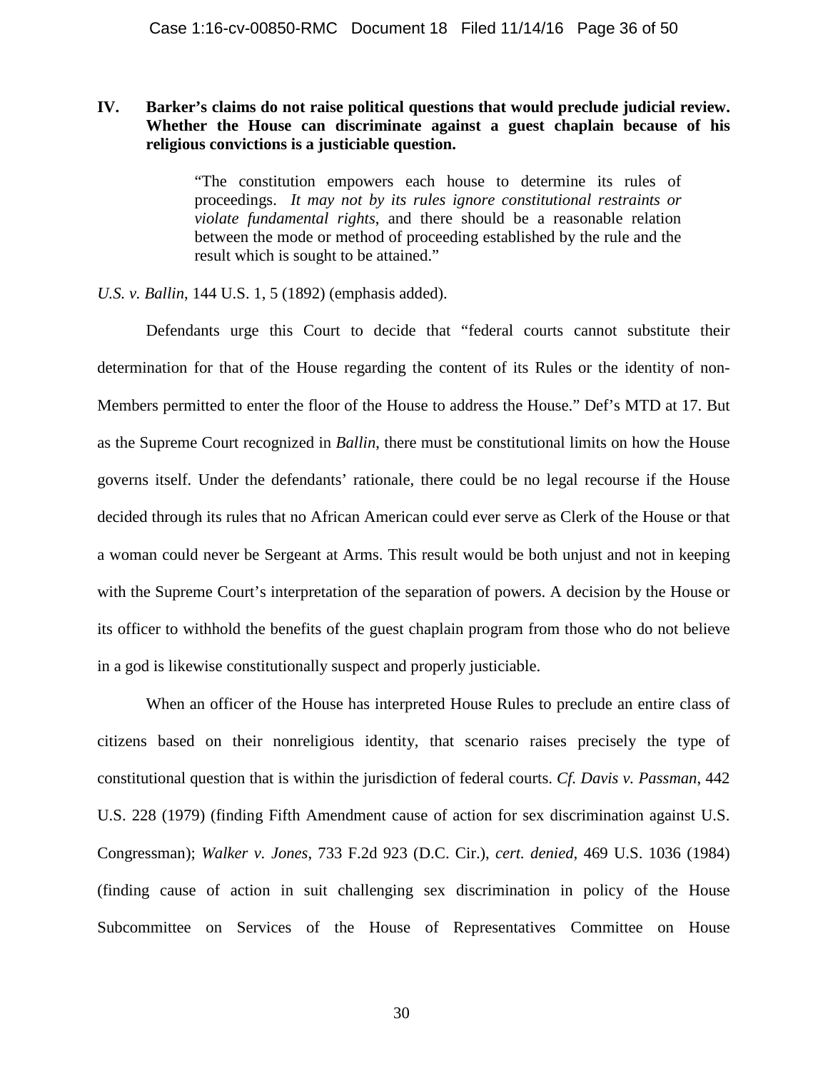## IV. Barker's claims do not raise political questions that would preclude judicial review. Whether the House can discriminate against a guest chaplain because of his religious convictions is a justiciable question.

> "The constitution empowers each house to determine its rules of proceedings. *It may not by its rules ignore constitutional restraints or violate fundamental rights*, and there should be a reasonable relation between the mode or method of proceeding established by the rule and the result which is sought to be attained."

*U.S. v. Ballin*, 144 U.S. 1, 5 (1892) (emphasis added).

Defendants urge this Court to decide that "federal courts cannot substitute their determination for that of the House regarding the content of its Rules or the identity of non-Members permitted to enter the floor of the House to address the House." Def's MTD at 17. But as the Supreme Court recognized in *Ballin*, there must be constitutional limits on how the House governs itself. Under the defendants' rationale, there could be no legal recourse if the House decided through its rules that no African American could ever serve as Clerk of the House or that a woman could never be Sergeant at Arms. This result would be both unjust and not in keeping with the Supreme Court's interpretation of the separation of powers. A decision by the House or its officer to withhold the benefits of the guest chaplain program from those who do not believe in a god is likewise constitutionally suspect and properly justiciable.

When an officer of the House has interpreted House Rules to preclude an entire class of citizens based on their nonreligious identity, that scenario raises precisely the type of constitutional question that is within the jurisdiction of federal courts. *Cf. Davis v. Passman*, 442 U.S. 228 (1979) (finding Fifth Amendment cause of action for sex discrimination against U.S. Congressman); *Walker v. Jones*, 733 F.2d 923 (D.C. Cir.), *cert. denied*, 469 U.S. 1036 (1984) (finding cause of action in suit challenging sex discrimination in policy of the House Subcommittee on Services of the House of Representatives Committee on House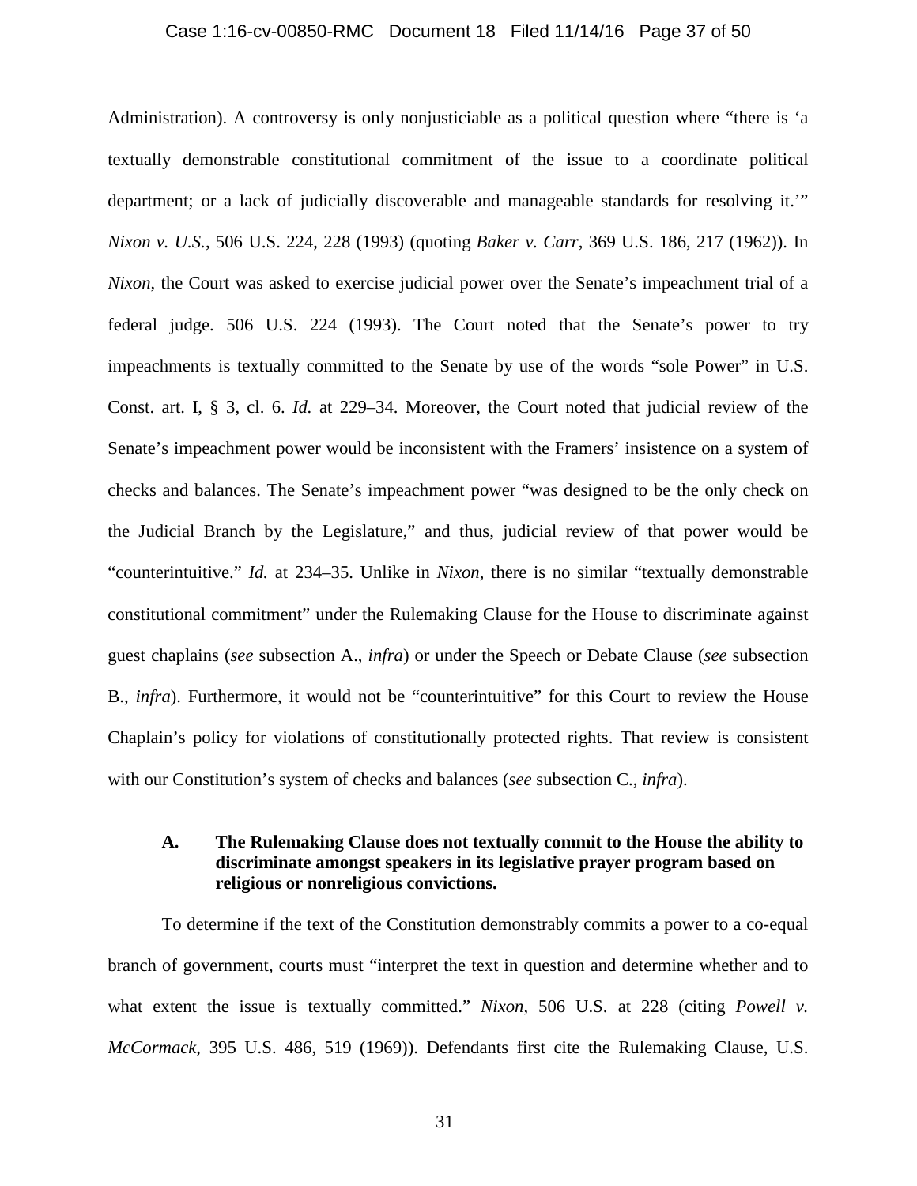Administration). A controversy is only nonjusticiable as a political question where "there is 'a textually demonstrable constitutional commitment of the issue to a coordinate political department; or a lack of judicially discoverable and manageable standards for resolving it.'" *Nixon v. U.S.*, 506 U.S. 224, 228 (1993) (quoting *Baker v. Carr*, 369 U.S. 186, 217 (1962)). In *Nixon*, the Court was asked to exercise judicial power over the Senate's impeachment trial of a federal judge. 506 U.S. 224 (1993). The Court noted that the Senate's power to try impeachments is textually committed to the Senate by use of the words "sole Power" in U.S. Const. art. I, § 3, cl. 6. *Id.* at 229–34. Moreover, the Court noted that judicial review of the Senate's impeachment power would be inconsistent with the Framers' insistence on a system of checks and balances. The Senate's impeachment power "was designed to be the only check on the Judicial Branch by the Legislature," and thus, judicial review of that power would be "counterintuitive." *Id.* at 234–35. Unlike in *Nixon*, there is no similar "textually demonstrable constitutional commitment" under the Rulemaking Clause for the House to discriminate against guest chaplains (*see* subsection A., *infra*) or under the Speech or Debate Clause (*see* subsection B., *infra*). Furthermore, it would not be "counterintuitive" for this Court to review the House Chaplain's policy for violations of constitutionally protected rights. That review is consistent with our Constitution's system of checks and balances (*see* subsection C., *infra*).

### A. The Rulemaking Clause does not textually commit to the House the ability to discriminate amongst speakers in its legislative prayer program based on religious or nonreligious convictions.

To determine if the text of the Constitution demonstrably commits a power to a co-equal branch of government, courts must "interpret the text in question and determine whether and to what extent the issue is textually committed." *Nixon*, 506 U.S. at 228 (citing *Powell v. McCormack*, 395 U.S. 486, 519 (1969)). Defendants first cite the Rulemaking Clause, U.S.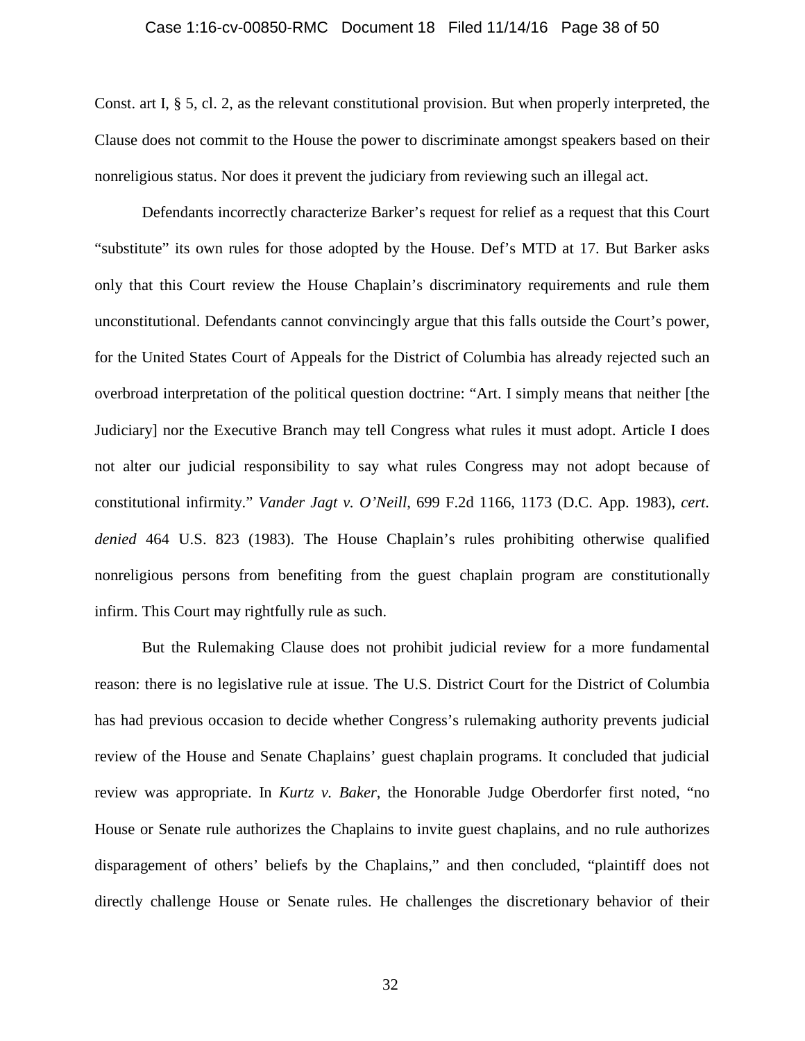Const. art I, § 5, cl. 2, as the relevant constitutional provision. But when properly interpreted, the Clause does not commit to the House the power to discriminate amongst speakers based on their nonreligious status. Nor does it prevent the judiciary from reviewing such an illegal act.

Defendants incorrectly characterize Barker's request for relief as a request that this Court "substitute" its own rules for those adopted by the House. Def's MTD at 17. But Barker asks only that this Court review the House Chaplain's discriminatory requirements and rule them unconstitutional. Defendants cannot convincingly argue that this falls outside the Court's power, for the United States Court of Appeals for the District of Columbia has already rejected such an overbroad interpretation of the political question doctrine: "Art. I simply means that neither [the Judiciary] nor the Executive Branch may tell Congress what rules it must adopt. Article I does not alter our judicial responsibility to say what rules Congress may not adopt because of constitutional infirmity." *Vander Jagt v. O'Neill*, 699 F.2d 1166, 1173 (D.C. App. 1983), *cert. denied* 464 U.S. 823 (1983). The House Chaplain's rules prohibiting otherwise qualified nonreligious persons from benefiting from the guest chaplain program are constitutionally infirm. This Court may rightfully rule as such.

But the Rulemaking Clause does not prohibit judicial review for a more fundamental reason: there is no legislative rule at issue. The U.S. District Court for the District of Columbia has had previous occasion to decide whether Congress's rulemaking authority prevents judicial review of the House and Senate Chaplains' guest chaplain programs. It concluded that judicial review was appropriate. In *Kurtz v. Baker*, the Honorable Judge Oberdorfer first noted, "no House or Senate rule authorizes the Chaplains to invite guest chaplains, and no rule authorizes disparagement of others' beliefs by the Chaplains," and then concluded, "plaintiff does not directly challenge House or Senate rules. He challenges the discretionary behavior of their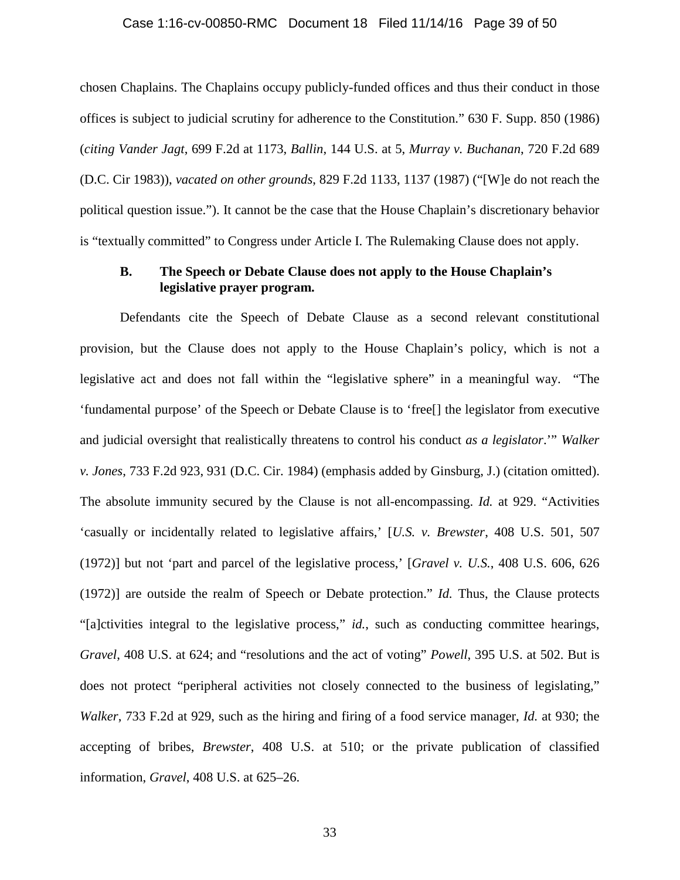chosen Chaplains. The Chaplains occupy publicly-funded offices and thus their conduct in those offices is subject to judicial scrutiny for adherence to the Constitution." 630 F. Supp. 850 (1986) (*citing Vander Jagt*, 699 F.2d at 1173, *Ballin*, 144 U.S. at 5, *Murray v. Buchanan*, 720 F.2d 689 (D.C. Cir 1983)), *vacated on other grounds*, 829 F.2d 1133, 1137 (1987) ("[W]e do not reach the political question issue."). It cannot be the case that the House Chaplain's discretionary behavior is "textually committed" to Congress under Article I. The Rulemaking Clause does not apply.

### B. The Speech or Debate Clause does not apply to the House Chaplain's legislative prayer program.

Defendants cite the Speech of Debate Clause as a second relevant constitutional provision, but the Clause does not apply to the House Chaplain's policy, which is not a legislative act and does not fall within the "legislative sphere" in a meaningful way. "The 'fundamental purpose' of the Speech or Debate Clause is to 'free[] the legislator from executive and judicial oversight that realistically threatens to control his conduct *as a legislator*.'" *Walker v. Jones*, 733 F.2d 923, 931 (D.C. Cir. 1984) (emphasis added by Ginsburg, J.) (citation omitted). The absolute immunity secured by the Clause is not all-encompassing. *Id.* at 929. "Activities 'casually or incidentally related to legislative affairs,' [*U.S. v. Brewster*, 408 U.S. 501, 507 (1972)] but not 'part and parcel of the legislative process,' [*Gravel v. U.S.*, 408 U.S. 606, 626 (1972)] are outside the realm of Speech or Debate protection." *Id.* Thus, the Clause protects "[a]ctivities integral to the legislative process," *id.*, such as conducting committee hearings, *Gravel*, 408 U.S. at 624; and "resolutions and the act of voting" *Powell*, 395 U.S. at 502. But is does not protect "peripheral activities not closely connected to the business of legislating," *Walker*, 733 F.2d at 929, such as the hiring and firing of a food service manager, *Id.* at 930; the accepting of bribes, *Brewster*, 408 U.S. at 510; or the private publication of classified information, *Gravel*, 408 U.S. at 625–26.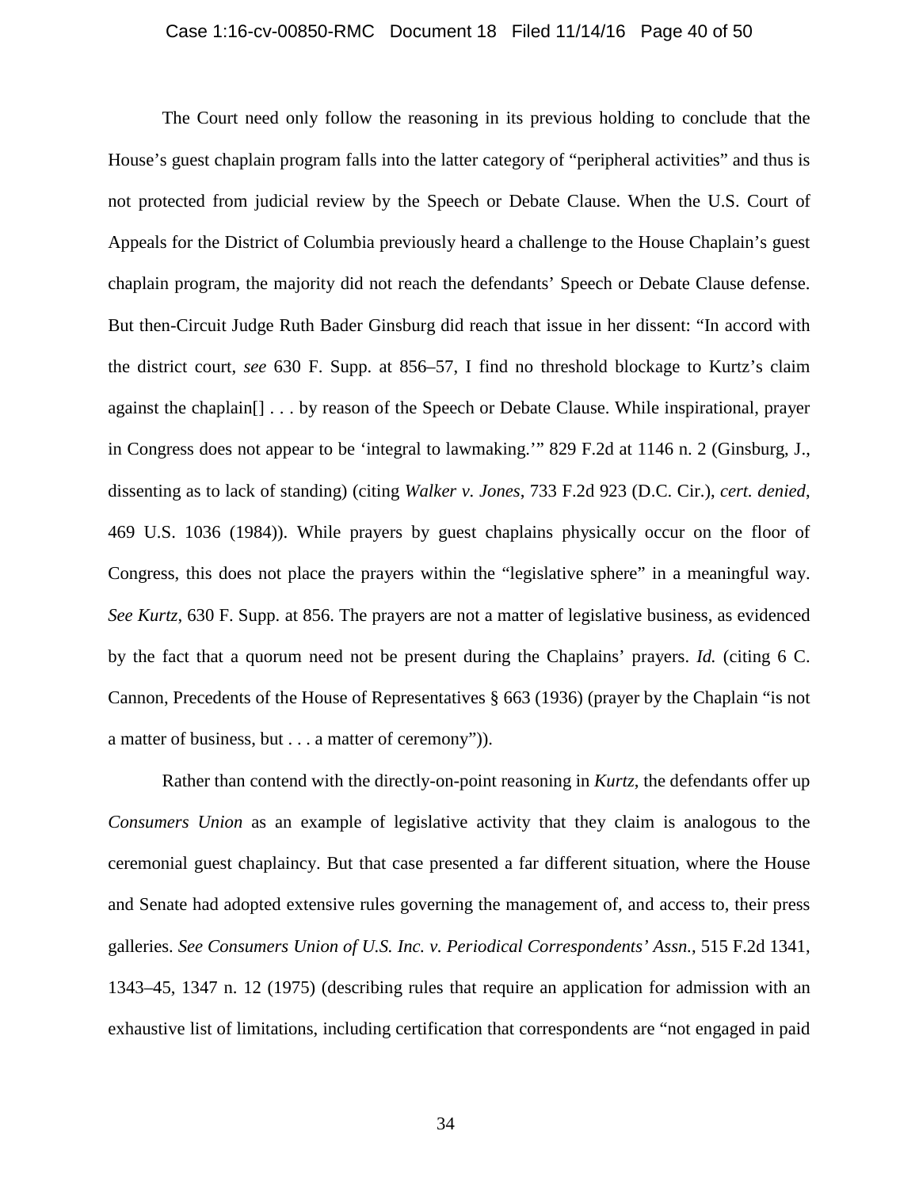The Court need only follow the reasoning in its previous holding to conclude that the House's guest chaplain program falls into the latter category of "peripheral activities" and thus is not protected from judicial review by the Speech or Debate Clause. When the U.S. Court of Appeals for the District of Columbia previously heard a challenge to the House Chaplain's guest chaplain program, the majority did not reach the defendants' Speech or Debate Clause defense. But then-Circuit Judge Ruth Bader Ginsburg did reach that issue in her dissent: "In accord with the district court, *see* 630 F. Supp. at 856–57, I find no threshold blockage to Kurtz's claim against the chaplain[] . . . by reason of the Speech or Debate Clause. While inspirational, prayer in Congress does not appear to be 'integral to lawmaking.'" 829 F.2d at 1146 n. 2 (Ginsburg, J., dissenting as to lack of standing) (citing *Walker v. Jones*, 733 F.2d 923 (D.C. Cir.), *cert. denied*, 469 U.S. 1036 (1984)). While prayers by guest chaplains physically occur on the floor of Congress, this does not place the prayers within the "legislative sphere" in a meaningful way. *See Kurtz*, 630 F. Supp. at 856. The prayers are not a matter of legislative business, as evidenced by the fact that a quorum need not be present during the Chaplains' prayers. *Id.* (citing 6 C. Cannon, Precedents of the House of Representatives § 663 (1936) (prayer by the Chaplain "is not a matter of business, but . . . a matter of ceremony")).

Rather than contend with the directly-on-point reasoning in *Kurtz*, the defendants offer up *Consumers Union* as an example of legislative activity that they claim is analogous to the ceremonial guest chaplaincy. But that case presented a far different situation, where the House and Senate had adopted extensive rules governing the management of, and access to, their press galleries. *See Consumers Union of U.S. Inc. v. Periodical Correspondents' Assn.*, 515 F.2d 1341, 1343–45, 1347 n. 12 (1975) (describing rules that require an application for admission with an exhaustive list of limitations, including certification that correspondents are "not engaged in paid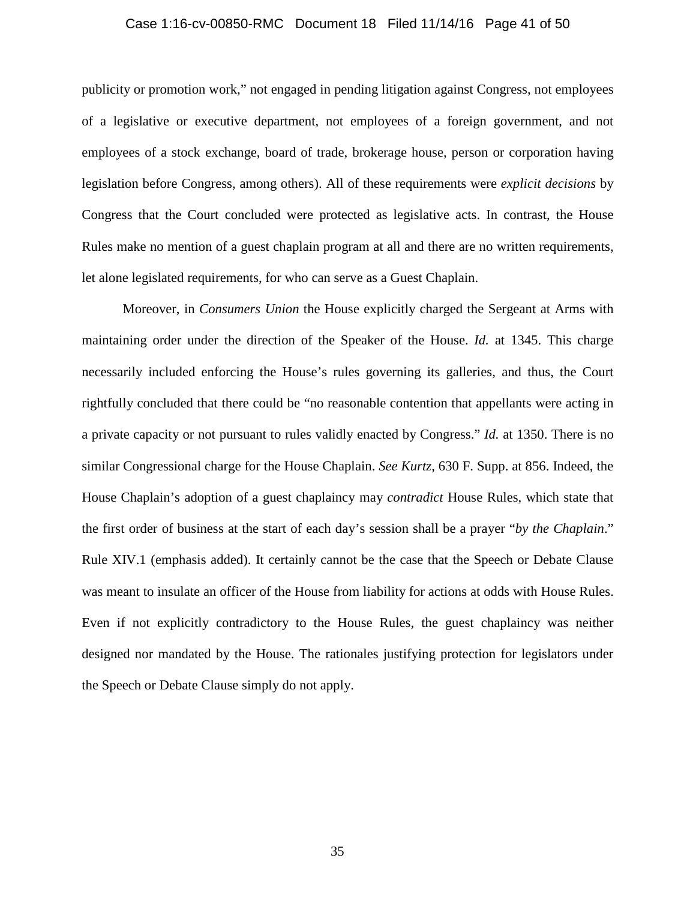publicity or promotion work," not engaged in pending litigation against Congress, not employees of a legislative or executive department, not employees of a foreign government, and not employees of a stock exchange, board of trade, brokerage house, person or corporation having legislation before Congress, among others). All of these requirements were *explicit decisions* by Congress that the Court concluded were protected as legislative acts. In contrast, the House Rules make no mention of a guest chaplain program at all and there are no written requirements, let alone legislated requirements, for who can serve as a Guest Chaplain.

Moreover, in *Consumers Union* the House explicitly charged the Sergeant at Arms with maintaining order under the direction of the Speaker of the House. *Id.* at 1345. This charge necessarily included enforcing the House's rules governing its galleries, and thus, the Court rightfully concluded that there could be "no reasonable contention that appellants were acting in a private capacity or not pursuant to rules validly enacted by Congress." *Id.* at 1350. There is no similar Congressional charge for the House Chaplain. *See Kurtz*, 630 F. Supp. at 856. Indeed, the House Chaplain's adoption of a guest chaplaincy may *contradict* House Rules, which state that the first order of business at the start of each day's session shall be a prayer "*by the Chaplain*." Rule XIV.1 (emphasis added). It certainly cannot be the case that the Speech or Debate Clause was meant to insulate an officer of the House from liability for actions at odds with House Rules. Even if not explicitly contradictory to the House Rules, the guest chaplaincy was neither designed nor mandated by the House. The rationales justifying protection for legislators under the Speech or Debate Clause simply do not apply.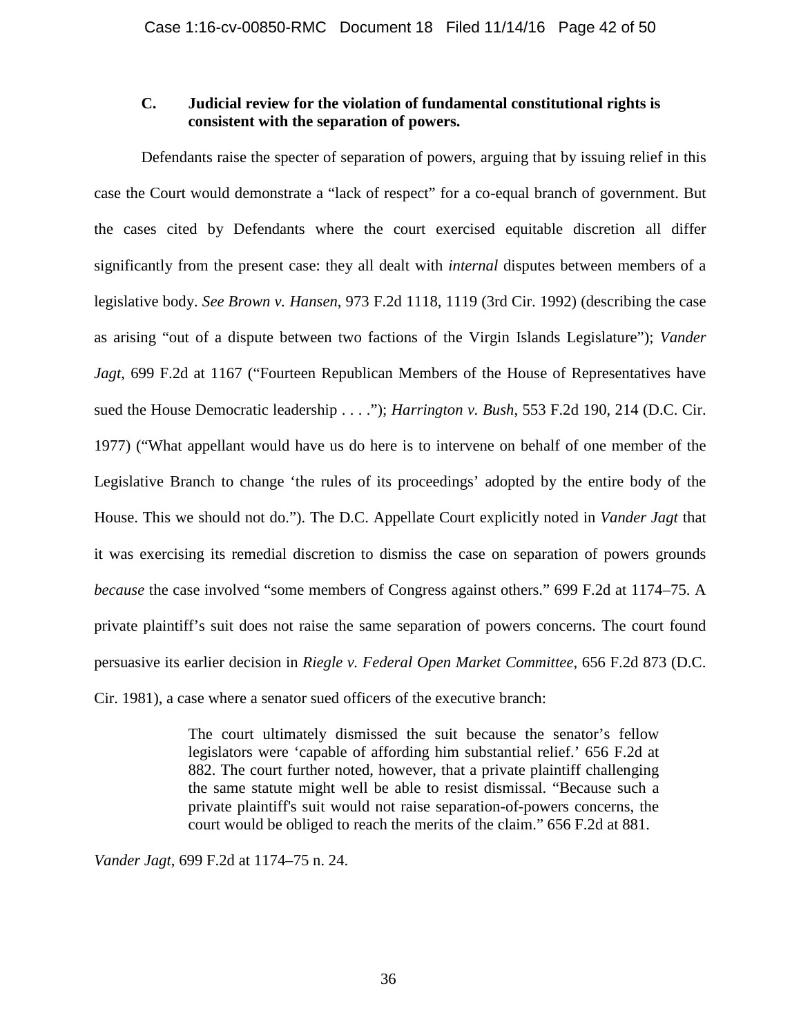### C. Judicial review for the violation of fundamental constitutional rights is consistent with the separation of powers.

Defendants raise the specter of separation of powers, arguing that by issuing relief in this case the Court would demonstrate a "lack of respect" for a co-equal branch of government. But the cases cited by Defendants where the court exercised equitable discretion all differ significantly from the present case: they all dealt with *internal* disputes between members of a legislative body. *See Brown v. Hansen*, 973 F.2d 1118, 1119 (3rd Cir. 1992) (describing the case as arising "out of a dispute between two factions of the Virgin Islands Legislature"); *Vander Jagt*, 699 F.2d at 1167 ("Fourteen Republican Members of the House of Representatives have sued the House Democratic leadership . . . ."); *Harrington v. Bush*, 553 F.2d 190, 214 (D.C. Cir. 1977) ("What appellant would have us do here is to intervene on behalf of one member of the Legislative Branch to change 'the rules of its proceedings' adopted by the entire body of the House. This we should not do."). The D.C. Appellate Court explicitly noted in *Vander Jagt* that it was exercising its remedial discretion to dismiss the case on separation of powers grounds *because* the case involved "some members of Congress against others." 699 F.2d at 1174–75. A private plaintiff's suit does not raise the same separation of powers concerns. The court found persuasive its earlier decision in *Riegle v. Federal Open Market Committee*, 656 F.2d 873 (D.C. Cir. 1981), a case where a senator sued officers of the executive branch:

> The court ultimately dismissed the suit because the senator's fellow legislators were 'capable of affording him substantial relief.' 656 F.2d at 882. The court further noted, however, that a private plaintiff challenging the same statute might well be able to resist dismissal. "Because such a private plaintiff's suit would not raise separation-of-powers concerns, the court would be obliged to reach the merits of the claim." 656 F.2d at 881.

*Vander Jagt*, 699 F.2d at 1174–75 n. 24.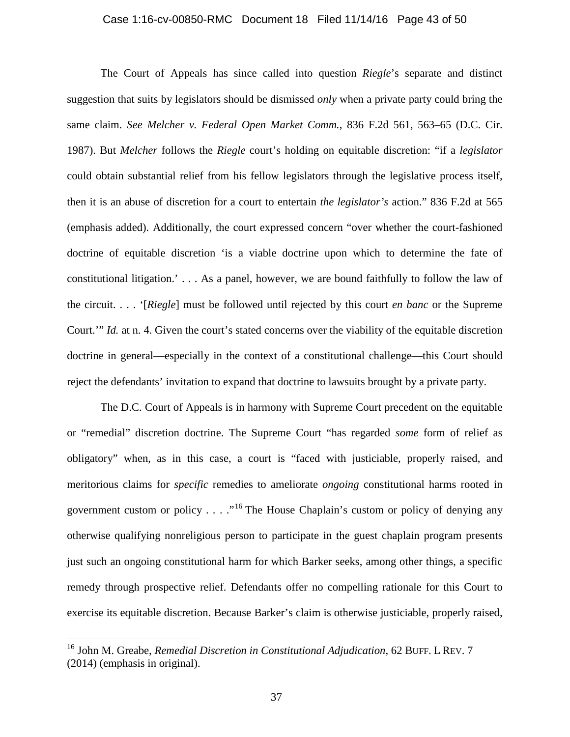The Court of Appeals has since called into question *Riegle*'s separate and distinct suggestion that suits by legislators should be dismissed *only* when a private party could bring the same claim. *See Melcher v. Federal Open Market Comm.*, 836 F.2d 561, 563–65 (D.C. Cir. 1987). But *Melcher* follows the *Riegle* court's holding on equitable discretion: "if a *legislator* could obtain substantial relief from his fellow legislators through the legislative process itself, then it is an abuse of discretion for a court to entertain *the legislator's* action." 836 F.2d at 565 (emphasis added). Additionally, the court expressed concern "over whether the court-fashioned doctrine of equitable discretion 'is a viable doctrine upon which to determine the fate of constitutional litigation.' . . . As a panel, however, we are bound faithfully to follow the law of the circuit. . . . '[*Riegle*] must be followed until rejected by this court *en banc* or the Supreme Court.'" *Id.* at n. 4. Given the court's stated concerns over the viability of the equitable discretion doctrine in general—especially in the context of a constitutional challenge—this Court should reject the defendants' invitation to expand that doctrine to lawsuits brought by a private party.

The D.C. Court of Appeals is in harmony with Supreme Court precedent on the equitable or "remedial" discretion doctrine. The Supreme Court "has regarded *some* form of relief as obligatory" when, as in this case, a court is "faced with justiciable, properly raised, and meritorious claims for *specific* remedies to ameliorate *ongoing* constitutional harms rooted in government custom or policy . . . ."[16] The House Chaplain's custom or policy of denying any otherwise qualifying nonreligious person to participate in the guest chaplain program presents just such an ongoing constitutional harm for which Barker seeks, among other things, a specific remedy through prospective relief. Defendants offer no compelling rationale for this Court to exercise its equitable discretion. Because Barker's claim is otherwise justiciable, properly raised,

[16] John M. Greabe, *Remedial Discretion in Constitutional Adjudication*, 62 BUFF. L REV. 7 (2014) (emphasis in original).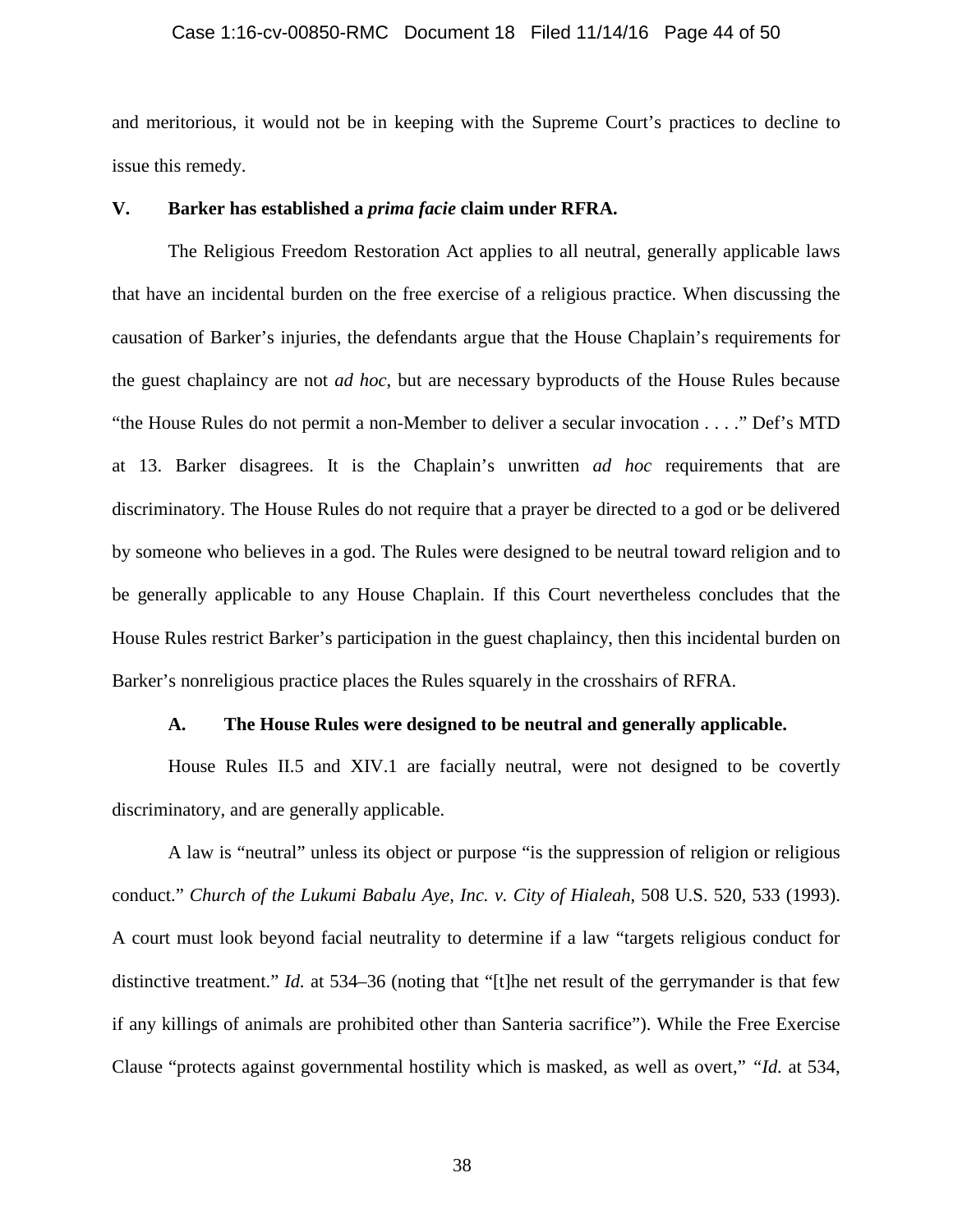and meritorious, it would not be in keeping with the Supreme Court's practices to decline to issue this remedy.

## V. Barker has established a *prima facie* claim under RFRA.

The Religious Freedom Restoration Act applies to all neutral, generally applicable laws that have an incidental burden on the free exercise of a religious practice. When discussing the causation of Barker's injuries, the defendants argue that the House Chaplain's requirements for the guest chaplaincy are not *ad hoc*, but are necessary byproducts of the House Rules because "the House Rules do not permit a non-Member to deliver a secular invocation . . . ." Def's MTD at 13. Barker disagrees. It is the Chaplain's unwritten *ad hoc* requirements that are discriminatory. The House Rules do not require that a prayer be directed to a god or be delivered by someone who believes in a god. The Rules were designed to be neutral toward religion and to be generally applicable to any House Chaplain. If this Court nevertheless concludes that the House Rules restrict Barker's participation in the guest chaplaincy, then this incidental burden on Barker's nonreligious practice places the Rules squarely in the crosshairs of RFRA.

### A. The House Rules were designed to be neutral and generally applicable.

House Rules II.5 and XIV.1 are facially neutral, were not designed to be covertly discriminatory, and are generally applicable.

A law is "neutral" unless its object or purpose "is the suppression of religion or religious conduct." *Church of the Lukumi Babalu Aye, Inc. v. City of Hialeah*, 508 U.S. 520, 533 (1993). A court must look beyond facial neutrality to determine if a law "targets religious conduct for distinctive treatment." *Id.* at 534–36 (noting that "[t]he net result of the gerrymander is that few if any killings of animals are prohibited other than Santeria sacrifice"). While the Free Exercise Clause "protects against governmental hostility which is masked, as well as overt," "*Id.* at 534,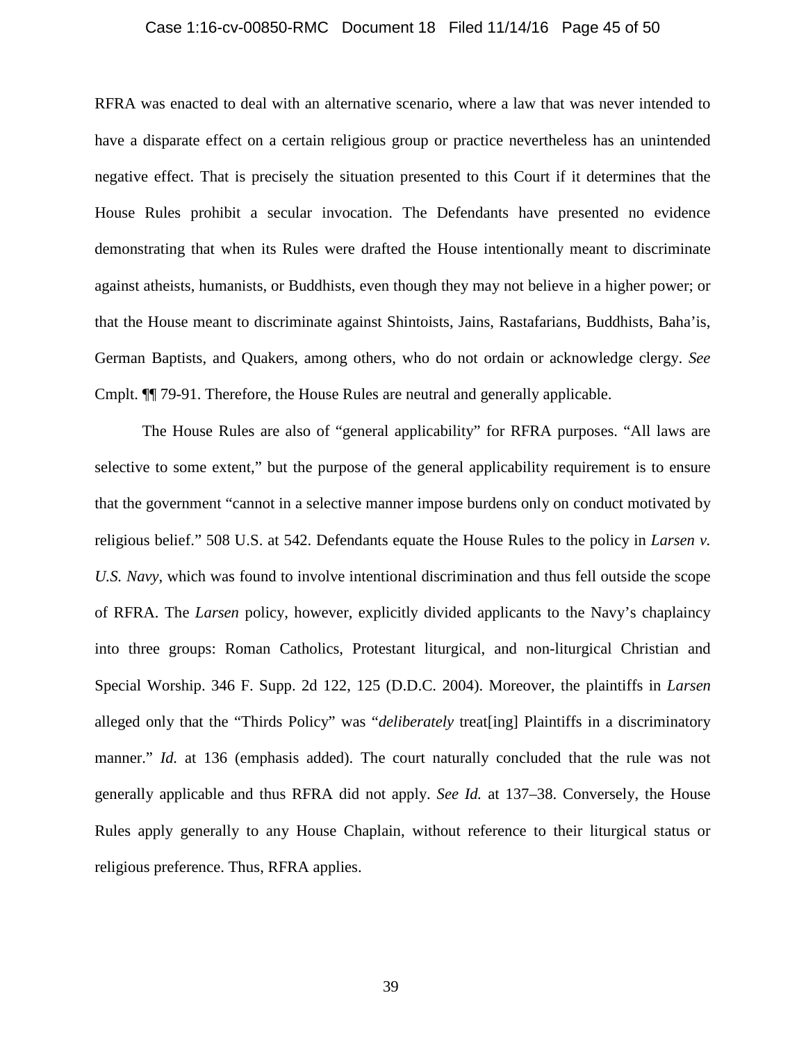RFRA was enacted to deal with an alternative scenario, where a law that was never intended to have a disparate effect on a certain religious group or practice nevertheless has an unintended negative effect. That is precisely the situation presented to this Court if it determines that the House Rules prohibit a secular invocation. The Defendants have presented no evidence demonstrating that when its Rules were drafted the House intentionally meant to discriminate against atheists, humanists, or Buddhists, even though they may not believe in a higher power; or that the House meant to discriminate against Shintoists, Jains, Rastafarians, Buddhists, Baha'is, German Baptists, and Quakers, among others, who do not ordain or acknowledge clergy. *See* Cmplt. ¶¶ 79-91. Therefore, the House Rules are neutral and generally applicable.

The House Rules are also of "general applicability" for RFRA purposes. "All laws are selective to some extent," but the purpose of the general applicability requirement is to ensure that the government "cannot in a selective manner impose burdens only on conduct motivated by religious belief." 508 U.S. at 542. Defendants equate the House Rules to the policy in *Larsen v. U.S. Navy*, which was found to involve intentional discrimination and thus fell outside the scope of RFRA. The *Larsen* policy, however, explicitly divided applicants to the Navy's chaplaincy into three groups: Roman Catholics, Protestant liturgical, and non-liturgical Christian and Special Worship. 346 F. Supp. 2d 122, 125 (D.D.C. 2004). Moreover, the plaintiffs in *Larsen* alleged only that the "Thirds Policy" was "*deliberately* treat[ing] Plaintiffs in a discriminatory manner." *Id.* at 136 (emphasis added). The court naturally concluded that the rule was not generally applicable and thus RFRA did not apply. *See Id.* at 137–38. Conversely, the House Rules apply generally to any House Chaplain, without reference to their liturgical status or religious preference. Thus, RFRA applies.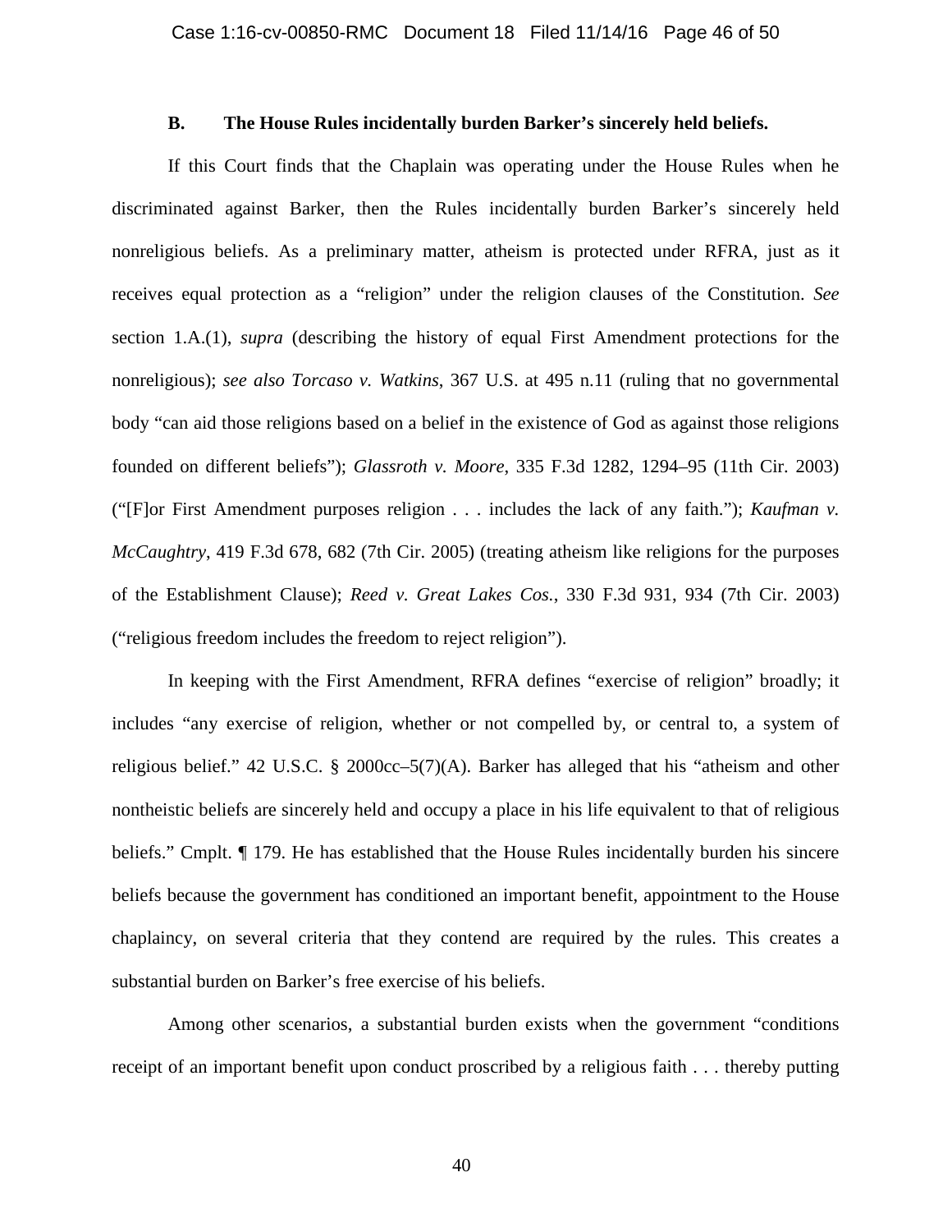### B. The House Rules incidentally burden Barker's sincerely held beliefs.

If this Court finds that the Chaplain was operating under the House Rules when he discriminated against Barker, then the Rules incidentally burden Barker's sincerely held nonreligious beliefs. As a preliminary matter, atheism is protected under RFRA, just as it receives equal protection as a "religion" under the religion clauses of the Constitution. *See* section 1.A.(1), *supra* (describing the history of equal First Amendment protections for the nonreligious); *see also Torcaso v. Watkins*, 367 U.S. at 495 n.11 (ruling that no governmental body "can aid those religions based on a belief in the existence of God as against those religions founded on different beliefs"); *Glassroth v. Moore*, 335 F.3d 1282, 1294–95 (11th Cir. 2003) ("[F]or First Amendment purposes religion . . . includes the lack of any faith."); *Kaufman v. McCaughtry*, 419 F.3d 678, 682 (7th Cir. 2005) (treating atheism like religions for the purposes of the Establishment Clause); *Reed v. Great Lakes Cos.*, 330 F.3d 931, 934 (7th Cir. 2003) ("religious freedom includes the freedom to reject religion").

In keeping with the First Amendment, RFRA defines "exercise of religion" broadly; it includes "any exercise of religion, whether or not compelled by, or central to, a system of religious belief." 42 U.S.C. § 2000cc–5(7)(A). Barker has alleged that his "atheism and other nontheistic beliefs are sincerely held and occupy a place in his life equivalent to that of religious beliefs." Cmplt. ¶ 179. He has established that the House Rules incidentally burden his sincere beliefs because the government has conditioned an important benefit, appointment to the House chaplaincy, on several criteria that they contend are required by the rules. This creates a substantial burden on Barker's free exercise of his beliefs.

Among other scenarios, a substantial burden exists when the government "conditions receipt of an important benefit upon conduct proscribed by a religious faith . . . thereby putting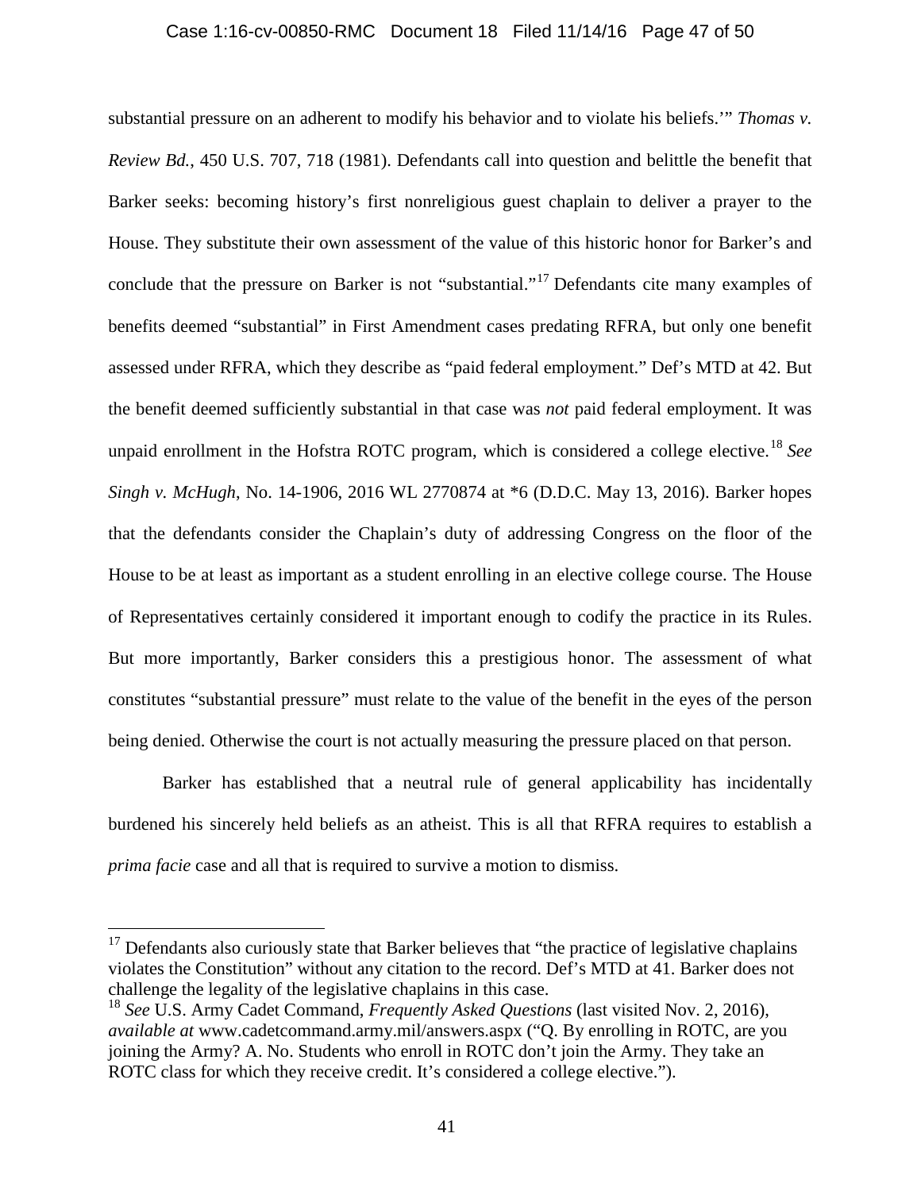substantial pressure on an adherent to modify his behavior and to violate his beliefs.'" *Thomas v. Review Bd.*, 450 U.S. 707, 718 (1981). Defendants call into question and belittle the benefit that Barker seeks: becoming history's first nonreligious guest chaplain to deliver a prayer to the House. They substitute their own assessment of the value of this historic honor for Barker's and conclude that the pressure on Barker is not "substantial."[17] Defendants cite many examples of benefits deemed "substantial" in First Amendment cases predating RFRA, but only one benefit assessed under RFRA, which they describe as "paid federal employment." Def's MTD at 42. But the benefit deemed sufficiently substantial in that case was *not* paid federal employment. It was unpaid enrollment in the Hofstra ROTC program, which is considered a college elective.[18] *See Singh v. McHugh*, No. 14-1906, 2016 WL 2770874 at *6 (D.D.C. May 13, 2016). Barker hopes that the defendants consider the Chaplain's duty of addressing Congress on the floor of the House to be at least as important as a student enrolling in an elective college course. The House of Representatives certainly considered it important enough to codify the practice in its Rules. But more importantly, Barker considers this a prestigious honor. The assessment of what constitutes "substantial pressure" must relate to the value of the benefit in the eyes of the person being denied. Otherwise the court is not actually measuring the pressure placed on that person.

Barker has established that a neutral rule of general applicability has incidentally burdened his sincerely held beliefs as an atheist. This is all that RFRA requires to establish a *prima facie* case and all that is required to survive a motion to dismiss.

---

[17] Defendants also curiously state that Barker believes that "the practice of legislative chaplains violates the Constitution" without any citation to the record. Def's MTD at 41. Barker does not challenge the legality of the legislative chaplains in this case.

[18] *See* U.S. Army Cadet Command, *Frequently Asked Questions* (last visited Nov. 2, 2016), *available at* www.cadetcommand.army.mil/answers.aspx ("Q. By enrolling in ROTC, are you joining the Army? A. No. Students who enroll in ROTC don't join the Army. They take an ROTC class for which they receive credit. It's considered a college elective.").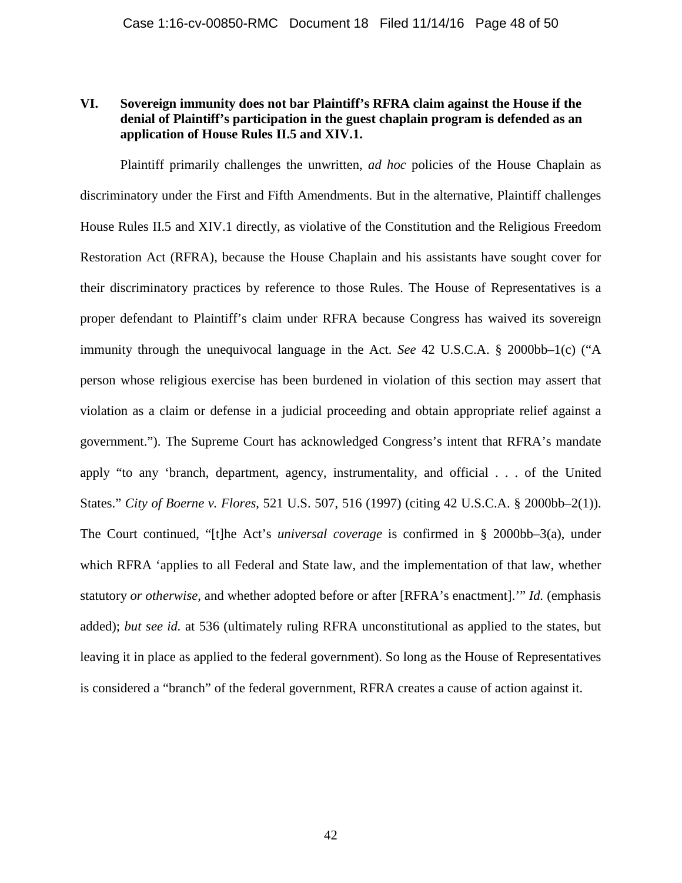## VI. Sovereign immunity does not bar Plaintiff's RFRA claim against the House if the denial of Plaintiff's participation in the guest chaplain program is defended as an application of House Rules II.5 and XIV.1.

Plaintiff primarily challenges the unwritten, *ad hoc* policies of the House Chaplain as discriminatory under the First and Fifth Amendments. But in the alternative, Plaintiff challenges House Rules II.5 and XIV.1 directly, as violative of the Constitution and the Religious Freedom Restoration Act (RFRA), because the House Chaplain and his assistants have sought cover for their discriminatory practices by reference to those Rules. The House of Representatives is a proper defendant to Plaintiff's claim under RFRA because Congress has waived its sovereign immunity through the unequivocal language in the Act. *See* 42 U.S.C.A. § 2000bb–1(c) ("A person whose religious exercise has been burdened in violation of this section may assert that violation as a claim or defense in a judicial proceeding and obtain appropriate relief against a government."). The Supreme Court has acknowledged Congress's intent that RFRA's mandate apply "to any 'branch, department, agency, instrumentality, and official . . . of the United States." *City of Boerne v. Flores*, 521 U.S. 507, 516 (1997) (citing 42 U.S.C.A. § 2000bb–2(1)). The Court continued, "[t]he Act's *universal coverage* is confirmed in § 2000bb–3(a), under which RFRA 'applies to all Federal and State law, and the implementation of that law, whether statutory *or otherwise*, and whether adopted before or after [RFRA's enactment].'" *Id.* (emphasis added); *but see id.* at 536 (ultimately ruling RFRA unconstitutional as applied to the states, but leaving it in place as applied to the federal government). So long as the House of Representatives is considered a "branch" of the federal government, RFRA creates a cause of action against it.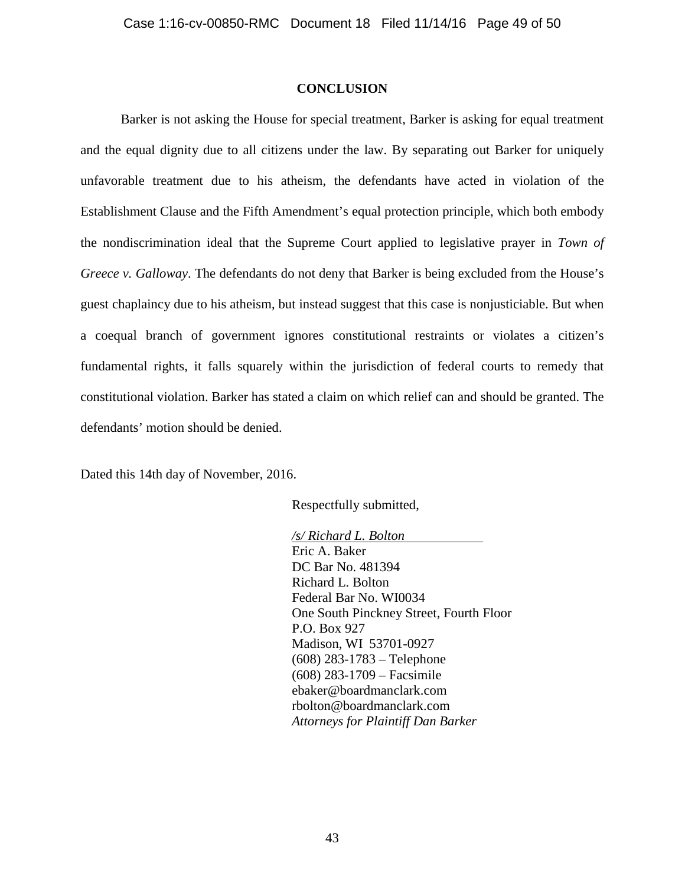## CONCLUSION

Barker is not asking the House for special treatment, Barker is asking for equal treatment and the equal dignity due to all citizens under the law. By separating out Barker for uniquely unfavorable treatment due to his atheism, the defendants have acted in violation of the Establishment Clause and the Fifth Amendment's equal protection principle, which both embody the nondiscrimination ideal that the Supreme Court applied to legislative prayer in *Town of Greece v. Galloway*. The defendants do not deny that Barker is being excluded from the House's guest chaplaincy due to his atheism, but instead suggest that this case is nonjusticiable. But when a coequal branch of government ignores constitutional restraints or violates a citizen's fundamental rights, it falls squarely within the jurisdiction of federal courts to remedy that constitutional violation. Barker has stated a claim on which relief can and should be granted. The defendants' motion should be denied.

Dated this 14th day of November, 2016.

Respectfully submitted,

*/s/ Richard L. Bolton*
Eric A. Baker
DC Bar No. 481394
Richard L. Bolton
Federal Bar No. WI0034
One South Pinckney Street, Fourth Floor
P.O. Box 927
Madison, WI 53701-0927
(608) 283-1783 – Telephone
(608) 283-1709 – Facsimile
ebaker@boardmanclark.com
rbolton@boardmanclark.com
*Attorneys for Plaintiff Dan Barker*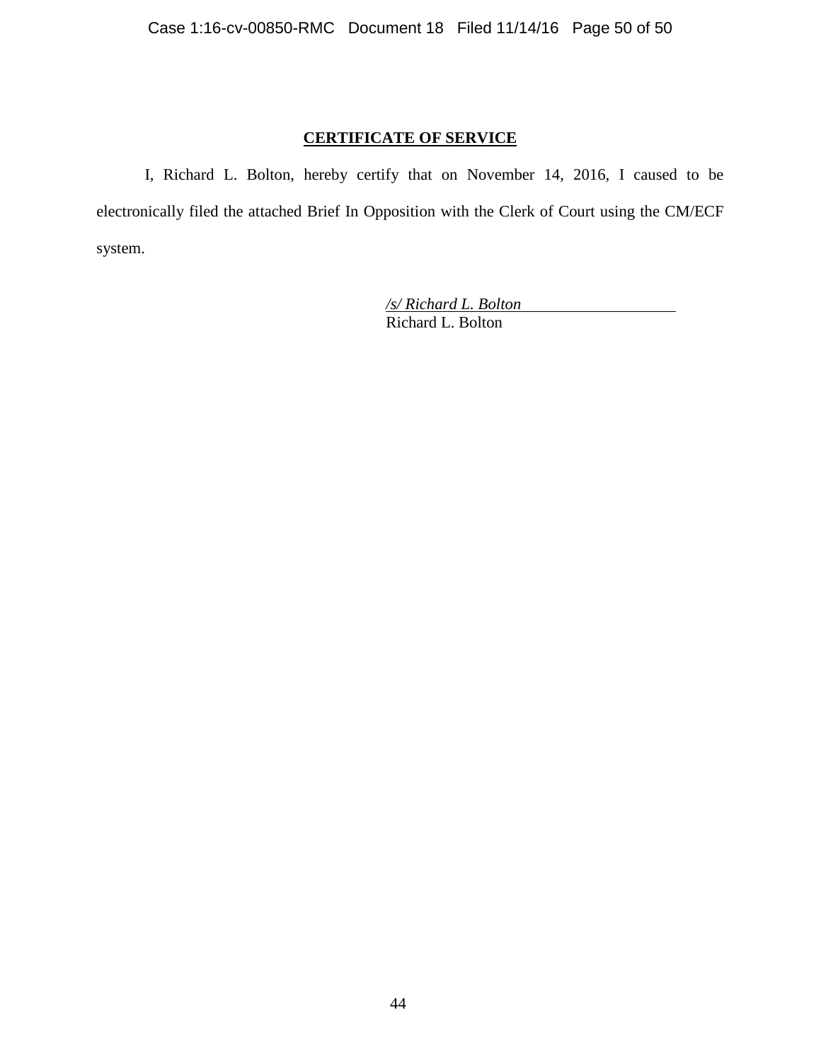**CERTIFICATE OF SERVICE**

I, Richard L. Bolton, hereby certify that on November 14, 2016, I caused to be electronically filed the attached Brief In Opposition with the Clerk of Court using the CM/ECF system.

*/s/ Richard L. Bolton*
Richard L. Bolton